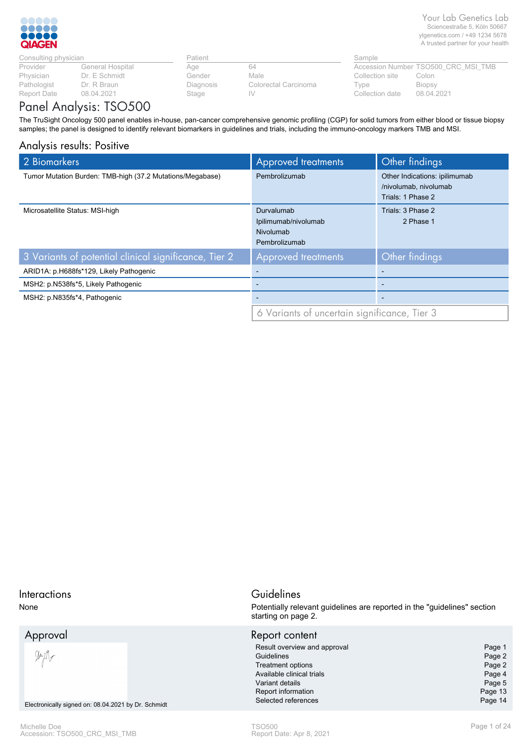QIAGEN

**Your Lab Genetics Lab**
Sciencestraße 5, Köln 50667
ylgenetics.com / +49 1234 5678
A trusted partner for your health

| Consulting physician | | Patient | | Sample | |
|---|---|---|---|---|---|
| Provider | General Hospital | Age | 64 | Accession Number | TSO500_CRC_MSI_TMB |
| Physician | Dr. E Schmidt | Gender | Male | Collection site | Colon |
| Pathologist | Dr. R Braun | Diagnosis | Colorectal Carcinoma | Type | Biopsy |
| Report Date | 08.04.2021 | Stage | IV | Collection date | 08.04.2021 |

# Panel Analysis: TSO500

The TruSight Oncology 500 panel enables in-house, pan-cancer comprehensive genomic profiling (CGP) for solid tumors from either blood or tissue biopsy samples; the panel is designed to identify relevant biomarkers in guidelines and trials, including the immuno-oncology markers TMB and MSI.

## Analysis results: Positive

| 2 Biomarkers | Approved treatments | Other findings |
|---|---|---|
| Tumor Mutation Burden: TMB-high (37.2 Mutations/Megabase) | Pembrolizumab | Other Indications: ipilimumab /nivolumab, nivolumab<br>Trials: 1 Phase 2 |
| Microsatellite Status: MSI-high | Durvalumab<br>Ipilimumab/nivolumab<br>Nivolumab<br>Pembrolizumab | Trials: 3 Phase 2<br>2 Phase 1 |

| 3 Variants of potential clinical significance, Tier 2 | Approved treatments | Other findings |
|---|---|---|
| ARID1A: p.H688fs*129, Likely Pathogenic | - | - |
| MSH2: p.N538fs*5, Likely Pathogenic | - | - |
| MSH2: p.N835fs*4, Pathogenic | - | - |

6 Variants of uncertain significance, Tier 3

## Interactions

None

## Guidelines

Potentially relevant guidelines are reported in the "guidelines" section starting on page 2.

## Approval

Electronically signed on: 08.04.2021 by Dr. Schmidt

## Report content

| | |
|---|---|
| Result overview and approval | Page 1 |
| Guidelines | Page 2 |
| Treatment options | Page 2 |
| Available clinical trials | Page 4 |
| Variant details | Page 5 |
| Report information | Page 13 |
| Selected references | Page 14 |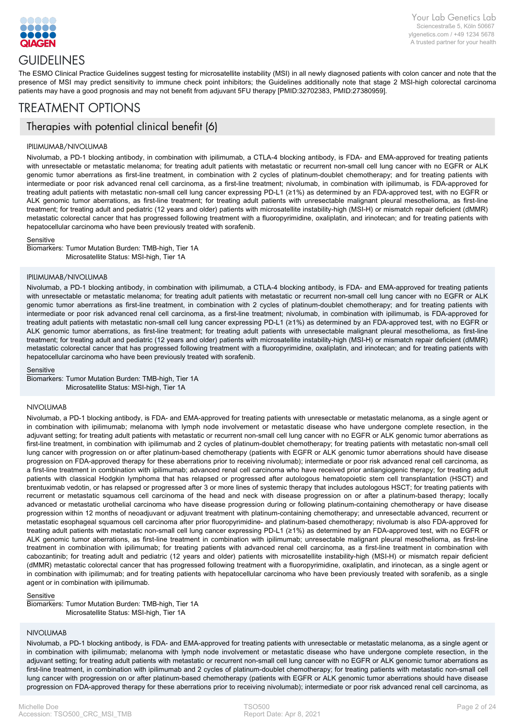# GUIDELINES

The ESMO Clinical Practice Guidelines suggest testing for microsatellite instability (MSI) in all newly diagnosed patients with colon cancer and note that the presence of MSI may predict sensitivity to immune check point inhibitors; the Guidelines additionally note that stage 2 MSI-high colorectal carcinoma patients may have a good prognosis and may not benefit from adjuvant 5FU therapy [PMID:32702383, PMID:27380959].

# TREATMENT OPTIONS

## Therapies with potential clinical benefit (6)

### IPILIMUMAB/NIVOLUMAB

Nivolumab, a PD-1 blocking antibody, in combination with ipilimumab, a CTLA-4 blocking antibody, is FDA- and EMA-approved for treating patients with unresectable or metastatic melanoma; for treating adult patients with metastatic or recurrent non-small cell lung cancer with no EGFR or ALK genomic tumor aberrations as first-line treatment, in combination with 2 cycles of platinum-doublet chemotherapy; and for treating patients with intermediate or poor risk advanced renal cell carcinoma, as a first-line treatment; nivolumab, in combination with ipilimumab, is FDA-approved for treating adult patients with metastatic non-small cell lung cancer expressing PD-L1 (≥1%) as determined by an FDA-approved test, with no EGFR or ALK genomic tumor aberrations, as first-line treatment; for treating adult patients with unresectable malignant pleural mesothelioma, as first-line treatment; for treating adult and pediatric (12 years and older) patients with microsatellite instability-high (MSI-H) or mismatch repair deficient (dMMR) metastatic colorectal cancer that has progressed following treatment with a fluoropyrimidine, oxaliplatin, and irinotecan; and for treating patients with hepatocellular carcinoma who have been previously treated with sorafenib.

Sensitive

Biomarkers: Tumor Mutation Burden: TMB-high, Tier 1A
Microsatellite Status: MSI-high, Tier 1A

### IPILIMUMAB/NIVOLUMAB

Nivolumab, a PD-1 blocking antibody, in combination with ipilimumab, a CTLA-4 blocking antibody, is FDA- and EMA-approved for treating patients with unresectable or metastatic melanoma; for treating adult patients with metastatic or recurrent non-small cell lung cancer with no EGFR or ALK genomic tumor aberrations as first-line treatment, in combination with 2 cycles of platinum-doublet chemotherapy; and for treating patients with intermediate or poor risk advanced renal cell carcinoma, as a first-line treatment; nivolumab, in combination with ipilimumab, is FDA-approved for treating adult patients with metastatic non-small cell lung cancer expressing PD-L1 (≥1%) as determined by an FDA-approved test, with no EGFR or ALK genomic tumor aberrations, as first-line treatment; for treating adult patients with unresectable malignant pleural mesothelioma, as first-line treatment; for treating adult and pediatric (12 years and older) patients with microsatellite instability-high (MSI-H) or mismatch repair deficient (dMMR) metastatic colorectal cancer that has progressed following treatment with a fluoropyrimidine, oxaliplatin, and irinotecan; and for treating patients with hepatocellular carcinoma who have been previously treated with sorafenib.

Sensitive

Biomarkers: Tumor Mutation Burden: TMB-high, Tier 1A
Microsatellite Status: MSI-high, Tier 1A

### NIVOLUMAB

Nivolumab, a PD-1 blocking antibody, is FDA- and EMA-approved for treating patients with unresectable or metastatic melanoma, as a single agent or in combination with ipilimumab; melanoma with lymph node involvement or metastatic disease who have undergone complete resection, in the adjuvant setting; for treating adult patients with metastatic or recurrent non-small cell lung cancer with no EGFR or ALK genomic tumor aberrations as first-line treatment, in combination with ipilimumab and 2 cycles of platinum-doublet chemotherapy; for treating patients with metastatic non-small cell lung cancer with progression on or after platinum-based chemotherapy (patients with EGFR or ALK genomic tumor aberrations should have disease progression on FDA-approved therapy for these aberrations prior to receiving nivolumab); intermediate or poor risk advanced renal cell carcinoma, as a first-line treatment in combination with ipilimumab; advanced renal cell carcinoma who have received prior antiangiogenic therapy; for treating adult patients with classical Hodgkin lymphoma that has relapsed or progressed after autologous hematopoietic stem cell transplantation (HSCT) and brentuximab vedotin, or has relapsed or progressed after 3 or more lines of systemic therapy that includes autologous HSCT; for treating patients with recurrent or metastatic squamous cell carcinoma of the head and neck with disease progression on or after a platinum-based therapy; locally advanced or metastatic urothelial carcinoma who have disease progression during or following platinum-containing chemotherapy or have disease progression within 12 months of neoadjuvant or adjuvant treatment with platinum-containing chemotherapy; and unresectable advanced, recurrent or metastatic esophageal squamous cell carcinoma after prior fluoropyrimidine- and platinum-based chemotherapy; nivolumab is also FDA-approved for treating adult patients with metastatic non-small cell lung cancer expressing PD-L1 (≥1%) as determined by an FDA-approved test, with no EGFR or ALK genomic tumor aberrations, as first-line treatment in combination with ipilimumab; unresectable malignant pleural mesothelioma, as first-line treatment in combination with ipilimumab; for treating patients with advanced renal cell carcinoma, as a first-line treatment in combination with cabozantinib; for treating adult and pediatric (12 years and older) patients with microsatellite instability-high (MSI-H) or mismatch repair deficient (dMMR) metastatic colorectal cancer that has progressed following treatment with a fluoropyrimidine, oxaliplatin, and irinotecan, as a single agent or in combination with ipilimumab; and for treating patients with hepatocellular carcinoma who have been previously treated with sorafenib, as a single agent or in combination with ipilimumab.

Sensitive

Biomarkers: Tumor Mutation Burden: TMB-high, Tier 1A
Microsatellite Status: MSI-high, Tier 1A

### NIVOLUMAB

Nivolumab, a PD-1 blocking antibody, is FDA- and EMA-approved for treating patients with unresectable or metastatic melanoma, as a single agent or in combination with ipilimumab; melanoma with lymph node involvement or metastatic disease who have undergone complete resection, in the adjuvant setting; for treating adult patients with metastatic or recurrent non-small cell lung cancer with no EGFR or ALK genomic tumor aberrations as first-line treatment, in combination with ipilimumab and 2 cycles of platinum-doublet chemotherapy; for treating patients with metastatic non-small cell lung cancer with progression on or after platinum-based chemotherapy (patients with EGFR or ALK genomic tumor aberrations should have disease progression on FDA-approved therapy for these aberrations prior to receiving nivolumab); intermediate or poor risk advanced renal cell carcinoma, as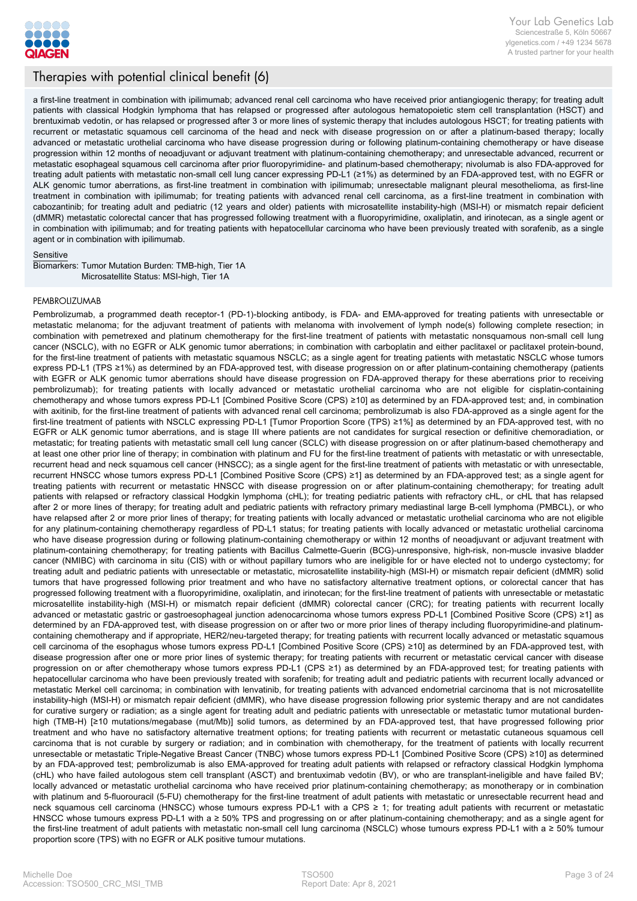## Therapies with potential clinical benefit (6)

a first-line treatment in combination with ipilimumab; advanced renal cell carcinoma who have received prior antiangiogenic therapy; for treating adult patients with classical Hodgkin lymphoma that has relapsed or progressed after autologous hematopoietic stem cell transplantation (HSCT) and brentuximab vedotin, or has relapsed or progressed after 3 or more lines of systemic therapy that includes autologous HSCT; for treating patients with recurrent or metastatic squamous cell carcinoma of the head and neck with disease progression on or after a platinum-based therapy; locally advanced or metastatic urothelial carcinoma who have disease progression during or following platinum-containing chemotherapy or have disease progression within 12 months of neoadjuvant or adjuvant treatment with platinum-containing chemotherapy; and unresectable advanced, recurrent or metastatic esophageal squamous cell carcinoma after prior fluoropyrimidine- and platinum-based chemotherapy; nivolumab is also FDA-approved for treating adult patients with metastatic non-small cell lung cancer expressing PD-L1 (≥1%) as determined by an FDA-approved test, with no EGFR or ALK genomic tumor aberrations, as first-line treatment in combination with ipilimumab; unresectable malignant pleural mesothelioma, as first-line treatment in combination with ipilimumab; for treating patients with advanced renal cell carcinoma, as a first-line treatment in combination with cabozantinib; for treating adult and pediatric (12 years and older) patients with microsatellite instability-high (MSI-H) or mismatch repair deficient (dMMR) metastatic colorectal cancer that has progressed following treatment with a fluoropyrimidine, oxaliplatin, and irinotecan, as a single agent or in combination with ipilimumab; and for treating patients with hepatocellular carcinoma who have been previously treated with sorafenib, as a single agent or in combination with ipilimumab.

Sensitive

Biomarkers: Tumor Mutation Burden: TMB-high, Tier 1A
Microsatellite Status: MSI-high, Tier 1A

### PEMBROLIZUMAB

Pembrolizumab, a programmed death receptor-1 (PD-1)-blocking antibody, is FDA- and EMA-approved for treating patients with unresectable or metastatic melanoma; for the adjuvant treatment of patients with melanoma with involvement of lymph node(s) following complete resection; in combination with pemetrexed and platinum chemotherapy for the first-line treatment of patients with metastatic nonsquamous non-small cell lung cancer (NSCLC), with no EGFR or ALK genomic tumor aberrations; in combination with carboplatin and either paclitaxel or paclitaxel protein-bound, for the first-line treatment of patients with metastatic squamous NSCLC; as a single agent for treating patients with metastatic NSCLC whose tumors express PD-L1 (TPS ≥1%) as determined by an FDA-approved test, with disease progression on or after platinum-containing chemotherapy (patients with EGFR or ALK genomic tumor aberrations should have disease progression on FDA-approved therapy for these aberrations prior to receiving pembrolizumab); for treating patients with locally advanced or metastatic urothelial carcinoma who are not eligible for cisplatin-containing chemotherapy and whose tumors express PD-L1 [Combined Positive Score (CPS) ≥10] as determined by an FDA-approved test; and, in combination with axitinib, for the first-line treatment of patients with advanced renal cell carcinoma; pembrolizumab is also FDA-approved as a single agent for the first-line treatment of patients with NSCLC expressing PD-L1 [Tumor Proportion Score (TPS) ≥1%] as determined by an FDA-approved test, with no EGFR or ALK genomic tumor aberrations, and is stage III where patients are not candidates for surgical resection or definitive chemoradiation, or metastatic; for treating patients with metastatic small cell lung cancer (SCLC) with disease progression on or after platinum-based chemotherapy and at least one other prior line of therapy; in combination with platinum and FU for the first-line treatment of patients with metastatic or with unresectable, recurrent head and neck squamous cell cancer (HNSCC); as a single agent for the first-line treatment of patients with metastatic or with unresectable, recurrent HNSCC whose tumors express PD-L1 [Combined Positive Score (CPS) ≥1] as determined by an FDA-approved test; as a single agent for treating patients with recurrent or metastatic HNSCC with disease progression on or after platinum-containing chemotherapy; for treating adult patients with relapsed or refractory classical Hodgkin lymphoma (cHL); for treating pediatric patients with refractory cHL, or cHL that has relapsed after 2 or more lines of therapy; for treating adult and pediatric patients with refractory primary mediastinal large B-cell lymphoma (PMBCL), or who have relapsed after 2 or more prior lines of therapy; for treating patients with locally advanced or metastatic urothelial carcinoma who are not eligible for any platinum-containing chemotherapy regardless of PD-L1 status; for treating patients with locally advanced or metastatic urothelial carcinoma who have disease progression during or following platinum-containing chemotherapy or within 12 months of neoadjuvant or adjuvant treatment with platinum-containing chemotherapy; for treating patients with Bacillus Calmette-Guerin (BCG)-unresponsive, high-risk, non-muscle invasive bladder cancer (NMIBC) with carcinoma in situ (CIS) with or without papillary tumors who are ineligible for or have elected not to undergo cystectomy; for treating adult and pediatric patients with unresectable or metastatic, microsatellite instability-high (MSI-H) or mismatch repair deficient (dMMR) solid tumors that have progressed following prior treatment and who have no satisfactory alternative treatment options, or colorectal cancer that has progressed following treatment with a fluoropyrimidine, oxaliplatin, and irinotecan; for the first-line treatment of patients with unresectable or metastatic microsatellite instability-high (MSI-H) or mismatch repair deficient (dMMR) colorectal cancer (CRC); for treating patients with recurrent locally advanced or metastatic gastric or gastroesophageal junction adenocarcinoma whose tumors express PD-L1 [Combined Positive Score (CPS) ≥1] as determined by an FDA-approved test, with disease progression on or after two or more prior lines of therapy including fluoropyrimidine-and platinum-containing chemotherapy and if appropriate, HER2/neu-targeted therapy; for treating patients with recurrent locally advanced or metastatic squamous cell carcinoma of the esophagus whose tumors express PD-L1 [Combined Positive Score (CPS) ≥10] as determined by an FDA-approved test, with disease progression after one or more prior lines of systemic therapy; for treating patients with recurrent or metastatic cervical cancer with disease progression on or after chemotherapy whose tumors express PD-L1 (CPS ≥1) as determined by an FDA-approved test; for treating patients with hepatocellular carcinoma who have been previously treated with sorafenib; for treating adult and pediatric patients with recurrent locally advanced or metastatic Merkel cell carcinoma; in combination with lenvatinib, for treating patients with advanced endometrial carcinoma that is not microsatellite instability-high (MSI-H) or mismatch repair deficient (dMMR), who have disease progression following prior systemic therapy and are not candidates for curative surgery or radiation; as a single agent for treating adult and pediatric patients with unresectable or metastatic tumor mutational burden-high (TMB-H) [≥10 mutations/megabase (mut/Mb)] solid tumors, as determined by an FDA-approved test, that have progressed following prior treatment and who have no satisfactory alternative treatment options; for treating patients with recurrent or metastatic cutaneous squamous cell carcinoma that is not curable by surgery or radiation; and in combination with chemotherapy, for the treatment of patients with locally recurrent unresectable or metastatic Triple-Negative Breast Cancer (TNBC) whose tumors express PD-L1 [Combined Positive Score (CPS) ≥10] as determined by an FDA-approved test; pembrolizumab is also EMA-approved for treating adult patients with relapsed or refractory classical Hodgkin lymphoma (cHL) who have failed autologous stem cell transplant (ASCT) and brentuximab vedotin (BV), or who are transplant-ineligible and have failed BV; locally advanced or metastatic urothelial carcinoma who have received prior platinum-containing chemotherapy; as monotherapy or in combination with platinum and 5-fluorouracil (5-FU) chemotherapy for the first-line treatment of adult patients with metastatic or unresectable recurrent head and neck squamous cell carcinoma (HNSCC) whose tumours express PD-L1 with a CPS ≥ 1; for treating adult patients with recurrent or metastatic HNSCC whose tumours express PD-L1 with a ≥ 50% TPS and progressing on or after platinum-containing chemotherapy; and as a single agent for the first-line treatment of adult patients with metastatic non-small cell lung carcinoma (NSCLC) whose tumours express PD-L1 with a ≥ 50% tumour proportion score (TPS) with no EGFR or ALK positive tumour mutations.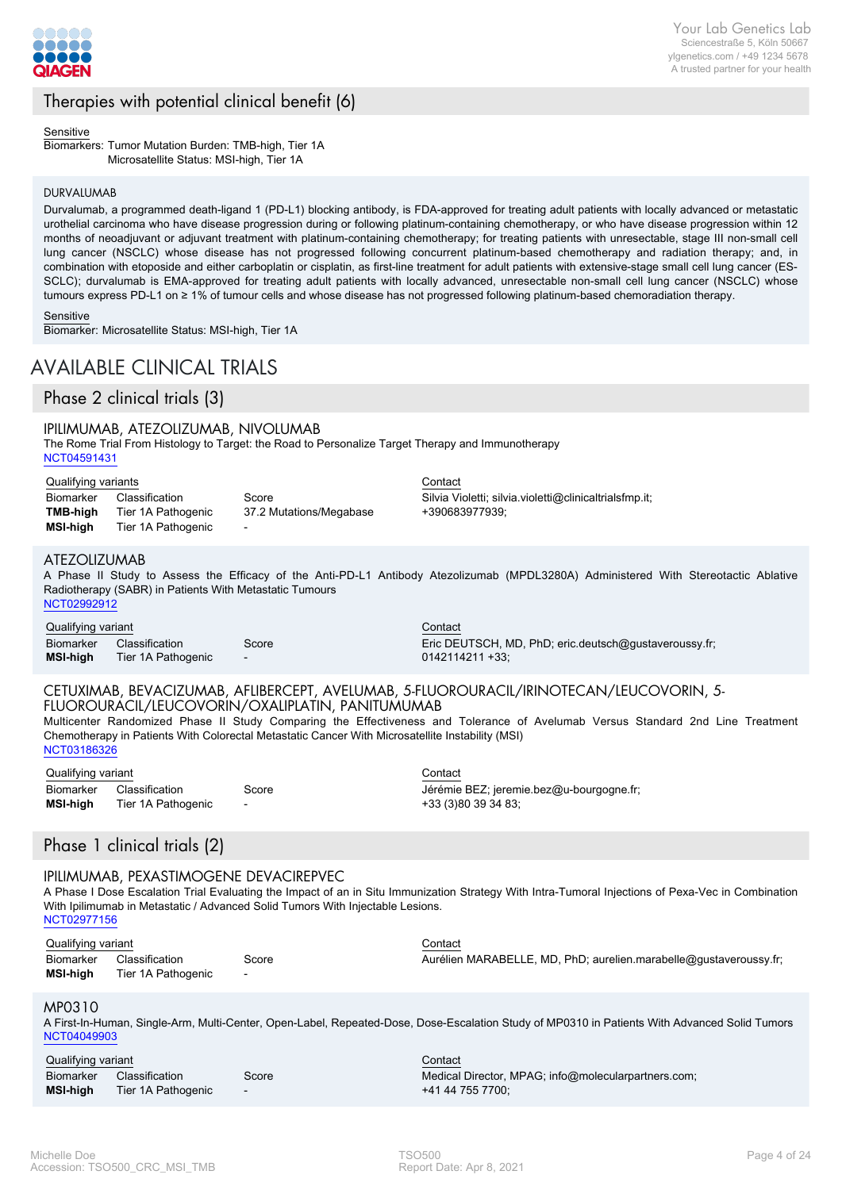## Therapies with potential clinical benefit (6)

Sensitive
Biomarkers: Tumor Mutation Burden: TMB-high, Tier 1A
Microsatellite Status: MSI-high, Tier 1A

### DURVALUMAB

Durvalumab, a programmed death-ligand 1 (PD-L1) blocking antibody, is FDA-approved for treating adult patients with locally advanced or metastatic urothelial carcinoma who have disease progression during or following platinum-containing chemotherapy, or who have disease progression within 12 months of neoadjuvant or adjuvant treatment with platinum-containing chemotherapy; for treating patients with unresectable, stage III non-small cell lung cancer (NSCLC) whose disease has not progressed following concurrent platinum-based chemotherapy and radiation therapy; and, in combination with etoposide and either carboplatin or cisplatin, as first-line treatment for adult patients with extensive-stage small cell lung cancer (ES-SCLC); durvalumab is EMA-approved for treating adult patients with locally advanced, unresectable non-small cell lung cancer (NSCLC) whose tumours express PD-L1 on ≥ 1% of tumour cells and whose disease has not progressed following platinum-based chemoradiation therapy.

Sensitive
Biomarker: Microsatellite Status: MSI-high, Tier 1A

# AVAILABLE CLINICAL TRIALS

## Phase 2 clinical trials (3)

### IPILIMUMAB, ATEZOLIZUMAB, NIVOLUMAB

The Rome Trial From Histology to Target: the Road to Personalize Target Therapy and Immunotherapy
NCT04591431

Qualifying variants

| Biomarker | Classification | Score |
|---|---|---|
| **TMB-high** | Tier 1A Pathogenic | 37.2 Mutations/Megabase |
| **MSI-high** | Tier 1A Pathogenic | - |

Contact
Silvia Violetti; silvia.violetti@clinicaltrialsfmp.it; +390683977939;

### ATEZOLIZUMAB

A Phase II Study to Assess the Efficacy of the Anti-PD-L1 Antibody Atezolizumab (MPDL3280A) Administered With Stereotactic Ablative Radiotherapy (SABR) in Patients With Metastatic Tumours
NCT02992912

Qualifying variant

| Biomarker | Classification | Score |
|---|---|---|
| **MSI-high** | Tier 1A Pathogenic | - |

Contact
Eric DEUTSCH, MD, PhD; eric.deutsch@gustaveroussy.fr; 0142114211 +33;

### CETUXIMAB, BEVACIZUMAB, AFLIBERCEPT, AVELUMAB, 5-FLUOROURACIL/IRINOTECAN/LEUCOVORIN, 5-FLUOROURACIL/LEUCOVORIN/OXALIPLATIN, PANITUMUMAB

Multicenter Randomized Phase II Study Comparing the Effectiveness and Tolerance of Avelumab Versus Standard 2nd Line Treatment Chemotherapy in Patients With Colorectal Metastatic Cancer With Microsatellite Instability (MSI)
NCT03186326

Qualifying variant

| Biomarker | Classification | Score |
|---|---|---|
| **MSI-high** | Tier 1A Pathogenic | - |

Contact
Jérémie BEZ; jeremie.bez@u-bourgogne.fr; +33 (3)80 39 34 83;

## Phase 1 clinical trials (2)

### IPILIMUMAB, PEXASTIMOGENE DEVACIREPVEC

A Phase I Dose Escalation Trial Evaluating the Impact of an in Situ Immunization Strategy With Intra-Tumoral Injections of Pexa-Vec in Combination With Ipilimumab in Metastatic / Advanced Solid Tumors With Injectable Lesions.
NCT02977156

Qualifying variant

| Biomarker | Classification | Score |
|---|---|---|
| **MSI-high** | Tier 1A Pathogenic | - |

Contact
Aurélien MARABELLE, MD, PhD; aurelien.marabelle@gustaveroussy.fr;

### MP0310

A First-In-Human, Single-Arm, Multi-Center, Open-Label, Repeated-Dose, Dose-Escalation Study of MP0310 in Patients With Advanced Solid Tumors
NCT04049903

Qualifying variant

| Biomarker | Classification | Score |
|---|---|---|
| **MSI-high** | Tier 1A Pathogenic | - |

Contact
Medical Director, MPAG; info@molecularpartners.com; +41 44 755 7700;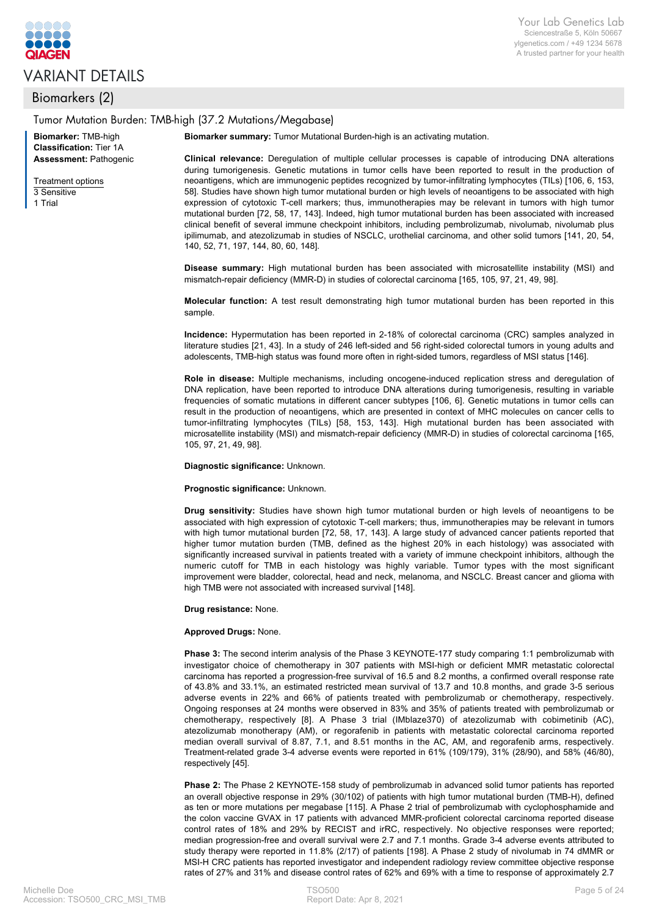# VARIANT DETAILS

## Biomarkers (2)

### Tumor Mutation Burden: TMB-high (37.2 Mutations/Megabase)

**Biomarker:** TMB-high
**Classification:** Tier 1A
**Assessment:** Pathogenic

Treatment options
3 Sensitive
1 Trial

**Biomarker summary:** Tumor Mutational Burden-high is an activating mutation.

**Clinical relevance:** Deregulation of multiple cellular processes is capable of introducing DNA alterations during tumorigenesis. Genetic mutations in tumor cells have been reported to result in the production of neoantigens, which are immunogenic peptides recognized by tumor-infiltrating lymphocytes (TILs) [106, 6, 153, 58]. Studies have shown high tumor mutational burden or high levels of neoantigens to be associated with high expression of cytotoxic T-cell markers; thus, immunotherapies may be relevant in tumors with high tumor mutational burden [72, 58, 17, 143]. Indeed, high tumor mutational burden has been associated with increased clinical benefit of several immune checkpoint inhibitors, including pembrolizumab, nivolumab, nivolumab plus ipilimumab, and atezolizumab in studies of NSCLC, urothelial carcinoma, and other solid tumors [141, 20, 54, 140, 52, 71, 197, 144, 80, 60, 148].

**Disease summary:** High mutational burden has been associated with microsatellite instability (MSI) and mismatch-repair deficiency (MMR-D) in studies of colorectal carcinoma [165, 105, 97, 21, 49, 98].

**Molecular function:** A test result demonstrating high tumor mutational burden has been reported in this sample.

**Incidence:** Hypermutation has been reported in 2-18% of colorectal carcinoma (CRC) samples analyzed in literature studies [21, 43]. In a study of 246 left-sided and 56 right-sided colorectal tumors in young adults and adolescents, TMB-high status was found more often in right-sided tumors, regardless of MSI status [146].

**Role in disease:** Multiple mechanisms, including oncogene-induced replication stress and deregulation of DNA replication, have been reported to introduce DNA alterations during tumorigenesis, resulting in variable frequencies of somatic mutations in different cancer subtypes [106, 6]. Genetic mutations in tumor cells can result in the production of neoantigens, which are presented in context of MHC molecules on cancer cells to tumor-infiltrating lymphocytes (TILs) [58, 153, 143]. High mutational burden has been associated with microsatellite instability (MSI) and mismatch-repair deficiency (MMR-D) in studies of colorectal carcinoma [165, 105, 97, 21, 49, 98].

**Diagnostic significance:** Unknown.

**Prognostic significance:** Unknown.

**Drug sensitivity:** Studies have shown high tumor mutational burden or high levels of neoantigens to be associated with high expression of cytotoxic T-cell markers; thus, immunotherapies may be relevant in tumors with high tumor mutational burden [72, 58, 17, 143]. A large study of advanced cancer patients reported that higher tumor mutation burden (TMB, defined as the highest 20% in each histology) was associated with significantly increased survival in patients treated with a variety of immune checkpoint inhibitors, although the numeric cutoff for TMB in each histology was highly variable. Tumor types with the most significant improvement were bladder, colorectal, head and neck, melanoma, and NSCLC. Breast cancer and glioma with high TMB were not associated with increased survival [148].

**Drug resistance:** None.

**Approved Drugs:** None.

**Phase 3:** The second interim analysis of the Phase 3 KEYNOTE-177 study comparing 1:1 pembrolizumab with investigator choice of chemotherapy in 307 patients with MSI-high or deficient MMR metastatic colorectal carcinoma has reported a progression-free survival of 16.5 and 8.2 months, a confirmed overall response rate of 43.8% and 33.1%, an estimated restricted mean survival of 13.7 and 10.8 months, and grade 3-5 serious adverse events in 22% and 66% of patients treated with pembrolizumab or chemotherapy, respectively. Ongoing responses at 24 months were observed in 83% and 35% of patients treated with pembrolizumab or chemotherapy, respectively [8]. A Phase 3 trial (IMblaze370) of atezolizumab with cobimetinib (AC), atezolizumab monotherapy (AM), or regorafenib in patients with metastatic colorectal carcinoma reported median overall survival of 8.87, 7.1, and 8.51 months in the AC, AM, and regorafenib arms, respectively. Treatment-related grade 3-4 adverse events were reported in 61% (109/179), 31% (28/90), and 58% (46/80), respectively [45].

**Phase 2:** The Phase 2 KEYNOTE-158 study of pembrolizumab in advanced solid tumor patients has reported an overall objective response in 29% (30/102) of patients with high tumor mutational burden (TMB-H), defined as ten or more mutations per megabase [115]. A Phase 2 trial of pembrolizumab with cyclophosphamide and the colon vaccine GVAX in 17 patients with advanced MMR-proficient colorectal carcinoma reported disease control rates of 18% and 29% by RECIST and irRC, respectively. No objective responses were reported; median progression-free and overall survival were 2.7 and 7.1 months. Grade 3-4 adverse events attributed to study therapy were reported in 11.8% (2/17) of patients [198]. A Phase 2 study of nivolumab in 74 dMMR or MSI-H CRC patients has reported investigator and independent radiology review committee objective response rates of 27% and 31% and disease control rates of 62% and 69% with a time to response of approximately 2.7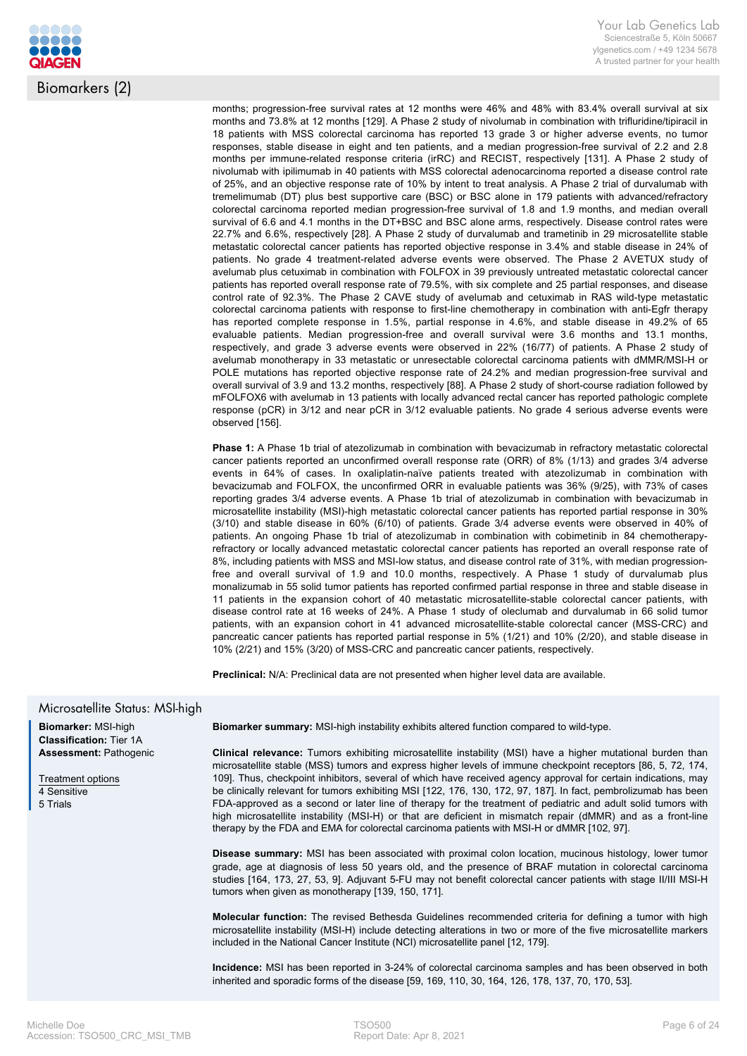## Biomarkers (2)

months; progression-free survival rates at 12 months were 46% and 48% with 83.4% overall survival at six months and 73.8% at 12 months [129]. A Phase 2 study of nivolumab in combination with trifluridine/tipiracil in 18 patients with MSS colorectal carcinoma has reported 13 grade 3 or higher adverse events, no tumor responses, stable disease in eight and ten patients, and a median progression-free survival of 2.2 and 2.8 months per immune-related response criteria (irRC) and RECIST, respectively [131]. A Phase 2 study of nivolumab with ipilimumab in 40 patients with MSS colorectal adenocarcinoma reported a disease control rate of 25%, and an objective response rate of 10% by intent to treat analysis. A Phase 2 trial of durvalumab with tremelimumab (DT) plus best supportive care (BSC) or BSC alone in 179 patients with advanced/refractory colorectal carcinoma reported median progression-free survival of 1.8 and 1.9 months, and median overall survival of 6.6 and 4.1 months in the DT+BSC and BSC alone arms, respectively. Disease control rates were 22.7% and 6.6%, respectively [28]. A Phase 2 study of durvalumab and trametinib in 29 microsatellite stable metastatic colorectal cancer patients has reported objective response in 3.4% and stable disease in 24% of patients. No grade 4 treatment-related adverse events were observed. The Phase 2 AVETUX study of avelumab plus cetuximab in combination with FOLFOX in 39 previously untreated metastatic colorectal cancer patients has reported overall response rate of 79.5%, with six complete and 25 partial responses, and disease control rate of 92.3%. The Phase 2 CAVE study of avelumab and cetuximab in RAS wild-type metastatic colorectal carcinoma patients with response to first-line chemotherapy in combination with anti-Egfr therapy has reported complete response in 1.5%, partial response in 4.6%, and stable disease in 49.2% of 65 evaluable patients. Median progression-free and overall survival were 3.6 months and 13.1 months, respectively, and grade 3 adverse events were observed in 22% (16/77) of patients. A Phase 2 study of avelumab monotherapy in 33 metastatic or unresectable colorectal carcinoma patients with dMMR/MSI-H or POLE mutations has reported objective response rate of 24.2% and median progression-free survival and overall survival of 3.9 and 13.2 months, respectively [88]. A Phase 2 study of short-course radiation followed by mFOLFOX6 with avelumab in 13 patients with locally advanced rectal cancer has reported pathologic complete response (pCR) in 3/12 and near pCR in 3/12 evaluable patients. No grade 4 serious adverse events were observed [156].

**Phase 1:** A Phase 1b trial of atezolizumab in combination with bevacizumab in refractory metastatic colorectal cancer patients reported an unconfirmed overall response rate (ORR) of 8% (1/13) and grades 3/4 adverse events in 64% of cases. In oxaliplatin-naïve patients treated with atezolizumab in combination with bevacizumab and FOLFOX, the unconfirmed ORR in evaluable patients was 36% (9/25), with 73% of cases reporting grades 3/4 adverse events. A Phase 1b trial of atezolizumab in combination with bevacizumab in microsatellite instability (MSI)-high metastatic colorectal cancer patients has reported partial response in 30% (3/10) and stable disease in 60% (6/10) of patients. Grade 3/4 adverse events were observed in 40% of patients. An ongoing Phase 1b trial of atezolizumab in combination with cobimetinib in 84 chemotherapy-refractory or locally advanced metastatic colorectal cancer patients has reported an overall response rate of 8%, including patients with MSS and MSI-low status, and disease control rate of 31%, with median progression-free and overall survival of 1.9 and 10.0 months, respectively. A Phase 1 study of durvalumab plus monalizumab in 55 solid tumor patients has reported confirmed partial response in three and stable disease in 11 patients in the expansion cohort of 40 metastatic microsatellite-stable colorectal cancer patients, with disease control rate at 16 weeks of 24%. A Phase 1 study of oleclumab and durvalumab in 66 solid tumor patients, with an expansion cohort in 41 advanced microsatellite-stable colorectal cancer (MSS-CRC) and pancreatic cancer patients has reported partial response in 5% (1/21) and 10% (2/20), and stable disease in 10% (2/21) and 15% (3/20) of MSS-CRC and pancreatic cancer patients, respectively.

**Preclinical:** N/A: Preclinical data are not presented when higher level data are available.

### Microsatellite Status: MSI-high

**Biomarker:** MSI-high
**Classification:** Tier 1A
**Assessment:** Pathogenic

Treatment options
4 Sensitive
5 Trials

**Biomarker summary:** MSI-high instability exhibits altered function compared to wild-type.

**Clinical relevance:** Tumors exhibiting microsatellite instability (MSI) have a higher mutational burden than microsatellite stable (MSS) tumors and express higher levels of immune checkpoint receptors [86, 5, 72, 174, 109]. Thus, checkpoint inhibitors, several of which have received agency approval for certain indications, may be clinically relevant for tumors exhibiting MSI [122, 176, 130, 172, 97, 187]. In fact, pembrolizumab has been FDA-approved as a second or later line of therapy for the treatment of pediatric and adult solid tumors with high microsatellite instability (MSI-H) or that are deficient in mismatch repair (dMMR) and as a front-line therapy by the FDA and EMA for colorectal carcinoma patients with MSI-H or dMMR [102, 97].

**Disease summary:** MSI has been associated with proximal colon location, mucinous histology, lower tumor grade, age at diagnosis of less 50 years old, and the presence of BRAF mutation in colorectal carcinoma studies [164, 173, 27, 53, 9]. Adjuvant 5-FU may not benefit colorectal cancer patients with stage II/III MSI-H tumors when given as monotherapy [139, 150, 171].

**Molecular function:** The revised Bethesda Guidelines recommended criteria for defining a tumor with high microsatellite instability (MSI-H) include detecting alterations in two or more of the five microsatellite markers included in the National Cancer Institute (NCI) microsatellite panel [12, 179].

**Incidence:** MSI has been reported in 3-24% of colorectal carcinoma samples and has been observed in both inherited and sporadic forms of the disease [59, 169, 110, 30, 164, 126, 178, 137, 70, 170, 53].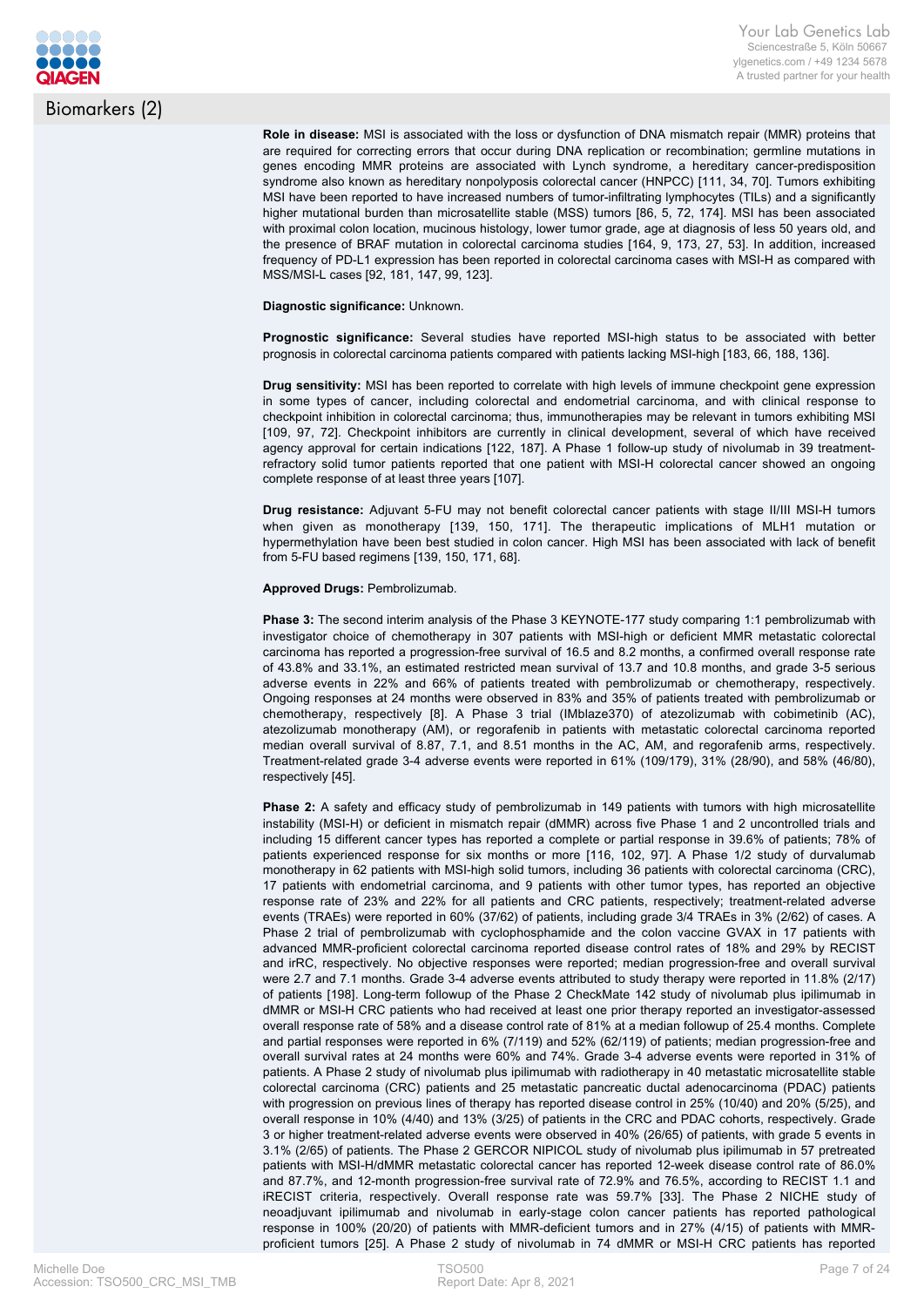## Biomarkers (2)

**Role in disease:** MSI is associated with the loss or dysfunction of DNA mismatch repair (MMR) proteins that are required for correcting errors that occur during DNA replication or recombination; germline mutations in genes encoding MMR proteins are associated with Lynch syndrome, a hereditary cancer-predisposition syndrome also known as hereditary nonpolyposis colorectal cancer (HNPCC) [111, 34, 70]. Tumors exhibiting MSI have been reported to have increased numbers of tumor-infiltrating lymphocytes (TILs) and a significantly higher mutational burden than microsatellite stable (MSS) tumors [86, 5, 72, 174]. MSI has been associated with proximal colon location, mucinous histology, lower tumor grade, age at diagnosis of less 50 years old, and the presence of BRAF mutation in colorectal carcinoma studies [164, 9, 173, 27, 53]. In addition, increased frequency of PD-L1 expression has been reported in colorectal carcinoma cases with MSI-H as compared with MSS/MSI-L cases [92, 181, 147, 99, 123].

**Diagnostic significance:** Unknown.

**Prognostic significance:** Several studies have reported MSI-high status to be associated with better prognosis in colorectal carcinoma patients compared with patients lacking MSI-high [183, 66, 188, 136].

**Drug sensitivity:** MSI has been reported to correlate with high levels of immune checkpoint gene expression in some types of cancer, including colorectal and endometrial carcinoma, and with clinical response to checkpoint inhibition in colorectal carcinoma; thus, immunotherapies may be relevant in tumors exhibiting MSI [109, 97, 72]. Checkpoint inhibitors are currently in clinical development, several of which have received agency approval for certain indications [122, 187]. A Phase 1 follow-up study of nivolumab in 39 treatment-refractory solid tumor patients reported that one patient with MSI-H colorectal cancer showed an ongoing complete response of at least three years [107].

**Drug resistance:** Adjuvant 5-FU may not benefit colorectal cancer patients with stage II/III MSI-H tumors when given as monotherapy [139, 150, 171]. The therapeutic implications of MLH1 mutation or hypermethylation have been best studied in colon cancer. High MSI has been associated with lack of benefit from 5-FU based regimens [139, 150, 171, 68].

**Approved Drugs:** Pembrolizumab.

**Phase 3:** The second interim analysis of the Phase 3 KEYNOTE-177 study comparing 1:1 pembrolizumab with investigator choice of chemotherapy in 307 patients with MSI-high or deficient MMR metastatic colorectal carcinoma has reported a progression-free survival of 16.5 and 8.2 months, a confirmed overall response rate of 43.8% and 33.1%, an estimated restricted mean survival of 13.7 and 10.8 months, and grade 3-5 serious adverse events in 22% and 66% of patients treated with pembrolizumab or chemotherapy, respectively. Ongoing responses at 24 months were observed in 83% and 35% of patients treated with pembrolizumab or chemotherapy, respectively [8]. A Phase 3 trial (IMblaze370) of atezolizumab with cobimetinib (AC), atezolizumab monotherapy (AM), or regorafenib in patients with metastatic colorectal carcinoma reported median overall survival of 8.87, 7.1, and 8.51 months in the AC, AM, and regorafenib arms, respectively. Treatment-related grade 3-4 adverse events were reported in 61% (109/179), 31% (28/90), and 58% (46/80), respectively [45].

**Phase 2:** A safety and efficacy study of pembrolizumab in 149 patients with tumors with high microsatellite instability (MSI-H) or deficient in mismatch repair (dMMR) across five Phase 1 and 2 uncontrolled trials and including 15 different cancer types has reported a complete or partial response in 39.6% of patients; 78% of patients experienced response for six months or more [116, 102, 97]. A Phase 1/2 study of durvalumab monotherapy in 62 patients with MSI-high solid tumors, including 36 patients with colorectal carcinoma (CRC), 17 patients with endometrial carcinoma, and 9 patients with other tumor types, has reported an objective response rate of 23% and 22% for all patients and CRC patients, respectively; treatment-related adverse events (TRAEs) were reported in 60% (37/62) of patients, including grade 3/4 TRAEs in 3% (2/62) of cases. A Phase 2 trial of pembrolizumab with cyclophosphamide and the colon vaccine GVAX in 17 patients with advanced MMR-proficient colorectal carcinoma reported disease control rates of 18% and 29% by RECIST and irRC, respectively. No objective responses were reported; median progression-free and overall survival were 2.7 and 7.1 months. Grade 3-4 adverse events attributed to study therapy were reported in 11.8% (2/17) of patients [198]. Long-term followup of the Phase 2 CheckMate 142 study of nivolumab plus ipilimumab in dMMR or MSI-H CRC patients who had received at least one prior therapy reported an investigator-assessed overall response rate of 58% and a disease control rate of 81% at a median followup of 25.4 months. Complete and partial responses were reported in 6% (7/119) and 52% (62/119) of patients; median progression-free and overall survival rates at 24 months were 60% and 74%. Grade 3-4 adverse events were reported in 31% of patients. A Phase 2 study of nivolumab plus ipilimumab with radiotherapy in 40 metastatic microsatellite stable colorectal carcinoma (CRC) patients and 25 metastatic pancreatic ductal adenocarcinoma (PDAC) patients with progression on previous lines of therapy has reported disease control in 25% (10/40) and 20% (5/25), and overall response in 10% (4/40) and 13% (3/25) of patients in the CRC and PDAC cohorts, respectively. Grade 3 or higher treatment-related adverse events were observed in 40% (26/65) of patients, with grade 5 events in 3.1% (2/65) of patients. The Phase 2 GERCOR NIPICOL study of nivolumab plus ipilimumab in 57 pretreated patients with MSI-H/dMMR metastatic colorectal cancer has reported 12-week disease control rate of 86.0% and 87.7%, and 12-month progression-free survival rate of 72.9% and 76.5%, according to RECIST 1.1 and iRECIST criteria, respectively. Overall response rate was 59.7% [33]. The Phase 2 NICHE study of neoadjuvant ipilimumab and nivolumab in early-stage colon cancer patients has reported pathological response in 100% (20/20) of patients with MMR-deficient tumors and in 27% (4/15) of patients with MMR-proficient tumors [25]. A Phase 2 study of nivolumab in 74 dMMR or MSI-H CRC patients has reported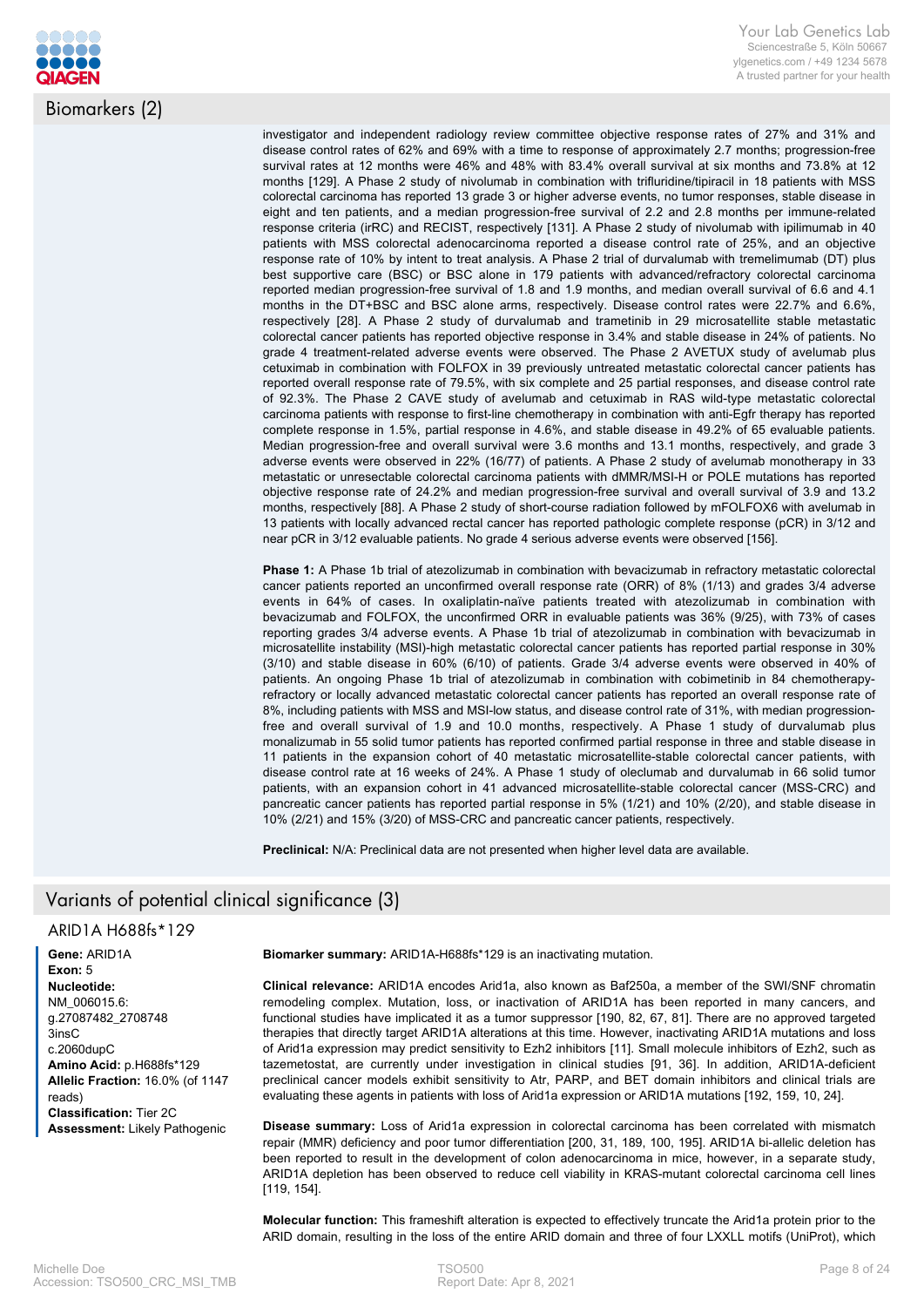## Biomarkers (2)

investigator and independent radiology review committee objective response rates of 27% and 31% and disease control rates of 62% and 69% with a time to response of approximately 2.7 months; progression-free survival rates at 12 months were 46% and 48% with 83.4% overall survival at six months and 73.8% at 12 months [129]. A Phase 2 study of nivolumab in combination with trifluridine/tipiracil in 18 patients with MSS colorectal carcinoma has reported 13 grade 3 or higher adverse events, no tumor responses, stable disease in eight and ten patients, and a median progression-free survival of 2.2 and 2.8 months per immune-related response criteria (irRC) and RECIST, respectively [131]. A Phase 2 study of nivolumab with ipilimumab in 40 patients with MSS colorectal adenocarcinoma reported a disease control rate of 25%, and an objective response rate of 10% by intent to treat analysis. A Phase 2 trial of durvalumab with tremelimumab (DT) plus best supportive care (BSC) or BSC alone in 179 patients with advanced/refractory colorectal carcinoma reported median progression-free survival of 1.8 and 1.9 months, and median overall survival of 6.6 and 4.1 months in the DT+BSC and BSC alone arms, respectively. Disease control rates were 22.7% and 6.6%, respectively [28]. A Phase 2 study of durvalumab and trametinib in 29 microsatellite stable metastatic colorectal cancer patients has reported objective response in 3.4% and stable disease in 24% of patients. No grade 4 treatment-related adverse events were observed. The Phase 2 AVETUX study of avelumab plus cetuximab in combination with FOLFOX in 39 previously untreated metastatic colorectal cancer patients has reported overall response rate of 79.5%, with six complete and 25 partial responses, and disease control rate of 92.3%. The Phase 2 CAVE study of avelumab and cetuximab in RAS wild-type metastatic colorectal carcinoma patients with response to first-line chemotherapy in combination with anti-Egfr therapy has reported complete response in 1.5%, partial response in 4.6%, and stable disease in 49.2% of 65 evaluable patients. Median progression-free and overall survival were 3.6 months and 13.1 months, respectively, and grade 3 adverse events were observed in 22% (16/77) of patients. A Phase 2 study of avelumab monotherapy in 33 metastatic or unresectable colorectal carcinoma patients with dMMR/MSI-H or POLE mutations has reported objective response rate of 24.2% and median progression-free survival and overall survival of 3.9 and 13.2 months, respectively [88]. A Phase 2 study of short-course radiation followed by mFOLFOX6 with avelumab in 13 patients with locally advanced rectal cancer has reported pathologic complete response (pCR) in 3/12 and near pCR in 3/12 evaluable patients. No grade 4 serious adverse events were observed [156].

**Phase 1:** A Phase 1b trial of atezolizumab in combination with bevacizumab in refractory metastatic colorectal cancer patients reported an unconfirmed overall response rate (ORR) of 8% (1/13) and grades 3/4 adverse events in 64% of cases. In oxaliplatin-naïve patients treated with atezolizumab in combination with bevacizumab and FOLFOX, the unconfirmed ORR in evaluable patients was 36% (9/25), with 73% of cases reporting grades 3/4 adverse events. A Phase 1b trial of atezolizumab in combination with bevacizumab in microsatellite instability (MSI)-high metastatic colorectal cancer patients has reported partial response in 30% (3/10) and stable disease in 60% (6/10) of patients. Grade 3/4 adverse events were observed in 40% of patients. An ongoing Phase 1b trial of atezolizumab in combination with cobimetinib in 84 chemotherapy-refractory or locally advanced metastatic colorectal cancer patients has reported an overall response rate of 8%, including patients with MSS and MSI-low status, and disease control rate of 31%, with median progression-free and overall survival of 1.9 and 10.0 months, respectively. A Phase 1 study of durvalumab plus monalizumab in 55 solid tumor patients has reported confirmed partial response in three and stable disease in 11 patients in the expansion cohort of 40 metastatic microsatellite-stable colorectal cancer patients, with disease control rate at 16 weeks of 24%. A Phase 1 study of oleclumab and durvalumab in 66 solid tumor patients, with an expansion cohort in 41 advanced microsatellite-stable colorectal cancer (MSS-CRC) and pancreatic cancer patients has reported partial response in 5% (1/21) and 10% (2/20), and stable disease in 10% (2/21) and 15% (3/20) of MSS-CRC and pancreatic cancer patients, respectively.

**Preclinical:** N/A: Preclinical data are not presented when higher level data are available.

## Variants of potential clinical significance (3)

### ARID1A H688fs*129

**Gene:** ARID1A
**Exon:** 5
**Nucleotide:**
NM_006015.6:
g.27087482_2708748 3insC
c.2060dupC
**Amino Acid:** p.H688fs*129
**Allelic Fraction:** 16.0% (of 1147 reads)
**Classification:** Tier 2C
**Assessment:** Likely Pathogenic

**Biomarker summary:** ARID1A-H688fs*129 is an inactivating mutation.

**Clinical relevance:** ARID1A encodes Arid1a, also known as Baf250a, a member of the SWI/SNF chromatin remodeling complex. Mutation, loss, or inactivation of ARID1A has been reported in many cancers, and functional studies have implicated it as a tumor suppressor [190, 82, 67, 81]. There are no approved targeted therapies that directly target ARID1A alterations at this time. However, inactivating ARID1A mutations and loss of Arid1a expression may predict sensitivity to Ezh2 inhibitors [11]. Small molecule inhibitors of Ezh2, such as tazemetostat, are currently under investigation in clinical studies [91, 36]. In addition, ARID1A-deficient preclinical cancer models exhibit sensitivity to Atr, PARP, and BET domain inhibitors and clinical trials are evaluating these agents in patients with loss of Arid1a expression or ARID1A mutations [192, 159, 10, 24].

**Disease summary:** Loss of Arid1a expression in colorectal carcinoma has been correlated with mismatch repair (MMR) deficiency and poor tumor differentiation [200, 31, 189, 100, 195]. ARID1A bi-allelic deletion has been reported to result in the development of colon adenocarcinoma in mice, however, in a separate study, ARID1A depletion has been observed to reduce cell viability in KRAS-mutant colorectal carcinoma cell lines [119, 154].

**Molecular function:** This frameshift alteration is expected to effectively truncate the Arid1a protein prior to the ARID domain, resulting in the loss of the entire ARID domain and three of four LXXLL motifs (UniProt), which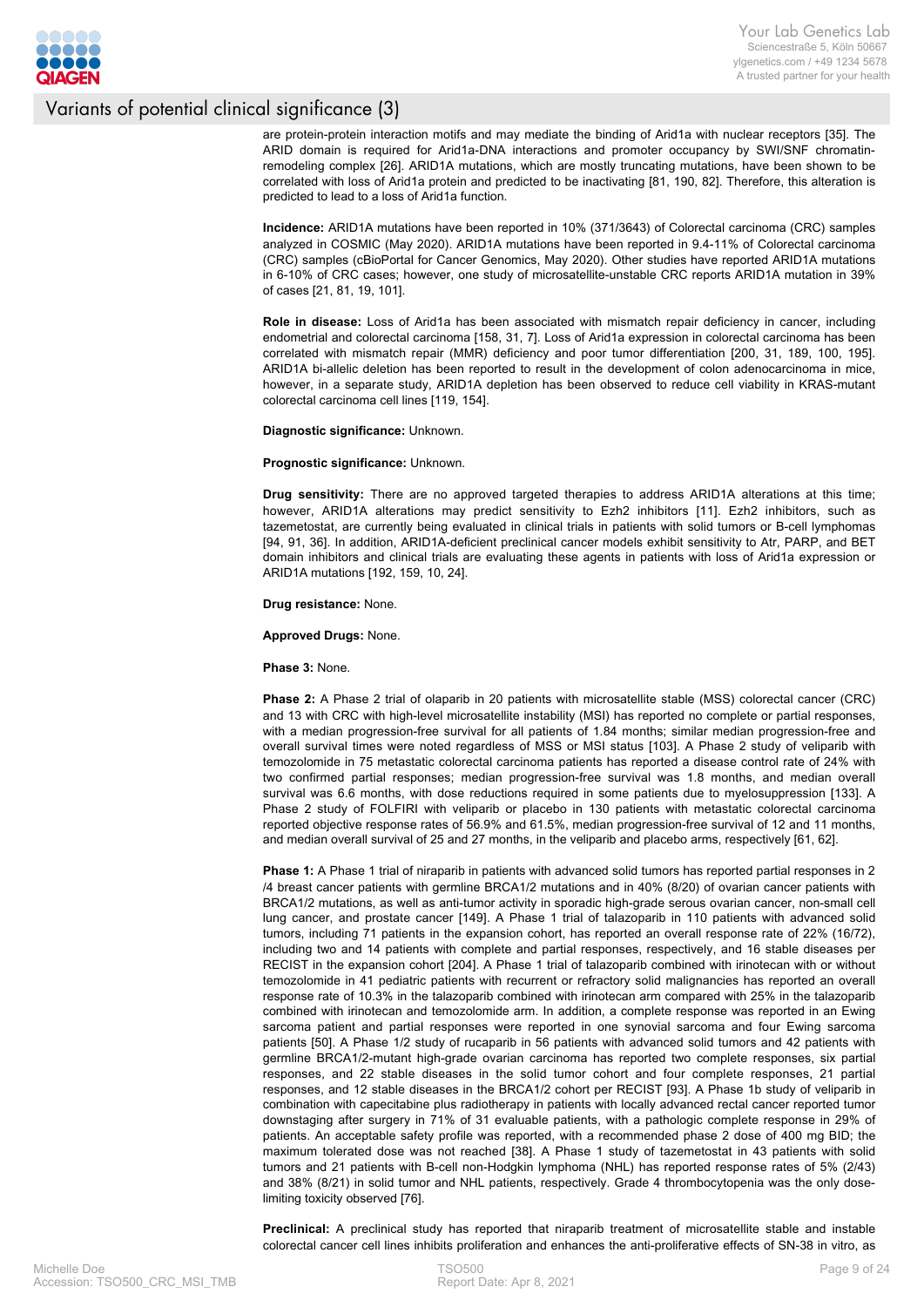# Variants of potential clinical significance (3)

are protein-protein interaction motifs and may mediate the binding of Arid1a with nuclear receptors [35]. The ARID domain is required for Arid1a-DNA interactions and promoter occupancy by SWI/SNF chromatin-remodeling complex [26]. ARID1A mutations, which are mostly truncating mutations, have been shown to be correlated with loss of Arid1a protein and predicted to be inactivating [81, 190, 82]. Therefore, this alteration is predicted to lead to a loss of Arid1a function.

**Incidence:** ARID1A mutations have been reported in 10% (371/3643) of Colorectal carcinoma (CRC) samples analyzed in COSMIC (May 2020). ARID1A mutations have been reported in 9.4-11% of Colorectal carcinoma (CRC) samples (cBioPortal for Cancer Genomics, May 2020). Other studies have reported ARID1A mutations in 6-10% of CRC cases; however, one study of microsatellite-unstable CRC reports ARID1A mutation in 39% of cases [21, 81, 19, 101].

**Role in disease:** Loss of Arid1a has been associated with mismatch repair deficiency in cancer, including endometrial and colorectal carcinoma [158, 31, 7]. Loss of Arid1a expression in colorectal carcinoma has been correlated with mismatch repair (MMR) deficiency and poor tumor differentiation [200, 31, 189, 100, 195]. ARID1A bi-allelic deletion has been reported to result in the development of colon adenocarcinoma in mice, however, in a separate study, ARID1A depletion has been observed to reduce cell viability in KRAS-mutant colorectal carcinoma cell lines [119, 154].

**Diagnostic significance:** Unknown.

**Prognostic significance:** Unknown.

**Drug sensitivity:** There are no approved targeted therapies to address ARID1A alterations at this time; however, ARID1A alterations may predict sensitivity to Ezh2 inhibitors [11]. Ezh2 inhibitors, such as tazemetostat, are currently being evaluated in clinical trials in patients with solid tumors or B-cell lymphomas [94, 91, 36]. In addition, ARID1A-deficient preclinical cancer models exhibit sensitivity to Atr, PARP, and BET domain inhibitors and clinical trials are evaluating these agents in patients with loss of Arid1a expression or ARID1A mutations [192, 159, 10, 24].

**Drug resistance:** None.

**Approved Drugs:** None.

**Phase 3:** None.

**Phase 2:** A Phase 2 trial of olaparib in 20 patients with microsatellite stable (MSS) colorectal cancer (CRC) and 13 with CRC with high-level microsatellite instability (MSI) has reported no complete or partial responses, with a median progression-free survival for all patients of 1.84 months; similar median progression-free and overall survival times were noted regardless of MSS or MSI status [103]. A Phase 2 study of veliparib with temozolomide in 75 metastatic colorectal carcinoma patients has reported a disease control rate of 24% with two confirmed partial responses; median progression-free survival was 1.8 months, and median overall survival was 6.6 months, with dose reductions required in some patients due to myelosuppression [133]. A Phase 2 study of FOLFIRI with veliparib or placebo in 130 patients with metastatic colorectal carcinoma reported objective response rates of 56.9% and 61.5%, median progression-free survival of 12 and 11 months, and median overall survival of 25 and 27 months, in the veliparib and placebo arms, respectively [61, 62].

**Phase 1:** A Phase 1 trial of niraparib in patients with advanced solid tumors has reported partial responses in 2 /4 breast cancer patients with germline BRCA1/2 mutations and in 40% (8/20) of ovarian cancer patients with BRCA1/2 mutations, as well as anti-tumor activity in sporadic high-grade serous ovarian cancer, non-small cell lung cancer, and prostate cancer [149]. A Phase 1 trial of talazoparib in 110 patients with advanced solid tumors, including 71 patients in the expansion cohort, has reported an overall response rate of 22% (16/72), including two and 14 patients with complete and partial responses, respectively, and 16 stable diseases per RECIST in the expansion cohort [204]. A Phase 1 trial of talazoparib combined with irinotecan with or without temozolomide in 41 pediatric patients with recurrent or refractory solid malignancies has reported an overall response rate of 10.3% in the talazoparib combined with irinotecan arm compared with 25% in the talazoparib combined with irinotecan and temozolomide arm. In addition, a complete response was reported in an Ewing sarcoma patient and partial responses were reported in one synovial sarcoma and four Ewing sarcoma patients [50]. A Phase 1/2 study of rucaparib in 56 patients with advanced solid tumors and 42 patients with germline BRCA1/2-mutant high-grade ovarian carcinoma has reported two complete responses, six partial responses, and 22 stable diseases in the solid tumor cohort and four complete responses, 21 partial responses, and 12 stable diseases in the BRCA1/2 cohort per RECIST [93]. A Phase 1b study of veliparib in combination with capecitabine plus radiotherapy in patients with locally advanced rectal cancer reported tumor downstaging after surgery in 71% of 31 evaluable patients, with a pathologic complete response in 29% of patients. An acceptable safety profile was reported, with a recommended phase 2 dose of 400 mg BID; the maximum tolerated dose was not reached [38]. A Phase 1 study of tazemetostat in 43 patients with solid tumors and 21 patients with B-cell non-Hodgkin lymphoma (NHL) has reported response rates of 5% (2/43) and 38% (8/21) in solid tumor and NHL patients, respectively. Grade 4 thrombocytopenia was the only dose-limiting toxicity observed [76].

**Preclinical:** A preclinical study has reported that niraparib treatment of microsatellite stable and instable colorectal cancer cell lines inhibits proliferation and enhances the anti-proliferative effects of SN-38 in vitro, as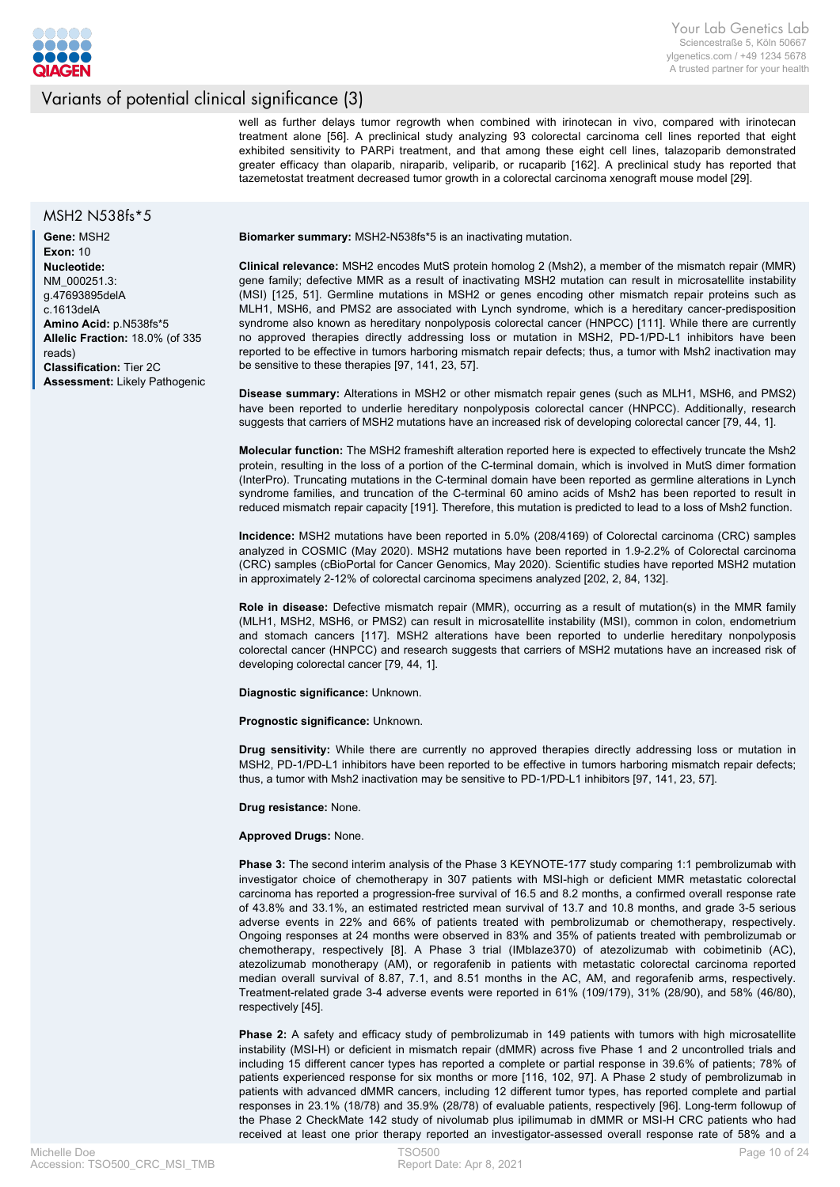## Variants of potential clinical significance (3)

well as further delays tumor regrowth when combined with irinotecan in vivo, compared with irinotecan treatment alone [56]. A preclinical study analyzing 93 colorectal carcinoma cell lines reported that eight exhibited sensitivity to PARPi treatment, and that among these eight cell lines, talazoparib demonstrated greater efficacy than olaparib, niraparib, veliparib, or rucaparib [162]. A preclinical study has reported that tazemetostat treatment decreased tumor growth in a colorectal carcinoma xenograft mouse model [29].

### MSH2 N538fs*5

**Gene:** MSH2
**Exon:** 10
**Nucleotide:** NM_000251.3: g.47693895delA c.1613delA
**Amino Acid:** p.N538fs*5
**Allelic Fraction:** 18.0% (of 335 reads)
**Classification:** Tier 2C
**Assessment:** Likely Pathogenic

**Biomarker summary:** MSH2-N538fs*5 is an inactivating mutation.

**Clinical relevance:** MSH2 encodes MutS protein homolog 2 (Msh2), a member of the mismatch repair (MMR) gene family; defective MMR as a result of inactivating MSH2 mutation can result in microsatellite instability (MSI) [125, 51]. Germline mutations in MSH2 or genes encoding other mismatch repair proteins such as MLH1, MSH6, and PMS2 are associated with Lynch syndrome, which is a hereditary cancer-predisposition syndrome also known as hereditary nonpolyposis colorectal cancer (HNPCC) [111]. While there are currently no approved therapies directly addressing loss or mutation in MSH2, PD-1/PD-L1 inhibitors have been reported to be effective in tumors harboring mismatch repair defects; thus, a tumor with Msh2 inactivation may be sensitive to these therapies [97, 141, 23, 57].

**Disease summary:** Alterations in MSH2 or other mismatch repair genes (such as MLH1, MSH6, and PMS2) have been reported to underlie hereditary nonpolyposis colorectal cancer (HNPCC). Additionally, research suggests that carriers of MSH2 mutations have an increased risk of developing colorectal cancer [79, 44, 1].

**Molecular function:** The MSH2 frameshift alteration reported here is expected to effectively truncate the Msh2 protein, resulting in the loss of a portion of the C-terminal domain, which is involved in MutS dimer formation (InterPro). Truncating mutations in the C-terminal domain have been reported as germline alterations in Lynch syndrome families, and truncation of the C-terminal 60 amino acids of Msh2 has been reported to result in reduced mismatch repair capacity [191]. Therefore, this mutation is predicted to lead to a loss of Msh2 function.

**Incidence:** MSH2 mutations have been reported in 5.0% (208/4169) of Colorectal carcinoma (CRC) samples analyzed in COSMIC (May 2020). MSH2 mutations have been reported in 1.9-2.2% of Colorectal carcinoma (CRC) samples (cBioPortal for Cancer Genomics, May 2020). Scientific studies have reported MSH2 mutation in approximately 2-12% of colorectal carcinoma specimens analyzed [202, 2, 84, 132].

**Role in disease:** Defective mismatch repair (MMR), occurring as a result of mutation(s) in the MMR family (MLH1, MSH2, MSH6, or PMS2) can result in microsatellite instability (MSI), common in colon, endometrium and stomach cancers [117]. MSH2 alterations have been reported to underlie hereditary nonpolyposis colorectal cancer (HNPCC) and research suggests that carriers of MSH2 mutations have an increased risk of developing colorectal cancer [79, 44, 1].

**Diagnostic significance:** Unknown.

**Prognostic significance:** Unknown.

**Drug sensitivity:** While there are currently no approved therapies directly addressing loss or mutation in MSH2, PD-1/PD-L1 inhibitors have been reported to be effective in tumors harboring mismatch repair defects; thus, a tumor with Msh2 inactivation may be sensitive to PD-1/PD-L1 inhibitors [97, 141, 23, 57].

**Drug resistance:** None.

**Approved Drugs:** None.

**Phase 3:** The second interim analysis of the Phase 3 KEYNOTE-177 study comparing 1:1 pembrolizumab with investigator choice of chemotherapy in 307 patients with MSI-high or deficient MMR metastatic colorectal carcinoma has reported a progression-free survival of 16.5 and 8.2 months, a confirmed overall response rate of 43.8% and 33.1%, an estimated restricted mean survival of 13.7 and 10.8 months, and grade 3-5 serious adverse events in 22% and 66% of patients treated with pembrolizumab or chemotherapy, respectively. Ongoing responses at 24 months were observed in 83% and 35% of patients treated with pembrolizumab or chemotherapy, respectively [8]. A Phase 3 trial (IMblaze370) of atezolizumab with cobimetinib (AC), atezolizumab monotherapy (AM), or regorafenib in patients with metastatic colorectal carcinoma reported median overall survival of 8.87, 7.1, and 8.51 months in the AC, AM, and regorafenib arms, respectively. Treatment-related grade 3-4 adverse events were reported in 61% (109/179), 31% (28/90), and 58% (46/80), respectively [45].

**Phase 2:** A safety and efficacy study of pembrolizumab in 149 patients with tumors with high microsatellite instability (MSI-H) or deficient in mismatch repair (dMMR) across five Phase 1 and 2 uncontrolled trials and including 15 different cancer types has reported a complete or partial response in 39.6% of patients; 78% of patients experienced response for six months or more [116, 102, 97]. A Phase 2 study of pembrolizumab in patients with advanced dMMR cancers, including 12 different tumor types, has reported complete and partial responses in 23.1% (18/78) and 35.9% (28/78) of evaluable patients, respectively [96]. Long-term followup of the Phase 2 CheckMate 142 study of nivolumab plus ipilimumab in dMMR or MSI-H CRC patients who had received at least one prior therapy reported an investigator-assessed overall response rate of 58% and a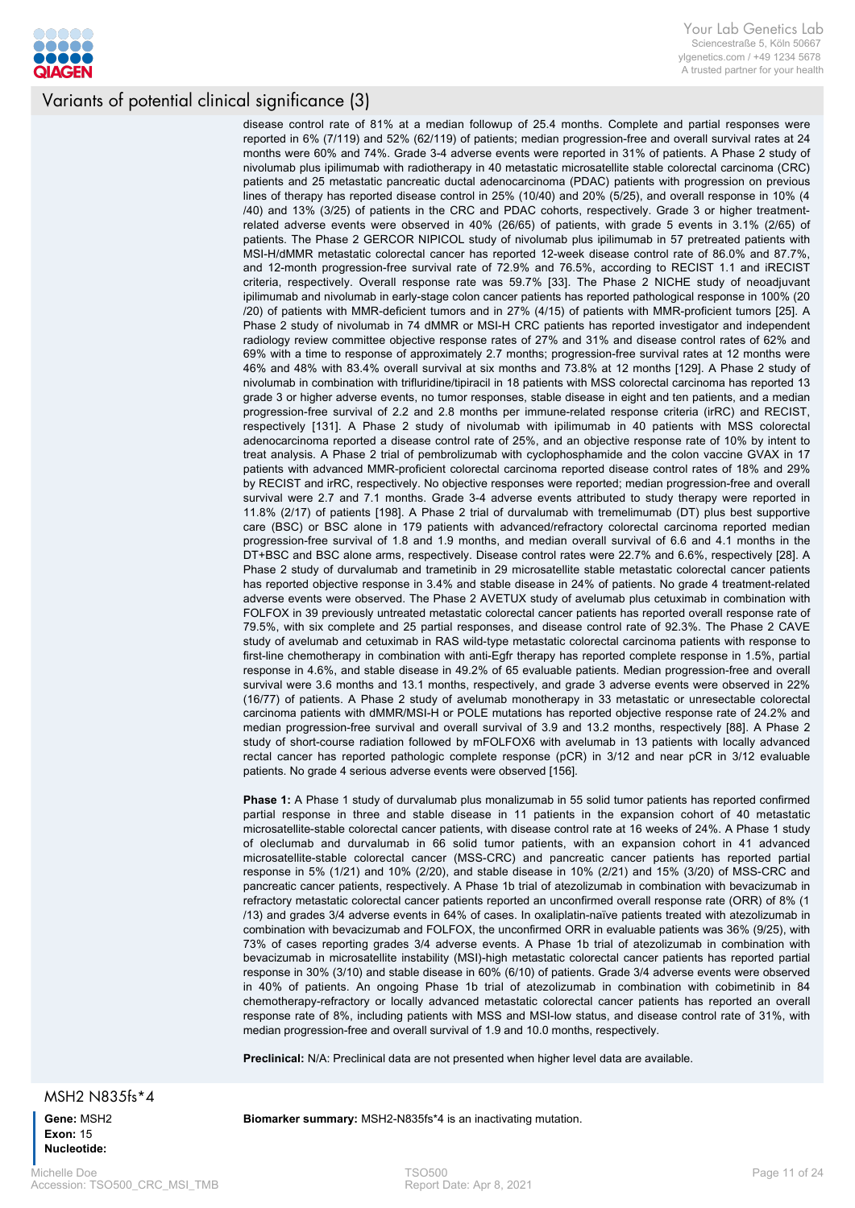## Variants of potential clinical significance (3)

disease control rate of 81% at a median followup of 25.4 months. Complete and partial responses were reported in 6% (7/119) and 52% (62/119) of patients; median progression-free and overall survival rates at 24 months were 60% and 74%. Grade 3-4 adverse events were reported in 31% of patients. A Phase 2 study of nivolumab plus ipilimumab with radiotherapy in 40 metastatic microsatellite stable colorectal carcinoma (CRC) patients and 25 metastatic pancreatic ductal adenocarcinoma (PDAC) patients with progression on previous lines of therapy has reported disease control in 25% (10/40) and 20% (5/25), and overall response in 10% (4/40) and 13% (3/25) of patients in the CRC and PDAC cohorts, respectively. Grade 3 or higher treatment-related adverse events were observed in 40% (26/65) of patients, with grade 5 events in 3.1% (2/65) of patients. The Phase 2 GERCOR NIPICOL study of nivolumab plus ipilimumab in 57 pretreated patients with MSI-H/dMMR metastatic colorectal cancer has reported 12-week disease control rate of 86.0% and 87.7%, and 12-month progression-free survival rate of 72.9% and 76.5%, according to RECIST 1.1 and iRECIST criteria, respectively. Overall response rate was 59.7% [33]. The Phase 2 NICHE study of neoadjuvant ipilimumab and nivolumab in early-stage colon cancer patients has reported pathological response in 100% (20/20) of patients with MMR-deficient tumors and in 27% (4/15) of patients with MMR-proficient tumors [25]. A Phase 2 study of nivolumab in 74 dMMR or MSI-H CRC patients has reported investigator and independent radiology review committee objective response rates of 27% and 31% and disease control rates of 62% and 69% with a time to response of approximately 2.7 months; progression-free survival rates at 12 months were 46% and 48% with 83.4% overall survival at six months and 73.8% at 12 months [129]. A Phase 2 study of nivolumab in combination with trifluridine/tipiracil in 18 patients with MSS colorectal carcinoma has reported 13 grade 3 or higher adverse events, no tumor responses, stable disease in eight and ten patients, and a median progression-free survival of 2.2 and 2.8 months per immune-related response criteria (irRC) and RECIST, respectively [131]. A Phase 2 study of nivolumab with ipilimumab in 40 patients with MSS colorectal adenocarcinoma reported a disease control rate of 25%, and an objective response rate of 10% by intent to treat analysis. A Phase 2 trial of pembrolizumab with cyclophosphamide and the colon vaccine GVAX in 17 patients with advanced MMR-proficient colorectal carcinoma reported disease control rates of 18% and 29% by RECIST and irRC, respectively. No objective responses were reported; median progression-free and overall survival were 2.7 and 7.1 months. Grade 3-4 adverse events attributed to study therapy were reported in 11.8% (2/17) of patients [198]. A Phase 2 trial of durvalumab with tremelimumab (DT) plus best supportive care (BSC) or BSC alone in 179 patients with advanced/refractory colorectal carcinoma reported median progression-free survival of 1.8 and 1.9 months, and median overall survival of 6.6 and 4.1 months in the DT+BSC and BSC alone arms, respectively. Disease control rates were 22.7% and 6.6%, respectively [28]. A Phase 2 study of durvalumab and trametinib in 29 microsatellite stable metastatic colorectal cancer patients has reported objective response in 3.4% and stable disease in 24% of patients. No grade 4 treatment-related adverse events were observed. The Phase 2 AVETUX study of avelumab plus cetuximab in combination with FOLFOX in 39 previously untreated metastatic colorectal cancer patients has reported overall response rate of 79.5%, with six complete and 25 partial responses, and disease control rate of 92.3%. The Phase 2 CAVE study of avelumab and cetuximab in RAS wild-type metastatic colorectal carcinoma patients with response to first-line chemotherapy in combination with anti-Egfr therapy has reported complete response in 1.5%, partial response in 4.6%, and stable disease in 49.2% of 65 evaluable patients. Median progression-free and overall survival were 3.6 months and 13.1 months, respectively, and grade 3 adverse events were observed in 22% (16/77) of patients. A Phase 2 study of avelumab monotherapy in 33 metastatic or unresectable colorectal carcinoma patients with dMMR/MSI-H or POLE mutations has reported objective response rate of 24.2% and median progression-free survival and overall survival of 3.9 and 13.2 months, respectively [88]. A Phase 2 study of short-course radiation followed by mFOLFOX6 with avelumab in 13 patients with locally advanced rectal cancer has reported pathologic complete response (pCR) in 3/12 and near pCR in 3/12 evaluable patients. No grade 4 serious adverse events were observed [156].

**Phase 1:** A Phase 1 study of durvalumab plus monalizumab in 55 solid tumor patients has reported confirmed partial response in three and stable disease in 11 patients in the expansion cohort of 40 metastatic microsatellite-stable colorectal cancer patients, with disease control rate at 16 weeks of 24%. A Phase 1 study of oleclumab and durvalumab in 66 solid tumor patients, with an expansion cohort in 41 advanced microsatellite-stable colorectal cancer (MSS-CRC) and pancreatic cancer patients has reported partial response in 5% (1/21) and 10% (2/20), and stable disease in 10% (2/21) and 15% (3/20) of MSS-CRC and pancreatic cancer patients, respectively. A Phase 1b trial of atezolizumab in combination with bevacizumab in refractory metastatic colorectal cancer patients reported an unconfirmed overall response rate (ORR) of 8% (1/13) and grades 3/4 adverse events in 64% of cases. In oxaliplatin-naïve patients treated with atezolizumab in combination with bevacizumab and FOLFOX, the unconfirmed ORR in evaluable patients was 36% (9/25), with 73% of cases reporting grades 3/4 adverse events. A Phase 1b trial of atezolizumab in combination with bevacizumab in microsatellite instability (MSI)-high metastatic colorectal cancer patients has reported partial response in 30% (3/10) and stable disease in 60% (6/10) of patients. Grade 3/4 adverse events were observed in 40% of patients. An ongoing Phase 1b trial of atezolizumab in combination with cobimetinib in 84 chemotherapy-refractory or locally advanced metastatic colorectal cancer patients has reported an overall response rate of 8%, including patients with MSS and MSI-low status, and disease control rate of 31%, with median progression-free and overall survival of 1.9 and 10.0 months, respectively.

**Preclinical:** N/A: Preclinical data are not presented when higher level data are available.

### MSH2 N835fs*4

**Gene:** MSH2
**Exon:** 15
**Nucleotide:**

**Biomarker summary:** MSH2-N835fs*4 is an inactivating mutation.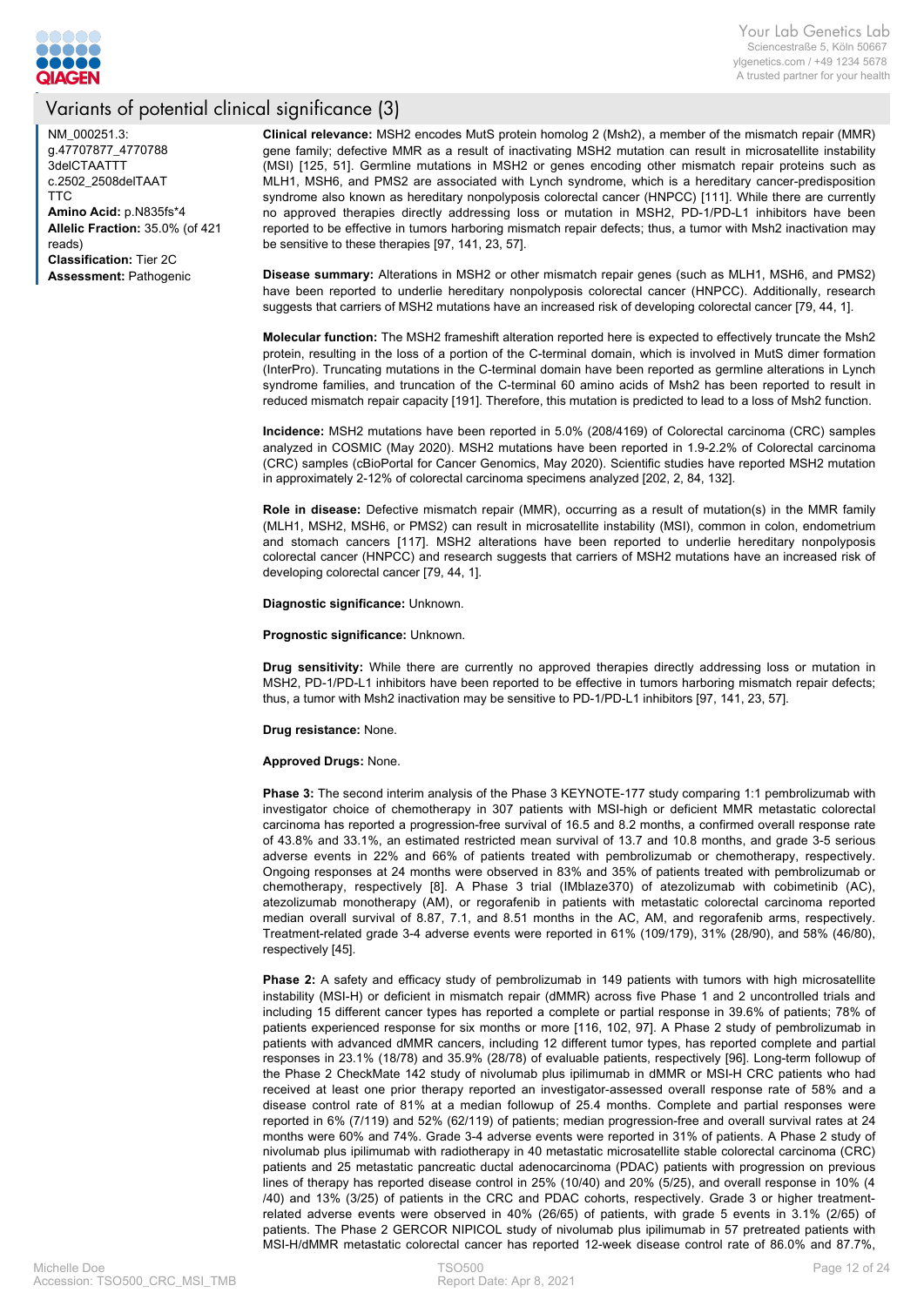## Variants of potential clinical significance (3)

NM_000251.3:
g.47707877_4770788
3delCTAATTT
c.2502_2508delTAAT
TTC
**Amino Acid:** p.N835fs*4
**Allelic Fraction:** 35.0% (of 421 reads)
**Classification:** Tier 2C
**Assessment:** Pathogenic

**Clinical relevance:** MSH2 encodes MutS protein homolog 2 (Msh2), a member of the mismatch repair (MMR) gene family; defective MMR as a result of inactivating MSH2 mutation can result in microsatellite instability (MSI) [125, 51]. Germline mutations in MSH2 or genes encoding other mismatch repair proteins such as MLH1, MSH6, and PMS2 are associated with Lynch syndrome, which is a hereditary cancer-predisposition syndrome also known as hereditary nonpolyposis colorectal cancer (HNPCC) [111]. While there are currently no approved therapies directly addressing loss or mutation in MSH2, PD-1/PD-L1 inhibitors have been reported to be effective in tumors harboring mismatch repair defects; thus, a tumor with Msh2 inactivation may be sensitive to these therapies [97, 141, 23, 57].

**Disease summary:** Alterations in MSH2 or other mismatch repair genes (such as MLH1, MSH6, and PMS2) have been reported to underlie hereditary nonpolyposis colorectal cancer (HNPCC). Additionally, research suggests that carriers of MSH2 mutations have an increased risk of developing colorectal cancer [79, 44, 1].

**Molecular function:** The MSH2 frameshift alteration reported here is expected to effectively truncate the Msh2 protein, resulting in the loss of a portion of the C-terminal domain, which is involved in MutS dimer formation (InterPro). Truncating mutations in the C-terminal domain have been reported as germline alterations in Lynch syndrome families, and truncation of the C-terminal 60 amino acids of Msh2 has been reported to result in reduced mismatch repair capacity [191]. Therefore, this mutation is predicted to lead to a loss of Msh2 function.

**Incidence:** MSH2 mutations have been reported in 5.0% (208/4169) of Colorectal carcinoma (CRC) samples analyzed in COSMIC (May 2020). MSH2 mutations have been reported in 1.9-2.2% of Colorectal carcinoma (CRC) samples (cBioPortal for Cancer Genomics, May 2020). Scientific studies have reported MSH2 mutation in approximately 2-12% of colorectal carcinoma specimens analyzed [202, 2, 84, 132].

**Role in disease:** Defective mismatch repair (MMR), occurring as a result of mutation(s) in the MMR family (MLH1, MSH2, MSH6, or PMS2) can result in microsatellite instability (MSI), common in colon, endometrium and stomach cancers [117]. MSH2 alterations have been reported to underlie hereditary nonpolyposis colorectal cancer (HNPCC) and research suggests that carriers of MSH2 mutations have an increased risk of developing colorectal cancer [79, 44, 1].

**Diagnostic significance:** Unknown.

**Prognostic significance:** Unknown.

**Drug sensitivity:** While there are currently no approved therapies directly addressing loss or mutation in MSH2, PD-1/PD-L1 inhibitors have been reported to be effective in tumors harboring mismatch repair defects; thus, a tumor with Msh2 inactivation may be sensitive to PD-1/PD-L1 inhibitors [97, 141, 23, 57].

**Drug resistance:** None.

**Approved Drugs:** None.

**Phase 3:** The second interim analysis of the Phase 3 KEYNOTE-177 study comparing 1:1 pembrolizumab with investigator choice of chemotherapy in 307 patients with MSI-high or deficient MMR metastatic colorectal carcinoma has reported a progression-free survival of 16.5 and 8.2 months, a confirmed overall response rate of 43.8% and 33.1%, an estimated restricted mean survival of 13.7 and 10.8 months, and grade 3-5 serious adverse events in 22% and 66% of patients treated with pembrolizumab or chemotherapy, respectively. Ongoing responses at 24 months were observed in 83% and 35% of patients treated with pembrolizumab or chemotherapy, respectively [8]. A Phase 3 trial (IMblaze370) of atezolizumab with cobimetinib (AC), atezolizumab monotherapy (AM), or regorafenib in patients with metastatic colorectal carcinoma reported median overall survival of 8.87, 7.1, and 8.51 months in the AC, AM, and regorafenib arms, respectively. Treatment-related grade 3-4 adverse events were reported in 61% (109/179), 31% (28/90), and 58% (46/80), respectively [45].

**Phase 2:** A safety and efficacy study of pembrolizumab in 149 patients with tumors with high microsatellite instability (MSI-H) or deficient in mismatch repair (dMMR) across five Phase 1 and 2 uncontrolled trials and including 15 different cancer types has reported a complete or partial response in 39.6% of patients; 78% of patients experienced response for six months or more [116, 102, 97]. A Phase 2 study of pembrolizumab in patients with advanced dMMR cancers, including 12 different tumor types, has reported complete and partial responses in 23.1% (18/78) and 35.9% (28/78) of evaluable patients, respectively [96]. Long-term followup of the Phase 2 CheckMate 142 study of nivolumab plus ipilimumab in dMMR or MSI-H CRC patients who had received at least one prior therapy reported an investigator-assessed overall response rate of 58% and a disease control rate of 81% at a median followup of 25.4 months. Complete and partial responses were reported in 6% (7/119) and 52% (62/119) of patients; median progression-free and overall survival rates at 24 months were 60% and 74%. Grade 3-4 adverse events were reported in 31% of patients. A Phase 2 study of nivolumab plus ipilimumab with radiotherapy in 40 metastatic microsatellite stable colorectal carcinoma (CRC) patients and 25 metastatic pancreatic ductal adenocarcinoma (PDAC) patients with progression on previous lines of therapy has reported disease control in 25% (10/40) and 20% (5/25), and overall response in 10% (4 /40) and 13% (3/25) of patients in the CRC and PDAC cohorts, respectively. Grade 3 or higher treatment-related adverse events were observed in 40% (26/65) of patients, with grade 5 events in 3.1% (2/65) of patients. The Phase 2 GERCOR NIPICOL study of nivolumab plus ipilimumab in 57 pretreated patients with MSI-H/dMMR metastatic colorectal cancer has reported 12-week disease control rate of 86.0% and 87.7%,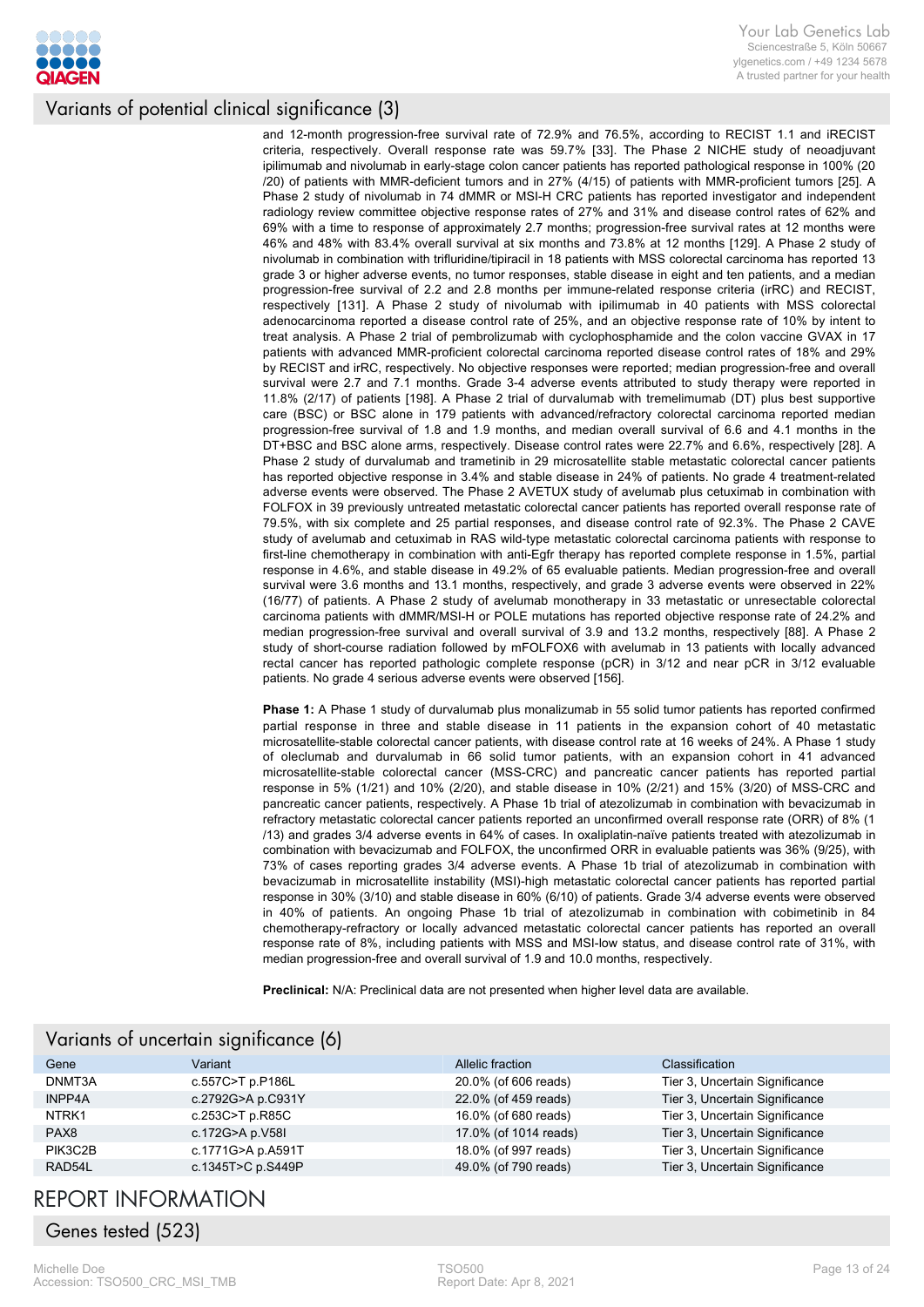## Variants of potential clinical significance (3)

and 12-month progression-free survival rate of 72.9% and 76.5%, according to RECIST 1.1 and iRECIST criteria, respectively. Overall response rate was 59.7% [33]. The Phase 2 NICHE study of neoadjuvant ipilimumab and nivolumab in early-stage colon cancer patients has reported pathological response in 100% (20/20) of patients with MMR-deficient tumors and in 27% (4/15) of patients with MMR-proficient tumors [25]. A Phase 2 study of nivolumab in 74 dMMR or MSI-H CRC patients has reported investigator and independent radiology review committee objective response rates of 27% and 31% and disease control rates of 62% and 69% with a time to response of approximately 2.7 months; progression-free survival rates at 12 months were 46% and 48% with 83.4% overall survival at six months and 73.8% at 12 months [129]. A Phase 2 study of nivolumab in combination with trifluridine/tipiracil in 18 patients with MSS colorectal carcinoma has reported 13 grade 3 or higher adverse events, no tumor responses, stable disease in eight and ten patients, and a median progression-free survival of 2.2 and 2.8 months per immune-related response criteria (irRC) and RECIST, respectively [131]. A Phase 2 study of nivolumab with ipilimumab in 40 patients with MSS colorectal adenocarcinoma reported a disease control rate of 25%, and an objective response rate of 10% by intent to treat analysis. A Phase 2 trial of pembrolizumab with cyclophosphamide and the colon vaccine GVAX in 17 patients with advanced MMR-proficient colorectal carcinoma reported disease control rates of 18% and 29% by RECIST and irRC, respectively. No objective responses were reported; median progression-free and overall survival were 2.7 and 7.1 months. Grade 3-4 adverse events attributed to study therapy were reported in 11.8% (2/17) of patients [198]. A Phase 2 trial of durvalumab with tremelimumab (DT) plus best supportive care (BSC) or BSC alone in 179 patients with advanced/refractory colorectal carcinoma reported median progression-free survival of 1.8 and 1.9 months, and median overall survival of 6.6 and 4.1 months in the DT+BSC and BSC alone arms, respectively. Disease control rates were 22.7% and 6.6%, respectively [28]. A Phase 2 study of durvalumab and trametinib in 29 microsatellite stable metastatic colorectal cancer patients has reported objective response in 3.4% and stable disease in 24% of patients. No grade 4 treatment-related adverse events were observed. The Phase 2 AVETUX study of avelumab plus cetuximab in combination with FOLFOX in 39 previously untreated metastatic colorectal cancer patients has reported overall response rate of 79.5%, with six complete and 25 partial responses, and disease control rate of 92.3%. The Phase 2 CAVE study of avelumab and cetuximab in RAS wild-type metastatic colorectal carcinoma patients with response to first-line chemotherapy in combination with anti-Egfr therapy has reported complete response in 1.5%, partial response in 4.6%, and stable disease in 49.2% of 65 evaluable patients. Median progression-free and overall survival were 3.6 months and 13.1 months, respectively, and grade 3 adverse events were observed in 22% (16/77) of patients. A Phase 2 study of avelumab monotherapy in 33 metastatic or unresectable colorectal carcinoma patients with dMMR/MSI-H or POLE mutations has reported objective response rate of 24.2% and median progression-free survival and overall survival of 3.9 and 13.2 months, respectively [88]. A Phase 2 study of short-course radiation followed by mFOLFOX6 with avelumab in 13 patients with locally advanced rectal cancer has reported pathologic complete response (pCR) in 3/12 and near pCR in 3/12 evaluable patients. No grade 4 serious adverse events were observed [156].

**Phase 1:** A Phase 1 study of durvalumab plus monalizumab in 55 solid tumor patients has reported confirmed partial response in three and stable disease in 11 patients in the expansion cohort of 40 metastatic microsatellite-stable colorectal cancer patients, with disease control rate at 16 weeks of 24%. A Phase 1 study of oleclumab and durvalumab in 66 solid tumor patients, with an expansion cohort in 41 advanced microsatellite-stable colorectal cancer (MSS-CRC) and pancreatic cancer patients has reported partial response in 5% (1/21) and 10% (2/20), and stable disease in 10% (2/21) and 15% (3/20) of MSS-CRC and pancreatic cancer patients, respectively. A Phase 1b trial of atezolizumab in combination with bevacizumab in refractory metastatic colorectal cancer patients reported an unconfirmed overall response rate (ORR) of 8% (1/13) and grades 3/4 adverse events in 64% of cases. In oxaliplatin-naïve patients treated with atezolizumab in combination with bevacizumab and FOLFOX, the unconfirmed ORR in evaluable patients was 36% (9/25), with 73% of cases reporting grades 3/4 adverse events. A Phase 1b trial of atezolizumab in combination with bevacizumab in microsatellite instability (MSI)-high metastatic colorectal cancer patients has reported partial response in 30% (3/10) and stable disease in 60% (6/10) of patients. Grade 3/4 adverse events were observed in 40% of patients. An ongoing Phase 1b trial of atezolizumab in combination with cobimetinib in 84 chemotherapy-refractory or locally advanced metastatic colorectal cancer patients has reported an overall response rate of 8%, including patients with MSS and MSI-low status, and disease control rate of 31%, with median progression-free and overall survival of 1.9 and 10.0 months, respectively.

**Preclinical:** N/A: Preclinical data are not presented when higher level data are available.

## Variants of uncertain significance (6)

| Gene | Variant | Allelic fraction | Classification |
|---|---|---|---|
| DNMT3A | c.557C>T p.P186L | 20.0% (of 606 reads) | Tier 3, Uncertain Significance |
| INPP4A | c.2792G>A p.C931Y | 22.0% (of 459 reads) | Tier 3, Uncertain Significance |
| NTRK1 | c.253C>T p.R85C | 16.0% (of 680 reads) | Tier 3, Uncertain Significance |
| PAX8 | c.172G>A p.V58I | 17.0% (of 1014 reads) | Tier 3, Uncertain Significance |
| PIK3C2B | c.1771G>A p.A591T | 18.0% (of 997 reads) | Tier 3, Uncertain Significance |
| RAD54L | c.1345T>C p.S449P | 49.0% (of 790 reads) | Tier 3, Uncertain Significance |

# REPORT INFORMATION

## Genes tested (523)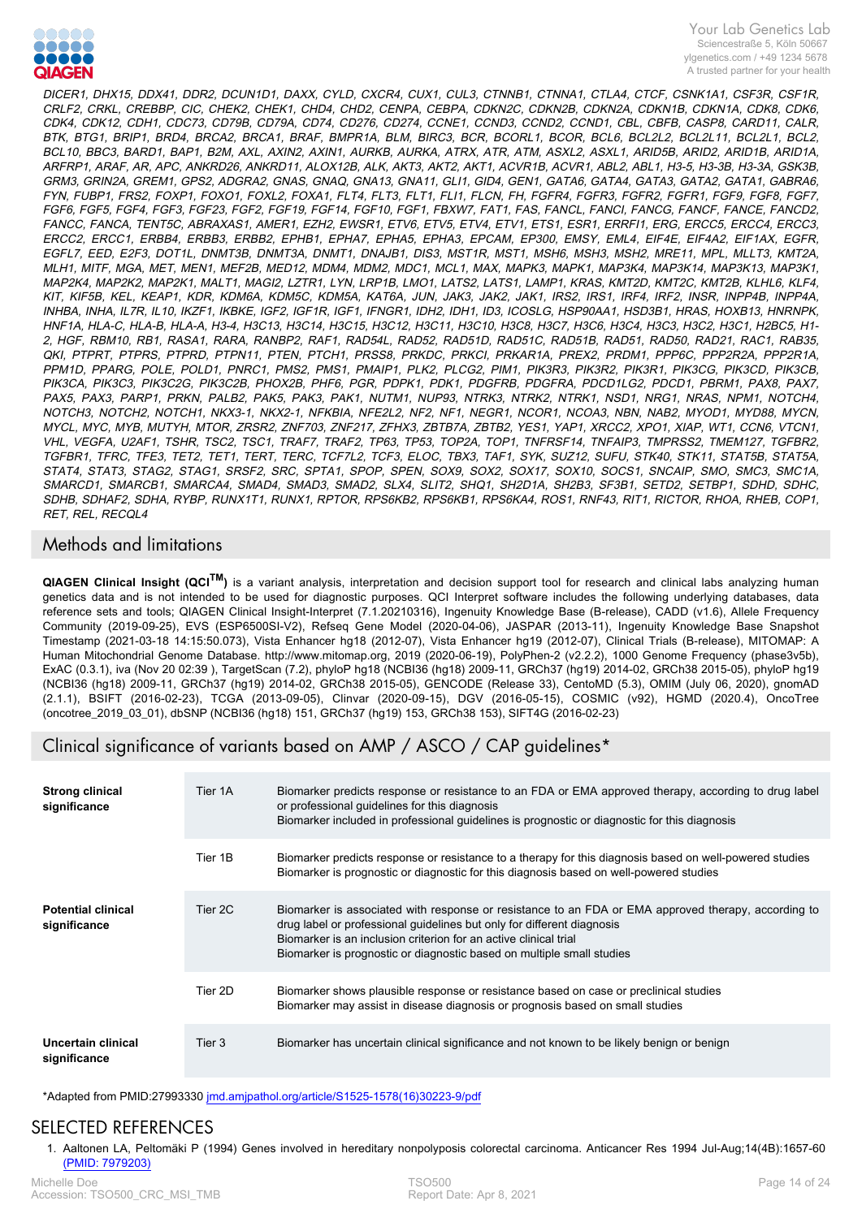*DICER1, DHX15, DDX41, DDR2, DCUN1D1, DAXX, CYLD, CXCR4, CUX1, CUL3, CTNNB1, CTNNA1, CTLA4, CTCF, CSNK1A1, CSF3R, CSF1R, CRLF2, CRKL, CREBBP, CIC, CHEK2, CHEK1, CHD4, CHD2, CENPA, CEBPA, CDKN2C, CDKN2B, CDKN2A, CDKN1B, CDKN1A, CDK8, CDK6, CDK4, CDK12, CDH1, CDC73, CD79B, CD79A, CD74, CD276, CD274, CCNE1, CCND3, CCND2, CCND1, CBL, CBFB, CASP8, CARD11, CALR, BTK, BTG1, BRIP1, BRD4, BRCA2, BRCA1, BRAF, BMPR1A, BLM, BIRC3, BCR, BCORL1, BCOR, BCL6, BCL2L2, BCL2L11, BCL2L1, BCL2, BCL10, BBC3, BARD1, BAP1, B2M, AXL, AXIN2, AXIN1, AURKB, AURKA, ATRX, ATR, ATM, ASXL2, ASXL1, ARID5B, ARID2, ARID1B, ARID1A, ARFRP1, ARAF, AR, APC, ANKRD26, ANKRD11, ALOX12B, ALK, AKT3, AKT2, AKT1, ACVR1B, ACVR1, ABL2, ABL1, H3-5, H3-3B, H3-3A, GSK3B, GRM3, GRIN2A, GREM1, GPS2, ADGRA2, GNAS, GNAQ, GNA13, GNA11, GLI1, GID4, GEN1, GATA6, GATA4, GATA3, GATA2, GATA1, GABRA6, FYN, FUBP1, FRS2, FOXP1, FOXO1, FOXL2, FOXA1, FLT4, FLT3, FLT1, FLI1, FLCN, FH, FGFR4, FGFR3, FGFR2, FGFR1, FGF9, FGF8, FGF7, FGF6, FGF5, FGF4, FGF3, FGF23, FGF2, FGF19, FGF14, FGF10, FGF1, FBXW7, FAT1, FAS, FANCL, FANCI, FANCG, FANCF, FANCE, FANCD2, FANCC, FANCA, TENT5C, ABRAXAS1, AMER1, EZH2, EWSR1, ETV6, ETV5, ETV4, ETV1, ETS1, ESR1, ERRFI1, ERG, ERCC5, ERCC4, ERCC3, ERCC2, ERCC1, ERBB4, ERBB3, ERBB2, EPHB1, EPHA7, EPHA5, EPHA3, EPCAM, EP300, EMSY, EML4, EIF4E, EIF4A2, EIF1AX, EGFR, EGFL7, EED, E2F3, DOT1L, DNMT3B, DNMT3A, DNMT1, DNAJB1, DIS3, MST1R, MST1, MSH6, MSH3, MSH2, MRE11, MPL, MLLT3, KMT2A, MLH1, MITF, MGA, MET, MEN1, MEF2B, MED12, MDM4, MDM2, MDC1, MCL1, MAX, MAPK3, MAPK1, MAP3K4, MAP3K14, MAP3K13, MAP3K1, MAP2K4, MAP2K2, MAP2K1, MALT1, MAGI2, LZTR1, LYN, LRP1B, LMO1, LATS2, LATS1, LAMP1, KRAS, KMT2D, KMT2C, KMT2B, KLHL6, KLF4, KIT, KIF5B, KEL, KEAP1, KDR, KDM6A, KDM5C, KDM5A, KAT6A, JUN, JAK3, JAK2, JAK1, IRS2, IRS1, IRF4, IRF2, INSR, INPP4B, INPP4A, INHBA, INHA, IL7R, IL10, IKZF1, IKBKE, IGF2, IGF1R, IGF1, IFNGR1, IDH2, IDH1, ID3, ICOSLG, HSP90AA1, HSD3B1, HRAS, HOXB13, HNRNPK, HNF1A, HLA-C, HLA-B, HLA-A, H3-4, H3C13, H3C14, H3C15, H3C12, H3C11, H3C10, H3C8, H3C7, H3C6, H3C4, H3C3, H3C2, H3C1, H2BC5, H1-2, HGF, RBM10, RB1, RASA1, RARA, RANBP2, RAF1, RAD54L, RAD52, RAD51D, RAD51C, RAD51B, RAD51, RAD50, RAD21, RAC1, RAB35, QKI, PTPRT, PTPRS, PTPRD, PTPN11, PTEN, PTCH1, PRSS8, PRKDC, PRKCI, PRKAR1A, PREX2, PRDM1, PPP6C, PPP2R2A, PPP2R1A, PPM1D, PPARG, POLE, POLD1, PNRC1, PMS2, PMS1, PMAIP1, PLK2, PLCG2, PIM1, PIK3R3, PIK3R2, PIK3R1, PIK3CG, PIK3CD, PIK3CB, PIK3CA, PIK3C3, PIK3C2G, PIK3C2B, PHOX2B, PHF6, PGR, PDPK1, PDK1, PDGFRB, PDGFRA, PDCD1LG2, PDCD1, PBRM1, PAX8, PAX7, PAX5, PAX3, PARP1, PRKN, PALB2, PAK5, PAK3, PAK1, NUTM1, NUP93, NTRK3, NTRK2, NTRK1, NSD1, NRG1, NRAS, NPM1, NOTCH4, NOTCH3, NOTCH2, NOTCH1, NKX3-1, NKX2-1, NFKBIA, NFE2L2, NF2, NF1, NEGR1, NCOR1, NCOA3, NBN, NAB2, MYOD1, MYD88, MYCN, MYCL, MYC, MYB, MUTYH, MTOR, ZRSR2, ZNF703, ZNF217, ZFHX3, ZBTB7A, ZBTB2, YES1, YAP1, XRCC2, XPO1, XIAP, WT1, CCN6, VTCN1, VHL, VEGFA, U2AF1, TSHR, TSC2, TSC1, TRAF7, TRAF2, TP63, TP53, TOP2A, TOP1, TNFRSF14, TNFAIP3, TMPRSS2, TMEM127, TGFBR2, TGFBR1, TFRC, TFE3, TET2, TET1, TERT, TERC, TCF7L2, TCF3, ELOC, TBX3, TAF1, SYK, SUZ12, SUFU, STK40, STK11, STAT5B, STAT5A, STAT4, STAT3, STAG2, STAG1, SRSF2, SRC, SPTA1, SPOP, SPEN, SOX9, SOX2, SOX17, SOX10, SOCS1, SNCAIP, SMO, SMC3, SMC1A, SMARCD1, SMARCB1, SMARCA4, SMAD4, SMAD3, SMAD2, SLX4, SLIT2, SHQ1, SH2D1A, SH2B3, SF3B1, SETD2, SETBP1, SDHD, SDHC, SDHB, SDHAF2, SDHA, RYBP, RUNX1T1, RUNX1, RPTOR, RPS6KB2, RPS6KB1, RPS6KA4, ROS1, RNF43, RIT1, RICTOR, RHOA, RHEB, COP1, RET, REL, RECQL4*

## Methods and limitations

**QIAGEN Clinical Insight (QCI™)** is a variant analysis, interpretation and decision support tool for research and clinical labs analyzing human genetics data and is not intended to be used for diagnostic purposes. QCI Interpret software includes the following underlying databases, data reference sets and tools; QIAGEN Clinical Insight-Interpret (7.1.20210316), Ingenuity Knowledge Base (B-release), CADD (v1.6), Allele Frequency Community (2019-09-25), EVS (ESP6500SI-V2), Refseq Gene Model (2020-04-06), JASPAR (2013-11), Ingenuity Knowledge Base Snapshot Timestamp (2021-03-18 14:15:50.073), Vista Enhancer hg18 (2012-07), Vista Enhancer hg19 (2012-07), Clinical Trials (B-release), MITOMAP: A Human Mitochondrial Genome Database. http://www.mitomap.org, 2019 (2020-06-19), PolyPhen-2 (v2.2.2), 1000 Genome Frequency (phase3v5b), ExAC (0.3.1), iva (Nov 20 02:39 ), TargetScan (7.2), phyloP hg18 (NCBI36 (hg18) 2009-11, GRCh37 (hg19) 2014-02, GRCh38 2015-05), phyloP hg19 (NCBI36 (hg18) 2009-11, GRCh37 (hg19) 2014-02, GRCh38 2015-05), GENCODE (Release 33), CentoMD (5.3), OMIM (July 06, 2020), gnomAD (2.1.1), BSIFT (2016-02-23), TCGA (2013-09-05), Clinvar (2020-09-15), DGV (2016-05-15), COSMIC (v92), HGMD (2020.4), OncoTree (oncotree_2019_03_01), dbSNP (NCBI36 (hg18) 151, GRCh37 (hg19) 153, GRCh38 153), SIFT4G (2016-02-23)

## Clinical significance of variants based on AMP / ASCO / CAP guidelines*

| | | |
|---|---|---|
| **Strong clinical significance** | Tier 1A | Biomarker predicts response or resistance to an FDA or EMA approved therapy, according to drug label or professional guidelines for this diagnosis<br>Biomarker included in professional guidelines is prognostic or diagnostic for this diagnosis |
| | Tier 1B | Biomarker predicts response or resistance to a therapy for this diagnosis based on well-powered studies<br>Biomarker is prognostic or diagnostic for this diagnosis based on well-powered studies |
| **Potential clinical significance** | Tier 2C | Biomarker is associated with response or resistance to an FDA or EMA approved therapy, according to drug label or professional guidelines but only for different diagnosis<br>Biomarker is an inclusion criterion for an active clinical trial<br>Biomarker is prognostic or diagnostic based on multiple small studies |
| | Tier 2D | Biomarker shows plausible response or resistance based on case or preclinical studies<br>Biomarker may assist in disease diagnosis or prognosis based on small studies |
| **Uncertain clinical significance** | Tier 3 | Biomarker has uncertain clinical significance and not known to be likely benign or benign |

*Adapted from PMID:27993330 jmd.amjpathol.org/article/S1525-1578(16)30223-9/pdf

## SELECTED REFERENCES

1. Aaltonen LA, Peltomäki P (1994) Genes involved in hereditary nonpolyposis colorectal carcinoma. Anticancer Res 1994 Jul-Aug;14(4B):1657-60 (PMID: 7979203)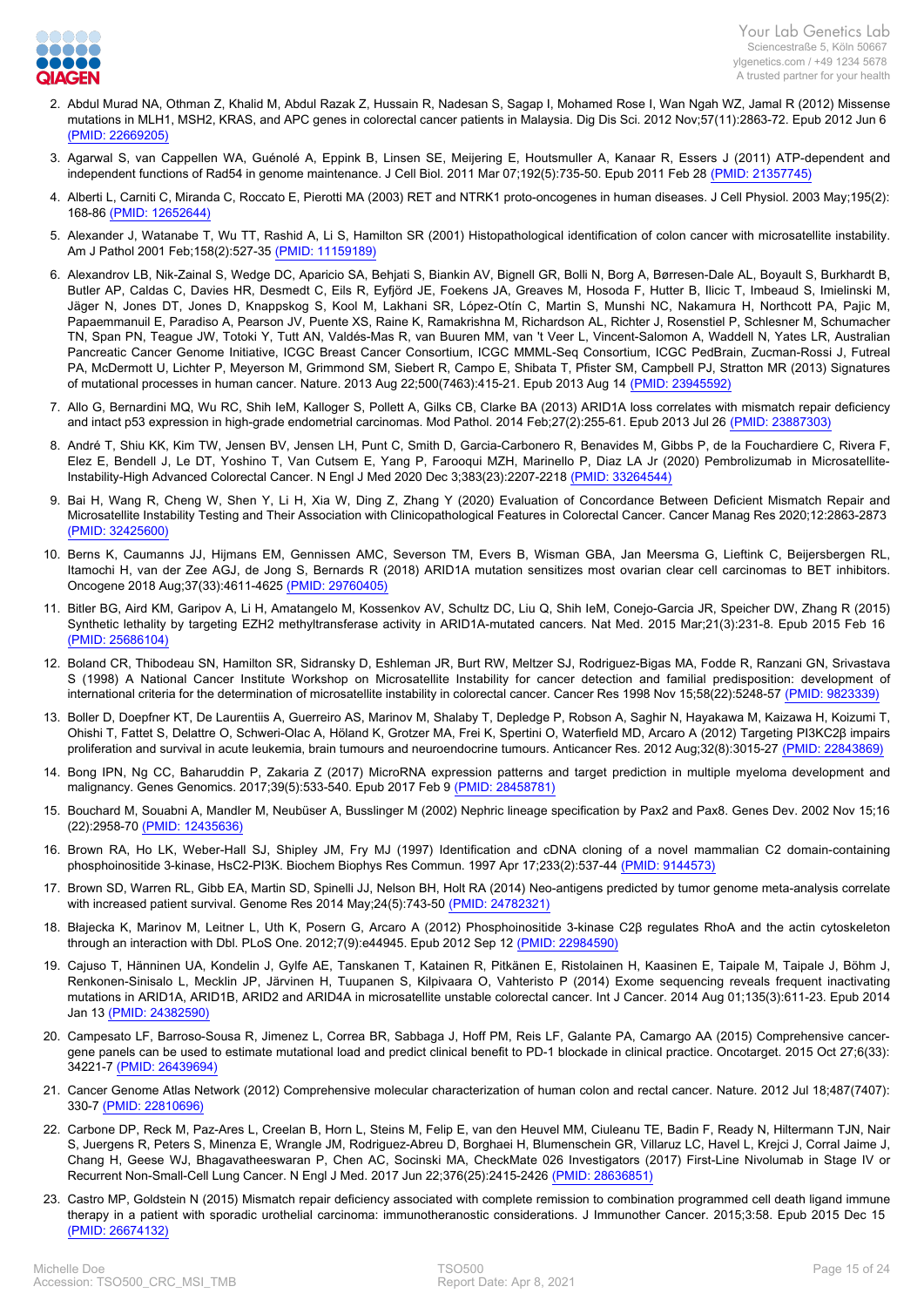2. Abdul Murad NA, Othman Z, Khalid M, Abdul Razak Z, Hussain R, Nadesan S, Sagap I, Mohamed Rose I, Wan Ngah WZ, Jamal R (2012) Missense mutations in MLH1, MSH2, KRAS, and APC genes in colorectal cancer patients in Malaysia. Dig Dis Sci. 2012 Nov;57(11):2863-72. Epub 2012 Jun 6 (PMID: 22669205)

3. Agarwal S, van Cappellen WA, Guénolé A, Eppink B, Linsen SE, Meijering E, Houtsmuller A, Kanaar R, Essers J (2011) ATP-dependent and independent functions of Rad54 in genome maintenance. J Cell Biol. 2011 Mar 07;192(5):735-50. Epub 2011 Feb 28 (PMID: 21357745)

4. Alberti L, Carniti C, Miranda C, Roccato E, Pierotti MA (2003) RET and NTRK1 proto-oncogenes in human diseases. J Cell Physiol. 2003 May;195(2): 168-86 (PMID: 12652644)

5. Alexander J, Watanabe T, Wu TT, Rashid A, Li S, Hamilton SR (2001) Histopathological identification of colon cancer with microsatellite instability. Am J Pathol 2001 Feb;158(2):527-35 (PMID: 11159189)

6. Alexandrov LB, Nik-Zainal S, Wedge DC, Aparicio SA, Behjati S, Biankin AV, Bignell GR, Bolli N, Borg A, Børresen-Dale AL, Boyault S, Burkhardt B, Butler AP, Caldas C, Davies HR, Desmedt C, Eils R, Eyfjörd JE, Foekens JA, Greaves M, Hosoda F, Hutter B, Ilicic T, Imbeaud S, Imielinski M, Jäger N, Jones DT, Jones D, Knappskog S, Kool M, Lakhani SR, López-Otín C, Martin S, Munshi NC, Nakamura H, Northcott PA, Pajic M, Papaemmanuil E, Paradiso A, Pearson JV, Puente XS, Raine K, Ramakrishna M, Richardson AL, Richter J, Rosenstiel P, Schlesner M, Schumacher TN, Span PN, Teague JW, Totoki Y, Tutt AN, Valdés-Mas R, van Buuren MM, van 't Veer L, Vincent-Salomon A, Waddell N, Yates LR, Australian Pancreatic Cancer Genome Initiative, ICGC Breast Cancer Consortium, ICGC MMML-Seq Consortium, ICGC PedBrain, Zucman-Rossi J, Futreal PA, McDermott U, Lichter P, Meyerson M, Grimmond SM, Siebert R, Campo E, Shibata T, Pfister SM, Campbell PJ, Stratton MR (2013) Signatures of mutational processes in human cancer. Nature. 2013 Aug 22;500(7463):415-21. Epub 2013 Aug 14 (PMID: 23945592)

7. Allo G, Bernardini MQ, Wu RC, Shih IeM, Kalloger S, Pollett A, Gilks CB, Clarke BA (2013) ARID1A loss correlates with mismatch repair deficiency and intact p53 expression in high-grade endometrial carcinomas. Mod Pathol. 2014 Feb;27(2):255-61. Epub 2013 Jul 26 (PMID: 23887303)

8. André T, Shiu KK, Kim TW, Jensen BV, Jensen LH, Punt C, Smith D, Garcia-Carbonero R, Benavides M, Gibbs P, de la Fouchardiere C, Rivera F, Elez E, Bendell J, Le DT, Yoshino T, Van Cutsem E, Yang P, Farooqui MZH, Marinello P, Diaz LA Jr (2020) Pembrolizumab in Microsatellite-Instability-High Advanced Colorectal Cancer. N Engl J Med 2020 Dec 3;383(23):2207-2218 (PMID: 33264544)

9. Bai H, Wang R, Cheng W, Shen Y, Li H, Xia W, Ding Z, Zhang Y (2020) Evaluation of Concordance Between Deficient Mismatch Repair and Microsatellite Instability Testing and Their Association with Clinicopathological Features in Colorectal Cancer. Cancer Manag Res 2020;12:2863-2873 (PMID: 32425600)

10. Berns K, Caumanns JJ, Hijmans EM, Gennissen AMC, Severson TM, Evers B, Wisman GBA, Jan Meersma G, Lieftink C, Beijersbergen RL, Itamochi H, van der Zee AGJ, de Jong S, Bernards R (2018) ARID1A mutation sensitizes most ovarian clear cell carcinomas to BET inhibitors. Oncogene 2018 Aug;37(33):4611-4625 (PMID: 29760405)

11. Bitler BG, Aird KM, Garipov A, Li H, Amatangelo M, Kossenkov AV, Schultz DC, Liu Q, Shih IeM, Conejo-Garcia JR, Speicher DW, Zhang R (2015) Synthetic lethality by targeting EZH2 methyltransferase activity in ARID1A-mutated cancers. Nat Med. 2015 Mar;21(3):231-8. Epub 2015 Feb 16 (PMID: 25686104)

12. Boland CR, Thibodeau SN, Hamilton SR, Sidransky D, Eshleman JR, Burt RW, Meltzer SJ, Rodriguez-Bigas MA, Fodde R, Ranzani GN, Srivastava S (1998) A National Cancer Institute Workshop on Microsatellite Instability for cancer detection and familial predisposition: development of international criteria for the determination of microsatellite instability in colorectal cancer. Cancer Res 1998 Nov 15;58(22):5248-57 (PMID: 9823339)

13. Boller D, Doepfner KT, De Laurentiis A, Guerreiro AS, Marinov M, Shalaby T, Depledge P, Robson A, Saghir N, Hayakawa M, Kaizawa H, Koizumi T, Ohishi T, Fattet S, Delattre O, Schweri-Olac A, Höland K, Grotzer MA, Frei K, Spertini O, Waterfield MD, Arcaro A (2012) Targeting PI3KC2β impairs proliferation and survival in acute leukemia, brain tumours and neuroendocrine tumours. Anticancer Res. 2012 Aug;32(8):3015-27 (PMID: 22843869)

14. Bong IPN, Ng CC, Baharuddin P, Zakaria Z (2017) MicroRNA expression patterns and target prediction in multiple myeloma development and malignancy. Genes Genomics. 2017;39(5):533-540. Epub 2017 Feb 9 (PMID: 28458781)

15. Bouchard M, Souabni A, Mandler M, Neubüser A, Busslinger M (2002) Nephric lineage specification by Pax2 and Pax8. Genes Dev. 2002 Nov 15;16 (22):2958-70 (PMID: 12435636)

16. Brown RA, Ho LK, Weber-Hall SJ, Shipley JM, Fry MJ (1997) Identification and cDNA cloning of a novel mammalian C2 domain-containing phosphoinositide 3-kinase, HsC2-PI3K. Biochem Biophys Res Commun. 1997 Apr 17;233(2):537-44 (PMID: 9144573)

17. Brown SD, Warren RL, Gibb EA, Martin SD, Spinelli JJ, Nelson BH, Holt RA (2014) Neo-antigens predicted by tumor genome meta-analysis correlate with increased patient survival. Genome Res 2014 May;24(5):743-50 (PMID: 24782321)

18. Błajecka K, Marinov M, Leitner L, Uth K, Posern G, Arcaro A (2012) Phosphoinositide 3-kinase C2β regulates RhoA and the actin cytoskeleton through an interaction with Dbl. PLoS One. 2012;7(9):e44945. Epub 2012 Sep 12 (PMID: 22984590)

19. Cajuso T, Hänninen UA, Kondelin J, Gylfe AE, Tanskanen T, Katainen R, Pitkänen E, Ristolainen H, Kaasinen E, Taipale M, Taipale J, Böhm J, Renkonen-Sinisalo L, Mecklin JP, Järvinen H, Tuupanen S, Kilpivaara O, Vahteristo P (2014) Exome sequencing reveals frequent inactivating mutations in ARID1A, ARID1B, ARID2 and ARID4A in microsatellite unstable colorectal cancer. Int J Cancer. 2014 Aug 01;135(3):611-23. Epub 2014 Jan 13 (PMID: 24382590)

20. Campesato LF, Barroso-Sousa R, Jimenez L, Correa BR, Sabbaga J, Hoff PM, Reis LF, Galante PA, Camargo AA (2015) Comprehensive cancer-gene panels can be used to estimate mutational load and predict clinical benefit to PD-1 blockade in clinical practice. Oncotarget. 2015 Oct 27;6(33): 34221-7 (PMID: 26439694)

21. Cancer Genome Atlas Network (2012) Comprehensive molecular characterization of human colon and rectal cancer. Nature. 2012 Jul 18;487(7407): 330-7 (PMID: 22810696)

22. Carbone DP, Reck M, Paz-Ares L, Creelan B, Horn L, Steins M, Felip E, van den Heuvel MM, Ciuleanu TE, Badin F, Ready N, Hiltermann TJN, Nair S, Juergens R, Peters S, Minenza E, Wrangle JM, Rodriguez-Abreu D, Borghaei H, Blumenschein GR, Villaruz LC, Havel L, Krejci J, Corral Jaime J, Chang H, Geese WJ, Bhagavatheeswaran P, Chen AC, Socinski MA, CheckMate 026 Investigators (2017) First-Line Nivolumab in Stage IV or Recurrent Non-Small-Cell Lung Cancer. N Engl J Med. 2017 Jun 22;376(25):2415-2426 (PMID: 28636851)

23. Castro MP, Goldstein N (2015) Mismatch repair deficiency associated with complete remission to combination programmed cell death ligand immune therapy in a patient with sporadic urothelial carcinoma: immunotheranostic considerations. J Immunother Cancer. 2015;3:58. Epub 2015 Dec 15 (PMID: 26674132)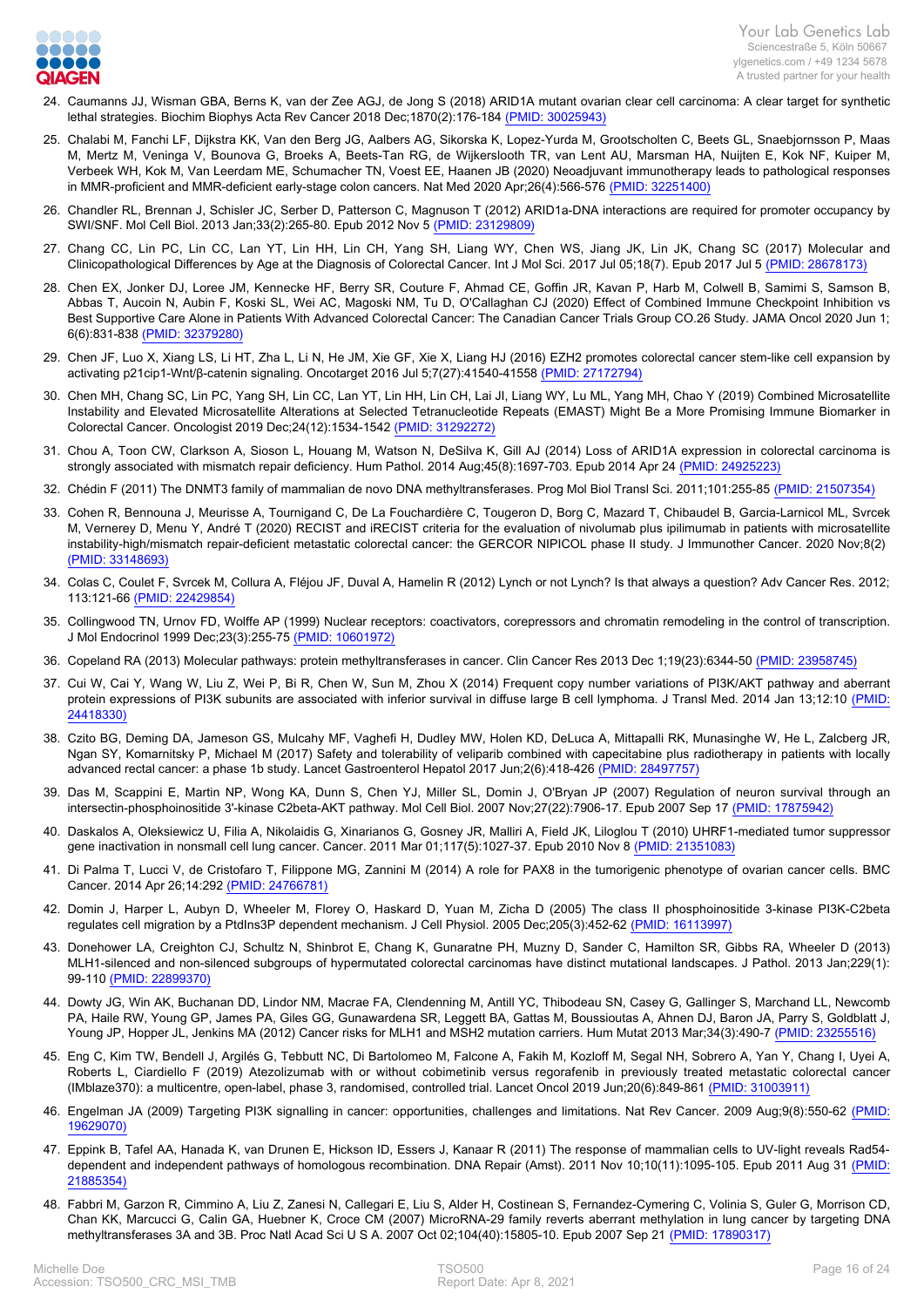24. Caumanns JJ, Wisman GBA, Berns K, van der Zee AGJ, de Jong S (2018) ARID1A mutant ovarian clear cell carcinoma: A clear target for synthetic lethal strategies. Biochim Biophys Acta Rev Cancer 2018 Dec;1870(2):176-184 (PMID: 30025943)
25. Chalabi M, Fanchi LF, Dijkstra KK, Van den Berg JG, Aalbers AG, Sikorska K, Lopez-Yurda M, Grootscholten C, Beets GL, Snaebjornsson P, Maas M, Mertz M, Veninga V, Bounova G, Broeks A, Beets-Tan RG, de Wijkerslooth TR, van Lent AU, Marsman HA, Nuijten E, Kok NF, Kuiper M, Verbeek WH, Kok M, Van Leerdam ME, Schumacher TN, Voest EE, Haanen JB (2020) Neoadjuvant immunotherapy leads to pathological responses in MMR-proficient and MMR-deficient early-stage colon cancers. Nat Med 2020 Apr;26(4):566-576 (PMID: 32251400)
26. Chandler RL, Brennan J, Schisler JC, Serber D, Patterson C, Magnuson T (2012) ARID1a-DNA interactions are required for promoter occupancy by SWI/SNF. Mol Cell Biol. 2013 Jan;33(2):265-80. Epub 2012 Nov 5 (PMID: 23129809)
27. Chang CC, Lin PC, Lin CC, Lan YT, Lin HH, Lin CH, Yang SH, Liang WY, Chen WS, Jiang JK, Lin JK, Chang SC (2017) Molecular and Clinicopathological Differences by Age at the Diagnosis of Colorectal Cancer. Int J Mol Sci. 2017 Jul 05;18(7). Epub 2017 Jul 5 (PMID: 28678173)
28. Chen EX, Jonker DJ, Loree JM, Kennecke HF, Berry SR, Couture F, Ahmad CE, Goffin JR, Kavan P, Harb M, Colwell B, Samimi S, Samson B, Abbas T, Aucoin N, Aubin F, Koski SL, Wei AC, Magoski NM, Tu D, O'Callaghan CJ (2020) Effect of Combined Immune Checkpoint Inhibition vs Best Supportive Care Alone in Patients With Advanced Colorectal Cancer: The Canadian Cancer Trials Group CO.26 Study. JAMA Oncol 2020 Jun 1; 6(6):831-838 (PMID: 32379280)
29. Chen JF, Luo X, Xiang LS, Li HT, Zha L, Li N, He JM, Xie GF, Xie X, Liang HJ (2016) EZH2 promotes colorectal cancer stem-like cell expansion by activating p21cip1-Wnt/β-catenin signaling. Oncotarget 2016 Jul 5;7(27):41540-41558 (PMID: 27172794)
30. Chen MH, Chang SC, Lin PC, Yang SH, Lin CC, Lan YT, Lin HH, Lin CH, Lai JI, Liang WY, Lu ML, Yang MH, Chao Y (2019) Combined Microsatellite Instability and Elevated Microsatellite Alterations at Selected Tetranucleotide Repeats (EMAST) Might Be a More Promising Immune Biomarker in Colorectal Cancer. Oncologist 2019 Dec;24(12):1534-1542 (PMID: 31292272)
31. Chou A, Toon CW, Clarkson A, Sioson L, Houang M, Watson N, DeSilva K, Gill AJ (2014) Loss of ARID1A expression in colorectal carcinoma is strongly associated with mismatch repair deficiency. Hum Pathol. 2014 Aug;45(8):1697-703. Epub 2014 Apr 24 (PMID: 24925223)
32. Chédin F (2011) The DNMT3 family of mammalian de novo DNA methyltransferases. Prog Mol Biol Transl Sci. 2011;101:255-85 (PMID: 21507354)
33. Cohen R, Bennouna J, Meurisse A, Tournigand C, De La Fouchardière C, Tougeron D, Borg C, Mazard T, Chibaudel B, Garcia-Larnicol ML, Svrcek M, Vernerey D, Menu Y, André T (2020) RECIST and iRECIST criteria for the evaluation of nivolumab plus ipilimumab in patients with microsatellite instability-high/mismatch repair-deficient metastatic colorectal cancer: the GERCOR NIPICOL phase II study. J Immunother Cancer. 2020 Nov;8(2) (PMID: 33148693)
34. Colas C, Coulet F, Svrcek M, Collura A, Fléjou JF, Duval A, Hamelin R (2012) Lynch or not Lynch? Is that always a question? Adv Cancer Res. 2012; 113:121-66 (PMID: 22429854)
35. Collingwood TN, Urnov FD, Wolffe AP (1999) Nuclear receptors: coactivators, corepressors and chromatin remodeling in the control of transcription. J Mol Endocrinol 1999 Dec;23(3):255-75 (PMID: 10601972)
36. Copeland RA (2013) Molecular pathways: protein methyltransferases in cancer. Clin Cancer Res 2013 Dec 1;19(23):6344-50 (PMID: 23958745)
37. Cui W, Cai Y, Wang W, Liu Z, Wei P, Bi R, Chen W, Sun M, Zhou X (2014) Frequent copy number variations of PI3K/AKT pathway and aberrant protein expressions of PI3K subunits are associated with inferior survival in diffuse large B cell lymphoma. J Transl Med. 2014 Jan 13;12:10 (PMID: 24418330)
38. Czito BG, Deming DA, Jameson GS, Mulcahy MF, Vaghefi H, Dudley MW, Holen KD, DeLuca A, Mittapalli RK, Munasinghe W, He L, Zalcberg JR, Ngan SY, Komarnitsky P, Michael M (2017) Safety and tolerability of veliparib combined with capecitabine plus radiotherapy in patients with locally advanced rectal cancer: a phase 1b study. Lancet Gastroenterol Hepatol 2017 Jun;2(6):418-426 (PMID: 28497757)
39. Das M, Scappini E, Martin NP, Wong KA, Dunn S, Chen YJ, Miller SL, Domin J, O'Bryan JP (2007) Regulation of neuron survival through an intersectin-phosphoinositide 3'-kinase C2beta-AKT pathway. Mol Cell Biol. 2007 Nov;27(22):7906-17. Epub 2007 Sep 17 (PMID: 17875942)
40. Daskalos A, Oleksiewicz U, Filia A, Nikolaidis G, Xinarianos G, Gosney JR, Malliri A, Field JK, Liloglou T (2010) UHRF1-mediated tumor suppressor gene inactivation in nonsmall cell lung cancer. Cancer. 2011 Mar 01;117(5):1027-37. Epub 2010 Nov 8 (PMID: 21351083)
41. Di Palma T, Lucci V, de Cristofaro T, Filippone MG, Zannini M (2014) A role for PAX8 in the tumorigenic phenotype of ovarian cancer cells. BMC Cancer. 2014 Apr 26;14:292 (PMID: 24766781)
42. Domin J, Harper L, Aubyn D, Wheeler M, Florey O, Haskard D, Yuan M, Zicha D (2005) The class II phosphoinositide 3-kinase PI3K-C2beta regulates cell migration by a PtdIns3P dependent mechanism. J Cell Physiol. 2005 Dec;205(3):452-62 (PMID: 16113997)
43. Donehower LA, Creighton CJ, Schultz N, Shinbrot E, Chang K, Gunaratne PH, Muzny D, Sander C, Hamilton SR, Gibbs RA, Wheeler D (2013) MLH1-silenced and non-silenced subgroups of hypermutated colorectal carcinomas have distinct mutational landscapes. J Pathol. 2013 Jan;229(1): 99-110 (PMID: 22899370)
44. Dowty JG, Win AK, Buchanan DD, Lindor NM, Macrae FA, Clendenning M, Antill YC, Thibodeau SN, Casey G, Gallinger S, Marchand LL, Newcomb PA, Haile RW, Young GP, James PA, Giles GG, Gunawardena SR, Leggett BA, Gattas M, Boussioutas A, Ahnen DJ, Baron JA, Parry S, Goldblatt J, Young JP, Hopper JL, Jenkins MA (2012) Cancer risks for MLH1 and MSH2 mutation carriers. Hum Mutat 2013 Mar;34(3):490-7 (PMID: 23255516)
45. Eng C, Kim TW, Bendell J, Argilés G, Tebbutt NC, Di Bartolomeo M, Falcone A, Fakih M, Kozloff M, Segal NH, Sobrero A, Yan Y, Chang I, Uyei A, Roberts L, Ciardiello F (2019) Atezolizumab with or without cobimetinib versus regorafenib in previously treated metastatic colorectal cancer (IMblaze370): a multicentre, open-label, phase 3, randomised, controlled trial. Lancet Oncol 2019 Jun;20(6):849-861 (PMID: 31003911)
46. Engelman JA (2009) Targeting PI3K signalling in cancer: opportunities, challenges and limitations. Nat Rev Cancer. 2009 Aug;9(8):550-62 (PMID: 19629070)
47. Eppink B, Tafel AA, Hanada K, van Drunen E, Hickson ID, Essers J, Kanaar R (2011) The response of mammalian cells to UV-light reveals Rad54-dependent and independent pathways of homologous recombination. DNA Repair (Amst). 2011 Nov 10;10(11):1095-105. Epub 2011 Aug 31 (PMID: 21885354)
48. Fabbri M, Garzon R, Cimmino A, Liu Z, Zanesi N, Callegari E, Liu S, Alder H, Costinean S, Fernandez-Cymering C, Volinia S, Guler G, Morrison CD, Chan KK, Marcucci G, Calin GA, Huebner K, Croce CM (2007) MicroRNA-29 family reverts aberrant methylation in lung cancer by targeting DNA methyltransferases 3A and 3B. Proc Natl Acad Sci U S A. 2007 Oct 02;104(40):15805-10. Epub 2007 Sep 21 (PMID: 17890317)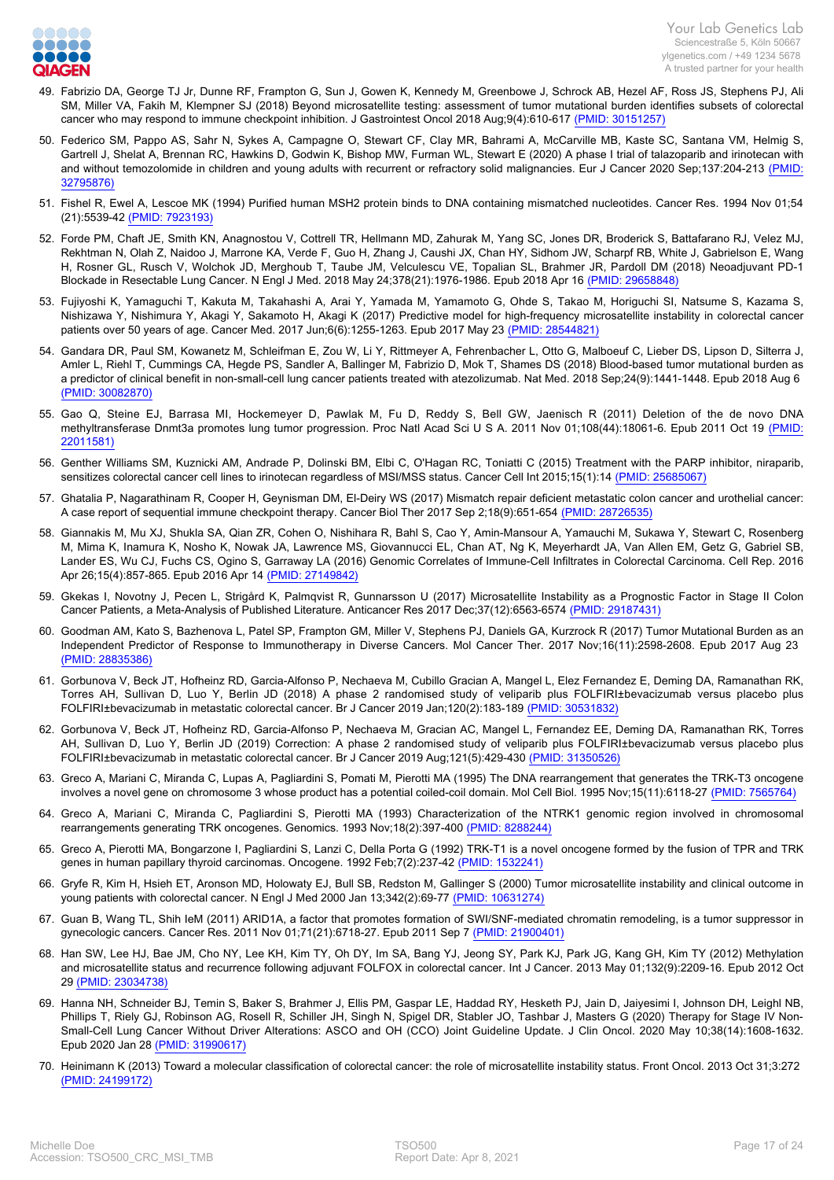49. Fabrizio DA, George TJ Jr, Dunne RF, Frampton G, Sun J, Gowen K, Kennedy M, Greenbowe J, Schrock AB, Hezel AF, Ross JS, Stephens PJ, Ali SM, Miller VA, Fakih M, Klempner SJ (2018) Beyond microsatellite testing: assessment of tumor mutational burden identifies subsets of colorectal cancer who may respond to immune checkpoint inhibition. J Gastrointest Oncol 2018 Aug;9(4):610-617 (PMID: 30151257)

50. Federico SM, Pappo AS, Sahr N, Sykes A, Campagne O, Stewart CF, Clay MR, Bahrami A, McCarville MB, Kaste SC, Santana VM, Helmig S, Gartrell J, Shelat A, Brennan RC, Hawkins D, Godwin K, Bishop MW, Furman WL, Stewart E (2020) A phase I trial of talazoparib and irinotecan with and without temozolomide in children and young adults with recurrent or refractory solid malignancies. Eur J Cancer 2020 Sep;137:204-213 (PMID: 32795876)

51. Fishel R, Ewel A, Lescoe MK (1994) Purified human MSH2 protein binds to DNA containing mismatched nucleotides. Cancer Res. 1994 Nov 01;54 (21):5539-42 (PMID: 7923193)

52. Forde PM, Chaft JE, Smith KN, Anagnostou V, Cottrell TR, Hellmann MD, Zahurak M, Yang SC, Jones DR, Broderick S, Battafarano RJ, Velez MJ, Rekhtman N, Olah Z, Naidoo J, Marrone KA, Verde F, Guo H, Zhang J, Caushi JX, Chan HY, Sidhom JW, Scharpf RB, White J, Gabrielson E, Wang H, Rosner GL, Rusch V, Wolchok JD, Merghoub T, Taube JM, Velculescu VE, Topalian SL, Brahmer JR, Pardoll DM (2018) Neoadjuvant PD-1 Blockade in Resectable Lung Cancer. N Engl J Med. 2018 May 24;378(21):1976-1986. Epub 2018 Apr 16 (PMID: 29658848)

53. Fujiyoshi K, Yamaguchi T, Kakuta M, Takahashi A, Arai Y, Yamada M, Yamamoto G, Ohde S, Takao M, Horiguchi SI, Natsume S, Kazama S, Nishizawa Y, Nishimura Y, Akagi Y, Sakamoto H, Akagi K (2017) Predictive model for high-frequency microsatellite instability in colorectal cancer patients over 50 years of age. Cancer Med. 2017 Jun;6(6):1255-1263. Epub 2017 May 23 (PMID: 28544821)

54. Gandara DR, Paul SM, Kowanetz M, Schleifman E, Zou W, Li Y, Rittmeyer A, Fehrenbacher L, Otto G, Malboeuf C, Lieber DS, Lipson D, Silterra J, Amler L, Riehl T, Cummings CA, Hegde PS, Sandler A, Ballinger M, Fabrizio D, Mok T, Shames DS (2018) Blood-based tumor mutational burden as a predictor of clinical benefit in non-small-cell lung cancer patients treated with atezolizumab. Nat Med. 2018 Sep;24(9):1441-1448. Epub 2018 Aug 6 (PMID: 30082870)

55. Gao Q, Steine EJ, Barrasa MI, Hockemeyer D, Pawlak M, Fu D, Reddy S, Bell GW, Jaenisch R (2011) Deletion of the de novo DNA methyltransferase Dnmt3a promotes lung tumor progression. Proc Natl Acad Sci U S A. 2011 Nov 01;108(44):18061-6. Epub 2011 Oct 19 (PMID: 22011581)

56. Genther Williams SM, Kuznicki AM, Andrade P, Dolinski BM, Elbi C, O'Hagan RC, Toniatti C (2015) Treatment with the PARP inhibitor, niraparib, sensitizes colorectal cancer cell lines to irinotecan regardless of MSI/MSS status. Cancer Cell Int 2015;15(1):14 (PMID: 25685067)

57. Ghatalia P, Nagarathinam R, Cooper H, Geynisman DM, El-Deiry WS (2017) Mismatch repair deficient metastatic colon cancer and urothelial cancer: A case report of sequential immune checkpoint therapy. Cancer Biol Ther 2017 Sep 2;18(9):651-654 (PMID: 28726535)

58. Giannakis M, Mu XJ, Shukla SA, Qian ZR, Cohen O, Nishihara R, Bahl S, Cao Y, Amin-Mansour A, Yamauchi M, Sukawa Y, Stewart C, Rosenberg M, Mima K, Inamura K, Nosho K, Nowak JA, Lawrence MS, Giovannucci EL, Chan AT, Ng K, Meyerhardt JA, Van Allen EM, Getz G, Gabriel SB, Lander ES, Wu CJ, Fuchs CS, Ogino S, Garraway LA (2016) Genomic Correlates of Immune-Cell Infiltrates in Colorectal Carcinoma. Cell Rep. 2016 Apr 26;15(4):857-865. Epub 2016 Apr 14 (PMID: 27149842)

59. Gkekas I, Novotny J, Pecen L, Strigård K, Palmqvist R, Gunnarsson U (2017) Microsatellite Instability as a Prognostic Factor in Stage II Colon Cancer Patients, a Meta-Analysis of Published Literature. Anticancer Res 2017 Dec;37(12):6563-6574 (PMID: 29187431)

60. Goodman AM, Kato S, Bazhenova L, Patel SP, Frampton GM, Miller V, Stephens PJ, Daniels GA, Kurzrock R (2017) Tumor Mutational Burden as an Independent Predictor of Response to Immunotherapy in Diverse Cancers. Mol Cancer Ther. 2017 Nov;16(11):2598-2608. Epub 2017 Aug 23 (PMID: 28835386)

61. Gorbunova V, Beck JT, Hofheinz RD, Garcia-Alfonso P, Nechaeva M, Cubillo Gracian A, Mangel L, Elez Fernandez E, Deming DA, Ramanathan RK, Torres AH, Sullivan D, Luo Y, Berlin JD (2018) A phase 2 randomised study of veliparib plus FOLFIRI±bevacizumab versus placebo plus FOLFIRI±bevacizumab in metastatic colorectal cancer. Br J Cancer 2019 Jan;120(2):183-189 (PMID: 30531832)

62. Gorbunova V, Beck JT, Hofheinz RD, Garcia-Alfonso P, Nechaeva M, Gracian AC, Mangel L, Fernandez EE, Deming DA, Ramanathan RK, Torres AH, Sullivan D, Luo Y, Berlin JD (2019) Correction: A phase 2 randomised study of veliparib plus FOLFIRI±bevacizumab versus placebo plus FOLFIRI±bevacizumab in metastatic colorectal cancer. Br J Cancer 2019 Aug;121(5):429-430 (PMID: 31350526)

63. Greco A, Mariani C, Miranda C, Lupas A, Pagliardini S, Pomati M, Pierotti MA (1995) The DNA rearrangement that generates the TRK-T3 oncogene involves a novel gene on chromosome 3 whose product has a potential coiled-coil domain. Mol Cell Biol. 1995 Nov;15(11):6118-27 (PMID: 7565764)

64. Greco A, Mariani C, Miranda C, Pagliardini S, Pierotti MA (1993) Characterization of the NTRK1 genomic region involved in chromosomal rearrangements generating TRK oncogenes. Genomics. 1993 Nov;18(2):397-400 (PMID: 8288244)

65. Greco A, Pierotti MA, Bongarzone I, Pagliardini S, Lanzi C, Della Porta G (1992) TRK-T1 is a novel oncogene formed by the fusion of TPR and TRK genes in human papillary thyroid carcinomas. Oncogene. 1992 Feb;7(2):237-42 (PMID: 1532241)

66. Gryfe R, Kim H, Hsieh ET, Aronson MD, Holowaty EJ, Bull SB, Redston M, Gallinger S (2000) Tumor microsatellite instability and clinical outcome in young patients with colorectal cancer. N Engl J Med 2000 Jan 13;342(2):69-77 (PMID: 10631274)

67. Guan B, Wang TL, Shih IeM (2011) ARID1A, a factor that promotes formation of SWI/SNF-mediated chromatin remodeling, is a tumor suppressor in gynecologic cancers. Cancer Res. 2011 Nov 01;71(21):6718-27. Epub 2011 Sep 7 (PMID: 21900401)

68. Han SW, Lee HJ, Bae JM, Cho NY, Lee KH, Kim TY, Oh DY, Im SA, Bang YJ, Jeong SY, Park KJ, Park JG, Kang GH, Kim TY (2012) Methylation and microsatellite status and recurrence following adjuvant FOLFOX in colorectal cancer. Int J Cancer. 2013 May 01;132(9):2209-16. Epub 2012 Oct 29 (PMID: 23034738)

69. Hanna NH, Schneider BJ, Temin S, Baker S, Brahmer J, Ellis PM, Gaspar LE, Haddad RY, Hesketh PJ, Jain D, Jaiyesimi I, Johnson DH, Leighl NB, Phillips T, Riely GJ, Robinson AG, Rosell R, Schiller JH, Singh N, Spigel DR, Stabler JO, Tashbar J, Masters G (2020) Therapy for Stage IV Non-Small-Cell Lung Cancer Without Driver Alterations: ASCO and OH (CCO) Joint Guideline Update. J Clin Oncol. 2020 May 10;38(14):1608-1632. Epub 2020 Jan 28 (PMID: 31990617)

70. Heinimann K (2013) Toward a molecular classification of colorectal cancer: the role of microsatellite instability status. Front Oncol. 2013 Oct 31;3:272 (PMID: 24199172)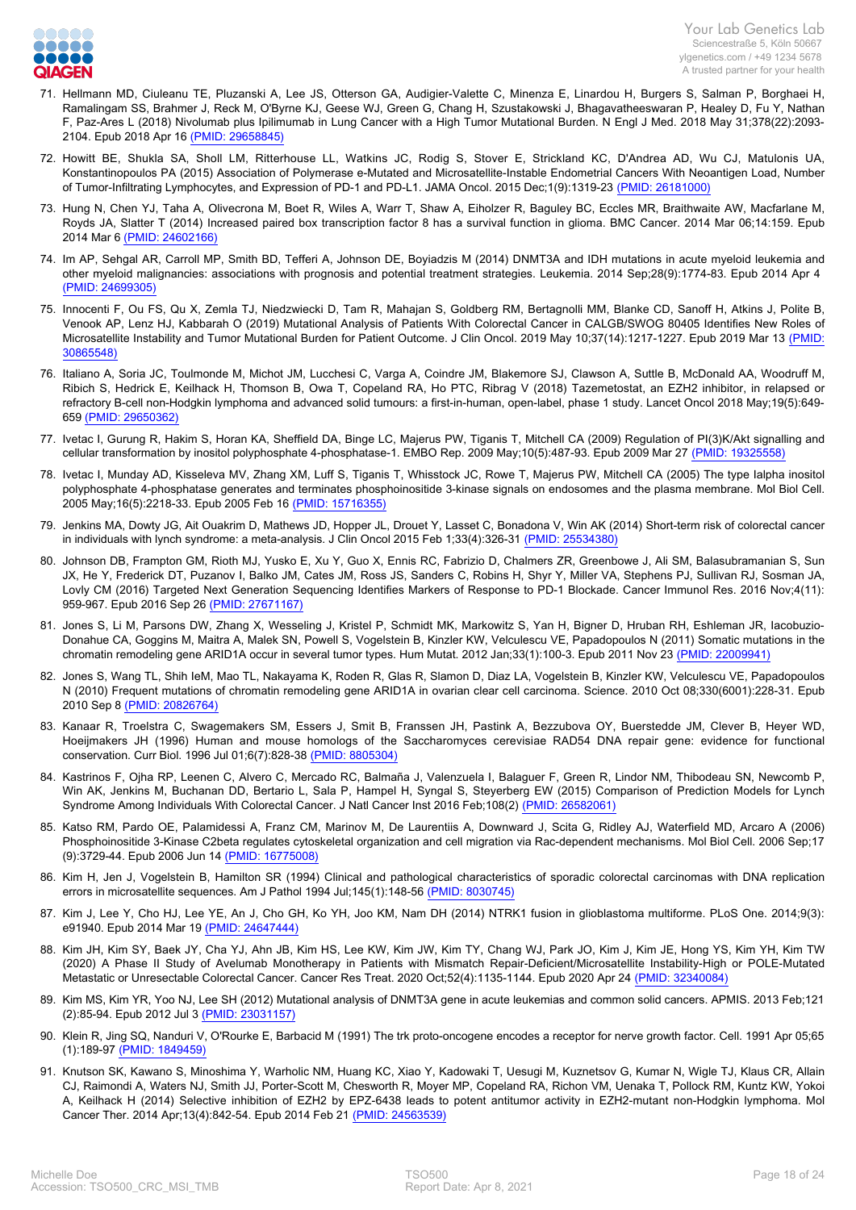71. Hellmann MD, Ciuleanu TE, Pluzanski A, Lee JS, Otterson GA, Audigier-Valette C, Minenza E, Linardou H, Burgers S, Salman P, Borghaei H, Ramalingam SS, Brahmer J, Reck M, O'Byrne KJ, Geese WJ, Green G, Chang H, Szustakowski J, Bhagavatheeswaran P, Healey D, Fu Y, Nathan F, Paz-Ares L (2018) Nivolumab plus Ipilimumab in Lung Cancer with a High Tumor Mutational Burden. N Engl J Med. 2018 May 31;378(22):2093-2104. Epub 2018 Apr 16 (PMID: 29658845)

72. Howitt BE, Shukla SA, Sholl LM, Ritterhouse LL, Watkins JC, Rodig S, Stover E, Strickland KC, D'Andrea AD, Wu CJ, Matulonis UA, Konstantinopoulos PA (2015) Association of Polymerase e-Mutated and Microsatellite-Instable Endometrial Cancers With Neoantigen Load, Number of Tumor-Infiltrating Lymphocytes, and Expression of PD-1 and PD-L1. JAMA Oncol. 2015 Dec;1(9):1319-23 (PMID: 26181000)

73. Hung N, Chen YJ, Taha A, Olivecrona M, Boet R, Wiles A, Warr T, Shaw A, Eiholzer R, Baguley BC, Eccles MR, Braithwaite AW, Macfarlane M, Royds JA, Slatter T (2014) Increased paired box transcription factor 8 has a survival function in glioma. BMC Cancer. 2014 Mar 06;14:159. Epub 2014 Mar 6 (PMID: 24602166)

74. Im AP, Sehgal AR, Carroll MP, Smith BD, Tefferi A, Johnson DE, Boyiadzis M (2014) DNMT3A and IDH mutations in acute myeloid leukemia and other myeloid malignancies: associations with prognosis and potential treatment strategies. Leukemia. 2014 Sep;28(9):1774-83. Epub 2014 Apr 4 (PMID: 24699305)

75. Innocenti F, Ou FS, Qu X, Zemla TJ, Niedzwiecki D, Tam R, Mahajan S, Goldberg RM, Bertagnolli MM, Blanke CD, Sanoff H, Atkins J, Polite B, Venook AP, Lenz HJ, Kabbarah O (2019) Mutational Analysis of Patients With Colorectal Cancer in CALGB/SWOG 80405 Identifies New Roles of Microsatellite Instability and Tumor Mutational Burden for Patient Outcome. J Clin Oncol. 2019 May 10;37(14):1217-1227. Epub 2019 Mar 13 (PMID: 30865548)

76. Italiano A, Soria JC, Toulmonde M, Michot JM, Lucchesi C, Varga A, Coindre JM, Blakemore SJ, Clawson A, Suttle B, McDonald AA, Woodruff M, Ribich S, Hedrick E, Keilhack H, Thomson B, Owa T, Copeland RA, Ho PTC, Ribrag V (2018) Tazemetostat, an EZH2 inhibitor, in relapsed or refractory B-cell non-Hodgkin lymphoma and advanced solid tumours: a first-in-human, open-label, phase 1 study. Lancet Oncol 2018 May;19(5):649-659 (PMID: 29650362)

77. Ivetac I, Gurung R, Hakim S, Horan KA, Sheffield DA, Binge LC, Majerus PW, Tiganis T, Mitchell CA (2009) Regulation of PI(3)K/Akt signalling and cellular transformation by inositol polyphosphate 4-phosphatase-1. EMBO Rep. 2009 May;10(5):487-93. Epub 2009 Mar 27 (PMID: 19325558)

78. Ivetac I, Munday AD, Kisseleva MV, Zhang XM, Luff S, Tiganis T, Whisstock JC, Rowe T, Majerus PW, Mitchell CA (2005) The type Ialpha inositol polyphosphate 4-phosphatase generates and terminates phosphoinositide 3-kinase signals on endosomes and the plasma membrane. Mol Biol Cell. 2005 May;16(5):2218-33. Epub 2005 Feb 16 (PMID: 15716355)

79. Jenkins MA, Dowty JG, Ait Ouakrim D, Mathews JD, Hopper JL, Drouet Y, Lasset C, Bonadona V, Win AK (2014) Short-term risk of colorectal cancer in individuals with lynch syndrome: a meta-analysis. J Clin Oncol 2015 Feb 1;33(4):326-31 (PMID: 25534380)

80. Johnson DB, Frampton GM, Rioth MJ, Yusko E, Xu Y, Guo X, Ennis RC, Fabrizio D, Chalmers ZR, Greenbowe J, Ali SM, Balasubramanian S, Sun JX, He Y, Frederick DT, Puzanov I, Balko JM, Cates JM, Ross JS, Sanders C, Robins H, Shyr Y, Miller VA, Stephens PJ, Sullivan RJ, Sosman JA, Lovly CM (2016) Targeted Next Generation Sequencing Identifies Markers of Response to PD-1 Blockade. Cancer Immunol Res. 2016 Nov;4(11): 959-967. Epub 2016 Sep 26 (PMID: 27671167)

81. Jones S, Li M, Parsons DW, Zhang X, Wesseling J, Kristel P, Schmidt MK, Markowitz S, Yan H, Bigner D, Hruban RH, Eshleman JR, Iacobuzio-Donahue CA, Goggins M, Maitra A, Malek SN, Powell S, Vogelstein B, Kinzler KW, Velculescu VE, Papadopoulos N (2011) Somatic mutations in the chromatin remodeling gene ARID1A occur in several tumor types. Hum Mutat. 2012 Jan;33(1):100-3. Epub 2011 Nov 23 (PMID: 22009941)

82. Jones S, Wang TL, Shih IeM, Mao TL, Nakayama K, Roden R, Glas R, Slamon D, Diaz LA, Vogelstein B, Kinzler KW, Velculescu VE, Papadopoulos N (2010) Frequent mutations of chromatin remodeling gene ARID1A in ovarian clear cell carcinoma. Science. 2010 Oct 08;330(6001):228-31. Epub 2010 Sep 8 (PMID: 20826764)

83. Kanaar R, Troelstra C, Swagemakers SM, Essers J, Smit B, Franssen JH, Pastink A, Bezzubova OY, Buerstedde JM, Clever B, Heyer WD, Hoeijmakers JH (1996) Human and mouse homologs of the Saccharomyces cerevisiae RAD54 DNA repair gene: evidence for functional conservation. Curr Biol. 1996 Jul 01;6(7):828-38 (PMID: 8805304)

84. Kastrinos F, Ojha RP, Leenen C, Alvero C, Mercado RC, Balmaña J, Valenzuela I, Balaguer F, Green R, Lindor NM, Thibodeau SN, Newcomb P, Win AK, Jenkins M, Buchanan DD, Bertario L, Sala P, Hampel H, Syngal S, Steyerberg EW (2015) Comparison of Prediction Models for Lynch Syndrome Among Individuals With Colorectal Cancer. J Natl Cancer Inst 2016 Feb;108(2) (PMID: 26582061)

85. Katso RM, Pardo OE, Palamidessi A, Franz CM, Marinov M, De Laurentiis A, Downward J, Scita G, Ridley AJ, Waterfield MD, Arcaro A (2006) Phosphoinositide 3-Kinase C2beta regulates cytoskeletal organization and cell migration via Rac-dependent mechanisms. Mol Biol Cell. 2006 Sep;17 (9):3729-44. Epub 2006 Jun 14 (PMID: 16775008)

86. Kim H, Jen J, Vogelstein B, Hamilton SR (1994) Clinical and pathological characteristics of sporadic colorectal carcinomas with DNA replication errors in microsatellite sequences. Am J Pathol 1994 Jul;145(1):148-56 (PMID: 8030745)

87. Kim J, Lee Y, Cho HJ, Lee YE, An J, Cho GH, Ko YH, Joo KM, Nam DH (2014) NTRK1 fusion in glioblastoma multiforme. PLoS One. 2014;9(3): e91940. Epub 2014 Mar 19 (PMID: 24647444)

88. Kim JH, Kim SY, Baek JY, Cha YJ, Ahn JB, Kim HS, Lee KW, Kim JW, Kim TY, Chang WJ, Park JO, Kim J, Kim JE, Hong YS, Kim YH, Kim TW (2020) A Phase II Study of Avelumab Monotherapy in Patients with Mismatch Repair-Deficient/Microsatellite Instability-High or POLE-Mutated Metastatic or Unresectable Colorectal Cancer. Cancer Res Treat. 2020 Oct;52(4):1135-1144. Epub 2020 Apr 24 (PMID: 32340084)

89. Kim MS, Kim YR, Yoo NJ, Lee SH (2012) Mutational analysis of DNMT3A gene in acute leukemias and common solid cancers. APMIS. 2013 Feb;121 (2):85-94. Epub 2012 Jul 3 (PMID: 23031157)

90. Klein R, Jing SQ, Nanduri V, O'Rourke E, Barbacid M (1991) The trk proto-oncogene encodes a receptor for nerve growth factor. Cell. 1991 Apr 05;65 (1):189-97 (PMID: 1849459)

91. Knutson SK, Kawano S, Minoshima Y, Warholic NM, Huang KC, Xiao Y, Kadowaki T, Uesugi M, Kuznetsov G, Kumar N, Wigle TJ, Klaus CR, Allain CJ, Raimondi A, Waters NJ, Smith JJ, Porter-Scott M, Chesworth R, Moyer MP, Copeland RA, Richon VM, Uenaka T, Pollock RM, Kuntz KW, Yokoi A, Keilhack H (2014) Selective inhibition of EZH2 by EPZ-6438 leads to potent antitumor activity in EZH2-mutant non-Hodgkin lymphoma. Mol Cancer Ther. 2014 Apr;13(4):842-54. Epub 2014 Feb 21 (PMID: 24563539)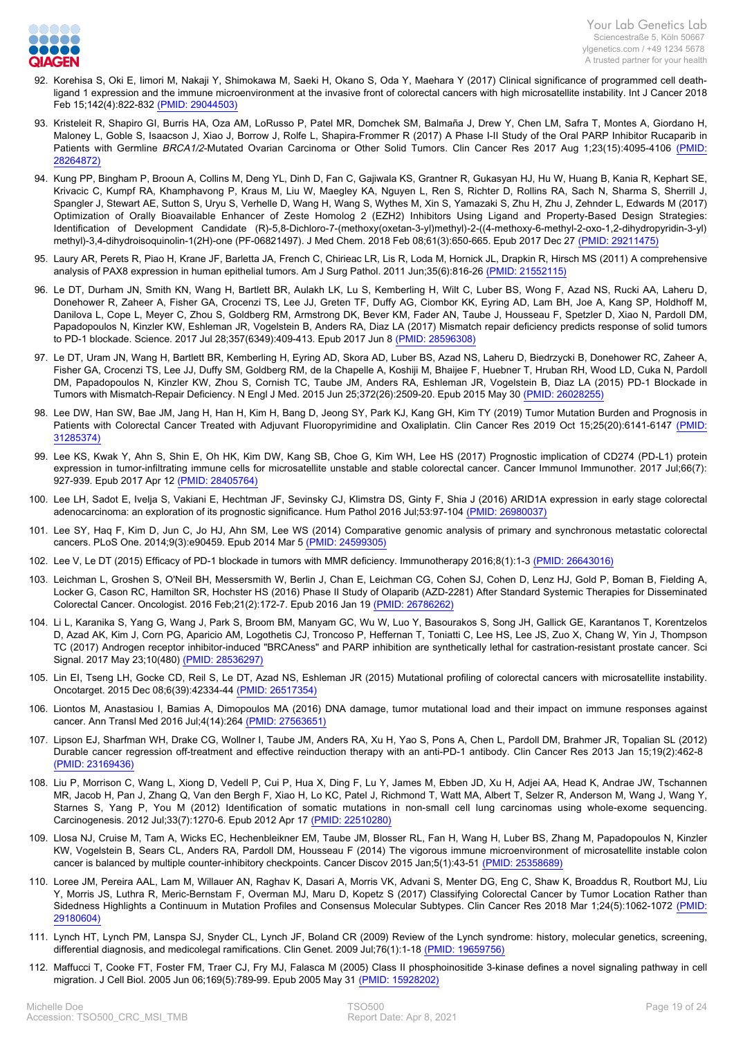92. Korehisa S, Oki E, Iimori M, Nakaji Y, Shimokawa M, Saeki H, Okano S, Oda Y, Maehara Y (2017) Clinical significance of programmed cell death-ligand 1 expression and the immune microenvironment at the invasive front of colorectal cancers with high microsatellite instability. Int J Cancer 2018 Feb 15;142(4):822-832 (PMID: 29044503)

93. Kristeleit R, Shapiro GI, Burris HA, Oza AM, LoRusso P, Patel MR, Domchek SM, Balmaña J, Drew Y, Chen LM, Safra T, Montes A, Giordano H, Maloney L, Goble S, Isaacson J, Xiao J, Borrow J, Rolfe L, Shapira-Frommer R (2017) A Phase I-II Study of the Oral PARP Inhibitor Rucaparib in Patients with Germline *BRCA1/2*-Mutated Ovarian Carcinoma or Other Solid Tumors. Clin Cancer Res 2017 Aug 1;23(15):4095-4106 (PMID: 28264872)

94. Kung PP, Bingham P, Brooun A, Collins M, Deng YL, Dinh D, Fan C, Gajiwala KS, Grantner R, Gukasyan HJ, Hu W, Huang B, Kania R, Kephart SE, Krivacic C, Kumpf RA, Khamphavong P, Kraus M, Liu W, Maegley KA, Nguyen L, Ren S, Richter D, Rollins RA, Sach N, Sharma S, Sherrill J, Spangler J, Stewart AE, Sutton S, Uryu S, Verhelle D, Wang H, Wang S, Wythes M, Xin S, Yamazaki S, Zhu H, Zhu J, Zehnder L, Edwards M (2017) Optimization of Orally Bioavailable Enhancer of Zeste Homolog 2 (EZH2) Inhibitors Using Ligand and Property-Based Design Strategies: Identification of Development Candidate (R)-5,8-Dichloro-7-(methoxy(oxetan-3-yl)methyl)-2-((4-methoxy-6-methyl-2-oxo-1,2-dihydropyridin-3-yl) methyl)-3,4-dihydroisoquinolin-1(2H)-one (PF-06821497). J Med Chem. 2018 Feb 08;61(3):650-665. Epub 2017 Dec 27 (PMID: 29211475)

95. Laury AR, Perets R, Piao H, Krane JF, Barletta JA, French C, Chirieac LR, Lis R, Loda M, Hornick JL, Drapkin R, Hirsch MS (2011) A comprehensive analysis of PAX8 expression in human epithelial tumors. Am J Surg Pathol. 2011 Jun;35(6):816-26 (PMID: 21552115)

96. Le DT, Durham JN, Smith KN, Wang H, Bartlett BR, Aulakh LK, Lu S, Kemberling H, Wilt C, Luber BS, Wong F, Azad NS, Rucki AA, Laheru D, Donehower R, Zaheer A, Fisher GA, Crocenzi TS, Lee JJ, Greten TF, Duffy AG, Ciombor KK, Eyring AD, Lam BH, Joe A, Kang SP, Holdhoff M, Danilova L, Cope L, Meyer C, Zhou S, Goldberg RM, Armstrong DK, Bever KM, Fader AN, Taube J, Housseau F, Spetzler D, Xiao N, Pardoll DM, Papadopoulos N, Kinzler KW, Eshleman JR, Vogelstein B, Anders RA, Diaz LA (2017) Mismatch repair deficiency predicts response of solid tumors to PD-1 blockade. Science. 2017 Jul 28;357(6349):409-413. Epub 2017 Jun 8 (PMID: 28596308)

97. Le DT, Uram JN, Wang H, Bartlett BR, Kemberling H, Eyring AD, Skora AD, Luber BS, Azad NS, Laheru D, Biedrzycki B, Donehower RC, Zaheer A, Fisher GA, Crocenzi TS, Lee JJ, Duffy SM, Goldberg RM, de la Chapelle A, Koshiji M, Bhaijee F, Huebner T, Hruban RH, Wood LD, Cuka N, Pardoll DM, Papadopoulos N, Kinzler KW, Zhou S, Cornish TC, Taube JM, Anders RA, Eshleman JR, Vogelstein B, Diaz LA (2015) PD-1 Blockade in Tumors with Mismatch-Repair Deficiency. N Engl J Med. 2015 Jun 25;372(26):2509-20. Epub 2015 May 30 (PMID: 26028255)

98. Lee DW, Han SW, Bae JM, Jang H, Han H, Kim H, Bang D, Jeong SY, Park KJ, Kang GH, Kim TY (2019) Tumor Mutation Burden and Prognosis in Patients with Colorectal Cancer Treated with Adjuvant Fluoropyrimidine and Oxaliplatin. Clin Cancer Res 2019 Oct 15;25(20):6141-6147 (PMID: 31285374)

99. Lee KS, Kwak Y, Ahn S, Shin E, Oh HK, Kim DW, Kang SB, Choe G, Kim WH, Lee HS (2017) Prognostic implication of CD274 (PD-L1) protein expression in tumor-infiltrating immune cells for microsatellite unstable and stable colorectal cancer. Cancer Immunol Immunother. 2017 Jul;66(7): 927-939. Epub 2017 Apr 12 (PMID: 28405764)

100. Lee LH, Sadot E, Ivelja S, Vakiani E, Hechtman JF, Sevinsky CJ, Klimstra DS, Ginty F, Shia J (2016) ARID1A expression in early stage colorectal adenocarcinoma: an exploration of its prognostic significance. Hum Pathol 2016 Jul;53:97-104 (PMID: 26980037)

101. Lee SY, Haq F, Kim D, Jun C, Jo HJ, Ahn SM, Lee WS (2014) Comparative genomic analysis of primary and synchronous metastatic colorectal cancers. PLoS One. 2014;9(3):e90459. Epub 2014 Mar 5 (PMID: 24599305)

102. Lee V, Le DT (2015) Efficacy of PD-1 blockade in tumors with MMR deficiency. Immunotherapy 2016;8(1):1-3 (PMID: 26643016)

103. Leichman L, Groshen S, O'Neil BH, Messersmith W, Berlin J, Chan E, Leichman CG, Cohen SJ, Cohen D, Lenz HJ, Gold P, Boman B, Fielding A, Locker G, Cason RC, Hamilton SR, Hochster HS (2016) Phase II Study of Olaparib (AZD-2281) After Standard Systemic Therapies for Disseminated Colorectal Cancer. Oncologist. 2016 Feb;21(2):172-7. Epub 2016 Jan 19 (PMID: 26786262)

104. Li L, Karanika S, Yang G, Wang J, Park S, Broom BM, Manyam GC, Wu W, Luo Y, Basourakos S, Song JH, Gallick GE, Karantanos T, Korentzelos D, Azad AK, Kim J, Corn PG, Aparicio AM, Logothetis CJ, Troncoso P, Heffernan T, Toniatti C, Lee HS, Lee JS, Zuo X, Chang W, Yin J, Thompson TC (2017) Androgen receptor inhibitor-induced "BRCAness" and PARP inhibition are synthetically lethal for castration-resistant prostate cancer. Sci Signal. 2017 May 23;10(480) (PMID: 28536297)

105. Lin EI, Tseng LH, Gocke CD, Reil S, Le DT, Azad NS, Eshleman JR (2015) Mutational profiling of colorectal cancers with microsatellite instability. Oncotarget. 2015 Dec 08;6(39):42334-44 (PMID: 26517354)

106. Liontos M, Anastasiou I, Bamias A, Dimopoulos MA (2016) DNA damage, tumor mutational load and their impact on immune responses against cancer. Ann Transl Med 2016 Jul;4(14):264 (PMID: 27563651)

107. Lipson EJ, Sharfman WH, Drake CG, Wollner I, Taube JM, Anders RA, Xu H, Yao S, Pons A, Chen L, Pardoll DM, Brahmer JR, Topalian SL (2012) Durable cancer regression off-treatment and effective reinduction therapy with an anti-PD-1 antibody. Clin Cancer Res 2013 Jan 15;19(2):462-8 (PMID: 23169436)

108. Liu P, Morrison C, Wang L, Xiong D, Vedell P, Cui P, Hua X, Ding F, Lu Y, James M, Ebben JD, Xu H, Adjei AA, Head K, Andrae JW, Tschannen MR, Jacob H, Pan J, Zhang Q, Van den Bergh F, Xiao H, Lo KC, Patel J, Richmond T, Watt MA, Albert T, Selzer R, Anderson M, Wang J, Wang Y, Starnes S, Yang P, You M (2012) Identification of somatic mutations in non-small cell lung carcinomas using whole-exome sequencing. Carcinogenesis. 2012 Jul;33(7):1270-6. Epub 2012 Apr 17 (PMID: 22510280)

109. Llosa NJ, Cruise M, Tam A, Wicks EC, Hechenbleikner EM, Taube JM, Blosser RL, Fan H, Wang H, Luber BS, Zhang M, Papadopoulos N, Kinzler KW, Vogelstein B, Sears CL, Anders RA, Pardoll DM, Housseau F (2014) The vigorous immune microenvironment of microsatellite instable colon cancer is balanced by multiple counter-inhibitory checkpoints. Cancer Discov 2015 Jan;5(1):43-51 (PMID: 25358689)

110. Loree JM, Pereira AAL, Lam M, Willauer AN, Raghav K, Dasari A, Morris VK, Advani S, Menter DG, Eng C, Shaw K, Broaddus R, Routbort MJ, Liu Y, Morris JS, Luthra R, Meric-Bernstam F, Overman MJ, Maru D, Kopetz S (2017) Classifying Colorectal Cancer by Tumor Location Rather than Sidedness Highlights a Continuum in Mutation Profiles and Consensus Molecular Subtypes. Clin Cancer Res 2018 Mar 1;24(5):1062-1072 (PMID: 29180604)

111. Lynch HT, Lynch PM, Lanspa SJ, Snyder CL, Lynch JF, Boland CR (2009) Review of the Lynch syndrome: history, molecular genetics, screening, differential diagnosis, and medicolegal ramifications. Clin Genet. 2009 Jul;76(1):1-18 (PMID: 19659756)

112. Maffucci T, Cooke FT, Foster FM, Traer CJ, Fry MJ, Falasca M (2005) Class II phosphoinositide 3-kinase defines a novel signaling pathway in cell migration. J Cell Biol. 2005 Jun 06;169(5):789-99. Epub 2005 May 31 (PMID: 15928202)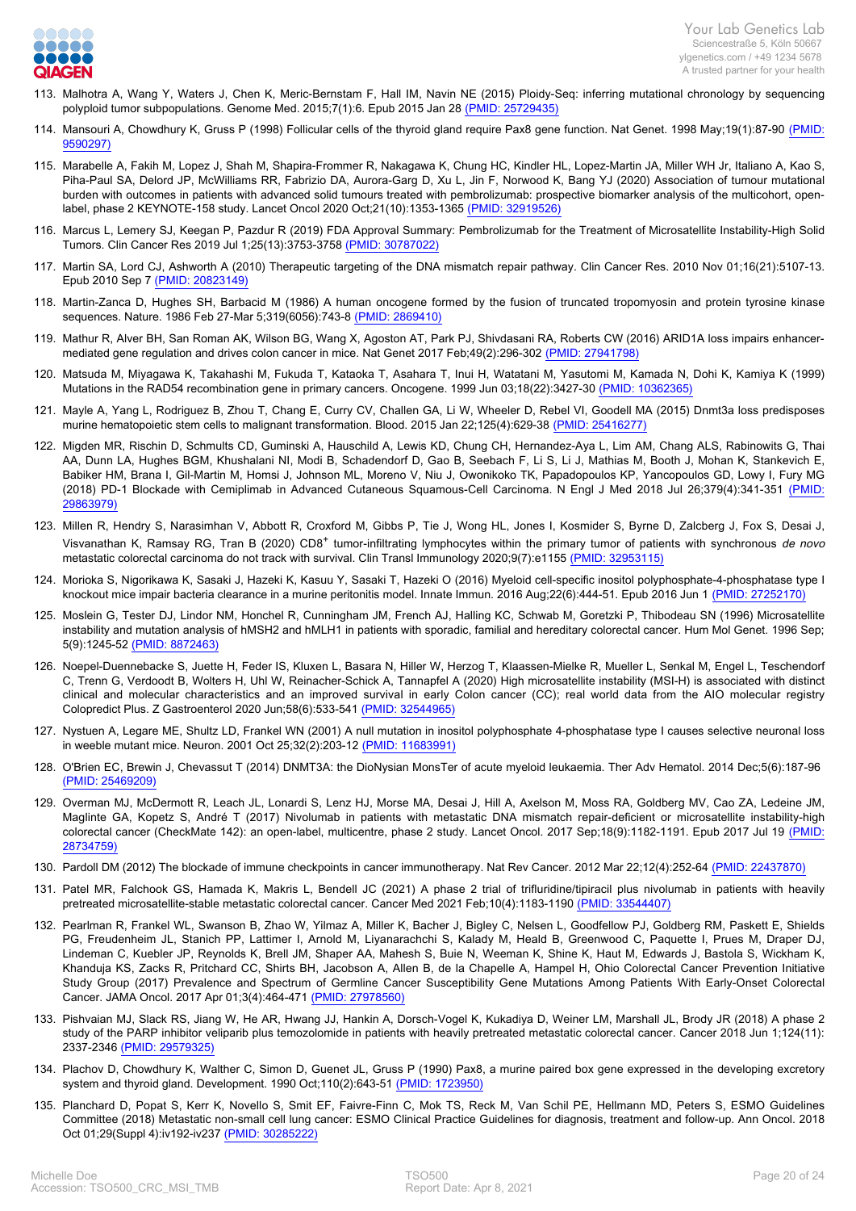113. Malhotra A, Wang Y, Waters J, Chen K, Meric-Bernstam F, Hall IM, Navin NE (2015) Ploidy-Seq: inferring mutational chronology by sequencing polyploid tumor subpopulations. Genome Med. 2015;7(1):6. Epub 2015 Jan 28 (PMID: 25729435)

114. Mansouri A, Chowdhury K, Gruss P (1998) Follicular cells of the thyroid gland require Pax8 gene function. Nat Genet. 1998 May;19(1):87-90 (PMID: 9590297)

115. Marabelle A, Fakih M, Lopez J, Shah M, Shapira-Frommer R, Nakagawa K, Chung HC, Kindler HL, Lopez-Martin JA, Miller WH Jr, Italiano A, Kao S, Piha-Paul SA, Delord JP, McWilliams RR, Fabrizio DA, Aurora-Garg D, Xu L, Jin F, Norwood K, Bang YJ (2020) Association of tumour mutational burden with outcomes in patients with advanced solid tumours treated with pembrolizumab: prospective biomarker analysis of the multicohort, open-label, phase 2 KEYNOTE-158 study. Lancet Oncol 2020 Oct;21(10):1353-1365 (PMID: 32919526)

116. Marcus L, Lemery SJ, Keegan P, Pazdur R (2019) FDA Approval Summary: Pembrolizumab for the Treatment of Microsatellite Instability-High Solid Tumors. Clin Cancer Res 2019 Jul 1;25(13):3753-3758 (PMID: 30787022)

117. Martin SA, Lord CJ, Ashworth A (2010) Therapeutic targeting of the DNA mismatch repair pathway. Clin Cancer Res. 2010 Nov 01;16(21):5107-13. Epub 2010 Sep 7 (PMID: 20823149)

118. Martin-Zanca D, Hughes SH, Barbacid M (1986) A human oncogene formed by the fusion of truncated tropomyosin and protein tyrosine kinase sequences. Nature. 1986 Feb 27-Mar 5;319(6056):743-8 (PMID: 2869410)

119. Mathur R, Alver BH, San Roman AK, Wilson BG, Wang X, Agoston AT, Park PJ, Shivdasani RA, Roberts CW (2016) ARID1A loss impairs enhancer-mediated gene regulation and drives colon cancer in mice. Nat Genet 2017 Feb;49(2):296-302 (PMID: 27941798)

120. Matsuda M, Miyagawa K, Takahashi M, Fukuda T, Kataoka T, Asahara T, Inui H, Watatani M, Yasutomi M, Kamada N, Dohi K, Kamiya K (1999) Mutations in the RAD54 recombination gene in primary cancers. Oncogene. 1999 Jun 03;18(22):3427-30 (PMID: 10362365)

121. Mayle A, Yang L, Rodriguez B, Zhou T, Chang E, Curry CV, Challen GA, Li W, Wheeler D, Rebel VI, Goodell MA (2015) Dnmt3a loss predisposes murine hematopoietic stem cells to malignant transformation. Blood. 2015 Jan 22;125(4):629-38 (PMID: 25416277)

122. Migden MR, Rischin D, Schmults CD, Guminski A, Hauschild A, Lewis KD, Chung CH, Hernandez-Aya L, Lim AM, Chang ALS, Rabinowits G, Thai AA, Dunn LA, Hughes BGM, Khushalani NI, Modi B, Schadendorf D, Gao B, Seebach F, Li S, Li J, Mathias M, Booth J, Mohan K, Stankevich E, Babiker HM, Brana I, Gil-Martin M, Homsi J, Johnson ML, Moreno V, Niu J, Owonikoko TK, Papadopoulos KP, Yancopoulos GD, Lowy I, Fury MG (2018) PD-1 Blockade with Cemiplimab in Advanced Cutaneous Squamous-Cell Carcinoma. N Engl J Med 2018 Jul 26;379(4):341-351 (PMID: 29863979)

123. Millen R, Hendry S, Narasimhan V, Abbott R, Croxford M, Gibbs P, Tie J, Wong HL, Jones I, Kosmider S, Byrne D, Zalcberg J, Fox S, Desai J, Visvanathan K, Ramsay RG, Tran B (2020) CD8$^+$ tumor-infiltrating lymphocytes within the primary tumor of patients with synchronous *de novo* metastatic colorectal carcinoma do not track with survival. Clin Transl Immunology 2020;9(7):e1155 (PMID: 32953115)

124. Morioka S, Nigorikawa K, Sasaki J, Hazeki K, Kasuu Y, Sasaki T, Hazeki O (2016) Myeloid cell-specific inositol polyphosphate-4-phosphatase type I knockout mice impair bacteria clearance in a murine peritonitis model. Innate Immun. 2016 Aug;22(6):444-51. Epub 2016 Jun 1 (PMID: 27252170)

125. Moslein G, Tester DJ, Lindor NM, Honchel R, Cunningham JM, French AJ, Halling KC, Schwab M, Goretzki P, Thibodeau SN (1996) Microsatellite instability and mutation analysis of hMSH2 and hMLH1 in patients with sporadic, familial and hereditary colorectal cancer. Hum Mol Genet. 1996 Sep; 5(9):1245-52 (PMID: 8872463)

126. Noepel-Duennebacke S, Juette H, Feder IS, Kluxen L, Basara N, Hiller W, Herzog T, Klaassen-Mielke R, Mueller L, Senkal M, Engel L, Teschendorf C, Trenn G, Verdoodt B, Wolters H, Uhl W, Reinacher-Schick A, Tannapfel A (2020) High microsatellite instability (MSI-H) is associated with distinct clinical and molecular characteristics and an improved survival in early Colon cancer (CC); real world data from the AIO molecular registry Colopredict Plus. Z Gastroenterol 2020 Jun;58(6):533-541 (PMID: 32544965)

127. Nystuen A, Legare ME, Shultz LD, Frankel WN (2001) A null mutation in inositol polyphosphate 4-phosphatase type I causes selective neuronal loss in weeble mutant mice. Neuron. 2001 Oct 25;32(2):203-12 (PMID: 11683991)

128. O'Brien EC, Brewin J, Chevassut T (2014) DNMT3A: the DioNysian MonsTer of acute myeloid leukaemia. Ther Adv Hematol. 2014 Dec;5(6):187-96 (PMID: 25469209)

129. Overman MJ, McDermott R, Leach JL, Lonardi S, Lenz HJ, Morse MA, Desai J, Hill A, Axelson M, Moss RA, Goldberg MV, Cao ZA, Ledeine JM, Maglinte GA, Kopetz S, André T (2017) Nivolumab in patients with metastatic DNA mismatch repair-deficient or microsatellite instability-high colorectal cancer (CheckMate 142): an open-label, multicentre, phase 2 study. Lancet Oncol. 2017 Sep;18(9):1182-1191. Epub 2017 Jul 19 (PMID: 28734759)

130. Pardoll DM (2012) The blockade of immune checkpoints in cancer immunotherapy. Nat Rev Cancer. 2012 Mar 22;12(4):252-64 (PMID: 22437870)

131. Patel MR, Falchook GS, Hamada K, Makris L, Bendell JC (2021) A phase 2 trial of trifluridine/tipiracil plus nivolumab in patients with heavily pretreated microsatellite-stable metastatic colorectal cancer. Cancer Med 2021 Feb;10(4):1183-1190 (PMID: 33544407)

132. Pearlman R, Frankel WL, Swanson B, Zhao W, Yilmaz A, Miller K, Bacher J, Bigley C, Nelsen L, Goodfellow PJ, Goldberg RM, Paskett E, Shields PG, Freudenheim JL, Stanich PP, Lattimer I, Arnold M, Liyanarachchi S, Kalady M, Heald B, Greenwood C, Paquette I, Prues M, Draper DJ, Lindeman C, Kuebler JP, Reynolds K, Brell JM, Shaper AA, Mahesh S, Buie N, Weeman K, Shine K, Haut M, Edwards J, Bastola S, Wickham K, Khanduja KS, Zacks R, Pritchard CC, Shirts BH, Jacobson A, Allen B, de la Chapelle A, Hampel H, Ohio Colorectal Cancer Prevention Initiative Study Group (2017) Prevalence and Spectrum of Germline Cancer Susceptibility Gene Mutations Among Patients With Early-Onset Colorectal Cancer. JAMA Oncol. 2017 Apr 01;3(4):464-471 (PMID: 27978560)

133. Pishvaian MJ, Slack RS, Jiang W, He AR, Hwang JJ, Hankin A, Dorsch-Vogel K, Kukadiya D, Weiner LM, Marshall JL, Brody JR (2018) A phase 2 study of the PARP inhibitor veliparib plus temozolomide in patients with heavily pretreated metastatic colorectal cancer. Cancer 2018 Jun 1;124(11): 2337-2346 (PMID: 29579325)

134. Plachov D, Chowdhury K, Walther C, Simon D, Guenet JL, Gruss P (1990) Pax8, a murine paired box gene expressed in the developing excretory system and thyroid gland. Development. 1990 Oct;110(2):643-51 (PMID: 1723950)

135. Planchard D, Popat S, Kerr K, Novello S, Smit EF, Faivre-Finn C, Mok TS, Reck M, Van Schil PE, Hellmann MD, Peters S, ESMO Guidelines Committee (2018) Metastatic non-small cell lung cancer: ESMO Clinical Practice Guidelines for diagnosis, treatment and follow-up. Ann Oncol. 2018 Oct 01;29(Suppl 4):iv192-iv237 (PMID: 30285222)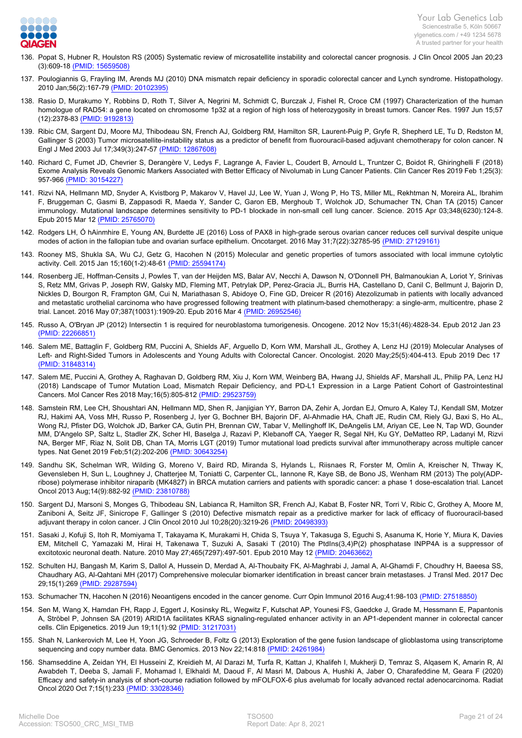136. Popat S, Hubner R, Houlston RS (2005) Systematic review of microsatellite instability and colorectal cancer prognosis. J Clin Oncol 2005 Jan 20;23 (3):609-18 (PMID: 15659508)

137. Poulogiannis G, Frayling IM, Arends MJ (2010) DNA mismatch repair deficiency in sporadic colorectal cancer and Lynch syndrome. Histopathology. 2010 Jan;56(2):167-79 (PMID: 20102395)

138. Rasio D, Murakumo Y, Robbins D, Roth T, Silver A, Negrini M, Schmidt C, Burczak J, Fishel R, Croce CM (1997) Characterization of the human homologue of RAD54: a gene located on chromosome 1p32 at a region of high loss of heterozygosity in breast tumors. Cancer Res. 1997 Jun 15;57 (12):2378-83 (PMID: 9192813)

139. Ribic CM, Sargent DJ, Moore MJ, Thibodeau SN, French AJ, Goldberg RM, Hamilton SR, Laurent-Puig P, Gryfe R, Shepherd LE, Tu D, Redston M, Gallinger S (2003) Tumor microsatellite-instability status as a predictor of benefit from fluorouracil-based adjuvant chemotherapy for colon cancer. N Engl J Med 2003 Jul 17;349(3):247-57 (PMID: 12867608)

140. Richard C, Fumet JD, Chevrier S, Derangère V, Ledys F, Lagrange A, Favier L, Coudert B, Arnould L, Truntzer C, Boidot R, Ghiringhelli F (2018) Exome Analysis Reveals Genomic Markers Associated with Better Efficacy of Nivolumab in Lung Cancer Patients. Clin Cancer Res 2019 Feb 1;25(3): 957-966 (PMID: 30154227)

141. Rizvi NA, Hellmann MD, Snyder A, Kvistborg P, Makarov V, Havel JJ, Lee W, Yuan J, Wong P, Ho TS, Miller ML, Rekhtman N, Moreira AL, Ibrahim F, Bruggeman C, Gasmi B, Zappasodi R, Maeda Y, Sander C, Garon EB, Merghoub T, Wolchok JD, Schumacher TN, Chan TA (2015) Cancer immunology. Mutational landscape determines sensitivity to PD-1 blockade in non-small cell lung cancer. Science. 2015 Apr 03;348(6230):124-8. Epub 2015 Mar 12 (PMID: 25765070)

142. Rodgers LH, Ó hAinmhire E, Young AN, Burdette JE (2016) Loss of PAX8 in high-grade serous ovarian cancer reduces cell survival despite unique modes of action in the fallopian tube and ovarian surface epithelium. Oncotarget. 2016 May 31;7(22):32785-95 (PMID: 27129161)

143. Rooney MS, Shukla SA, Wu CJ, Getz G, Hacohen N (2015) Molecular and genetic properties of tumors associated with local immune cytolytic activity. Cell. 2015 Jan 15;160(1-2):48-61 (PMID: 25594174)

144. Rosenberg JE, Hoffman-Censits J, Powles T, van der Heijden MS, Balar AV, Necchi A, Dawson N, O'Donnell PH, Balmanoukian A, Loriot Y, Srinivas S, Retz MM, Grivas P, Joseph RW, Galsky MD, Fleming MT, Petrylak DP, Perez-Gracia JL, Burris HA, Castellano D, Canil C, Bellmunt J, Bajorin D, Nickles D, Bourgon R, Frampton GM, Cui N, Mariathasan S, Abidoye O, Fine GD, Dreicer R (2016) Atezolizumab in patients with locally advanced and metastatic urothelial carcinoma who have progressed following treatment with platinum-based chemotherapy: a single-arm, multicentre, phase 2 trial. Lancet. 2016 May 07;387(10031):1909-20. Epub 2016 Mar 4 (PMID: 26952546)

145. Russo A, O'Bryan JP (2012) Intersectin 1 is required for neuroblastoma tumorigenesis. Oncogene. 2012 Nov 15;31(46):4828-34. Epub 2012 Jan 23 (PMID: 22266851)

146. Salem ME, Battaglin F, Goldberg RM, Puccini A, Shields AF, Arguello D, Korn WM, Marshall JL, Grothey A, Lenz HJ (2019) Molecular Analyses of Left- and Right-Sided Tumors in Adolescents and Young Adults with Colorectal Cancer. Oncologist. 2020 May;25(5):404-413. Epub 2019 Dec 17 (PMID: 31848314)

147. Salem ME, Puccini A, Grothey A, Raghavan D, Goldberg RM, Xiu J, Korn WM, Weinberg BA, Hwang JJ, Shields AF, Marshall JL, Philip PA, Lenz HJ (2018) Landscape of Tumor Mutation Load, Mismatch Repair Deficiency, and PD-L1 Expression in a Large Patient Cohort of Gastrointestinal Cancers. Mol Cancer Res 2018 May;16(5):805-812 (PMID: 29523759)

148. Samstein RM, Lee CH, Shoushtari AN, Hellmann MD, Shen R, Janjigian YY, Barron DA, Zehir A, Jordan EJ, Omuro A, Kaley TJ, Kendall SM, Motzer RJ, Hakimi AA, Voss MH, Russo P, Rosenberg J, Iyer G, Bochner BH, Bajorin DF, Al-Ahmadie HA, Chaft JE, Rudin CM, Riely GJ, Baxi S, Ho AL, Wong RJ, Pfister DG, Wolchok JD, Barker CA, Gutin PH, Brennan CW, Tabar V, Mellinghoff IK, DeAngelis LM, Ariyan CE, Lee N, Tap WD, Gounder MM, D'Angelo SP, Saltz L, Stadler ZK, Scher HI, Baselga J, Razavi P, Klebanoff CA, Yaeger R, Segal NH, Ku GY, DeMatteo RP, Ladanyi M, Rizvi NA, Berger MF, Riaz N, Solit DB, Chan TA, Morris LGT (2019) Tumor mutational load predicts survival after immunotherapy across multiple cancer types. Nat Genet 2019 Feb;51(2):202-206 (PMID: 30643254)

149. Sandhu SK, Schelman WR, Wilding G, Moreno V, Baird RD, Miranda S, Hylands L, Riisnaes R, Forster M, Omlin A, Kreischer N, Thway K, Gevensleben H, Sun L, Loughney J, Chatterjee M, Toniatti C, Carpenter CL, Iannone R, Kaye SB, de Bono JS, Wenham RM (2013) The poly(ADP-ribose) polymerase inhibitor niraparib (MK4827) in BRCA mutation carriers and patients with sporadic cancer: a phase 1 dose-escalation trial. Lancet Oncol 2013 Aug;14(9):882-92 (PMID: 23810788)

150. Sargent DJ, Marsoni S, Monges G, Thibodeau SN, Labianca R, Hamilton SR, French AJ, Kabat B, Foster NR, Torri V, Ribic C, Grothey A, Moore M, Zaniboni A, Seitz JF, Sinicrope F, Gallinger S (2010) Defective mismatch repair as a predictive marker for lack of efficacy of fluorouracil-based adjuvant therapy in colon cancer. J Clin Oncol 2010 Jul 10;28(20):3219-26 (PMID: 20498393)

151. Sasaki J, Kofuji S, Itoh R, Momiyama T, Takayama K, Murakami H, Chida S, Tsuya Y, Takasuga S, Eguchi S, Asanuma K, Horie Y, Miura K, Davies EM, Mitchell C, Yamazaki M, Hirai H, Takenawa T, Suzuki A, Sasaki T (2010) The PtdIns(3,4)P(2) phosphatase INPP4A is a suppressor of excitotoxic neuronal death. Nature. 2010 May 27;465(7297):497-501. Epub 2010 May 12 (PMID: 20463662)

152. Schulten HJ, Bangash M, Karim S, Dallol A, Hussein D, Merdad A, Al-Thoubaity FK, Al-Maghrabi J, Jamal A, Al-Ghamdi F, Choudhry H, Baeesa SS, Chaudhary AG, Al-Qahtani MH (2017) Comprehensive molecular biomarker identification in breast cancer brain metastases. J Transl Med. 2017 Dec 29;15(1):269 (PMID: 29287594)

153. Schumacher TN, Hacohen N (2016) Neoantigens encoded in the cancer genome. Curr Opin Immunol 2016 Aug;41:98-103 (PMID: 27518850)

154. Sen M, Wang X, Hamdan FH, Rapp J, Eggert J, Kosinsky RL, Wegwitz F, Kutschat AP, Younesi FS, Gaedcke J, Grade M, Hessmann E, Papantonis A, Ströbel P, Johnsen SA (2019) ARID1A facilitates KRAS signaling-regulated enhancer activity in an AP1-dependent manner in colorectal cancer cells. Clin Epigenetics. 2019 Jun 19;11(1):92 (PMID: 31217031)

155. Shah N, Lankerovich M, Lee H, Yoon JG, Schroeder B, Foltz G (2013) Exploration of the gene fusion landscape of glioblastoma using transcriptome sequencing and copy number data. BMC Genomics. 2013 Nov 22;14:818 (PMID: 24261984)

156. Shamseddine A, Zeidan YH, El Husseini Z, Kreidieh M, Al Darazi M, Turfa R, Kattan J, Khalifeh I, Mukherji D, Temraz S, Alqasem K, Amarin R, Al Awabdeh T, Deeba S, Jamali F, Mohamad I, Elkhaldi M, Daoud F, Al Masri M, Dabous A, Hushki A, Jaber O, Charafeddine M, Geara F (2020) Efficacy and safety-in analysis of short-course radiation followed by mFOLFOX-6 plus avelumab for locally advanced rectal adenocarcinoma. Radiat Oncol 2020 Oct 7;15(1):233 (PMID: 33028346)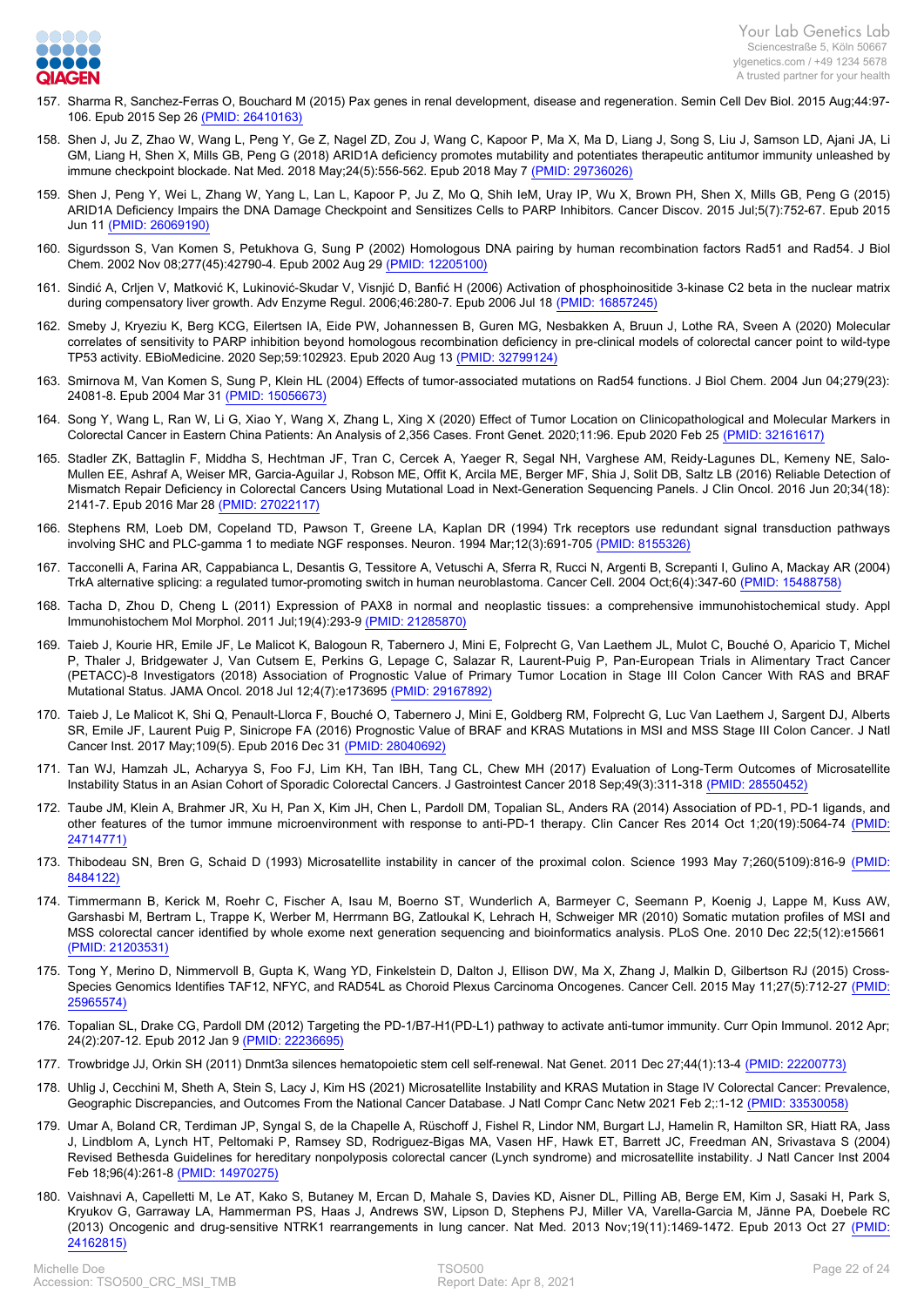157. Sharma R, Sanchez-Ferras O, Bouchard M (2015) Pax genes in renal development, disease and regeneration. Semin Cell Dev Biol. 2015 Aug;44:97-106. Epub 2015 Sep 26 (PMID: 26410163)

158. Shen J, Ju Z, Zhao W, Wang L, Peng Y, Ge Z, Nagel ZD, Zou J, Wang C, Kapoor P, Ma X, Ma D, Liang J, Song S, Liu J, Samson LD, Ajani JA, Li GM, Liang H, Shen X, Mills GB, Peng G (2018) ARID1A deficiency promotes mutability and potentiates therapeutic antitumor immunity unleashed by immune checkpoint blockade. Nat Med. 2018 May;24(5):556-562. Epub 2018 May 7 (PMID: 29736026)

159. Shen J, Peng Y, Wei L, Zhang W, Yang L, Lan L, Kapoor P, Ju Z, Mo Q, Shih IeM, Uray IP, Wu X, Brown PH, Shen X, Mills GB, Peng G (2015) ARID1A Deficiency Impairs the DNA Damage Checkpoint and Sensitizes Cells to PARP Inhibitors. Cancer Discov. 2015 Jul;5(7):752-67. Epub 2015 Jun 11 (PMID: 26069190)

160. Sigurdsson S, Van Komen S, Petukhova G, Sung P (2002) Homologous DNA pairing by human recombination factors Rad51 and Rad54. J Biol Chem. 2002 Nov 08;277(45):42790-4. Epub 2002 Aug 29 (PMID: 12205100)

161. Sindić A, Crljen V, Matković K, Lukinović-Skudar V, Visnjić D, Banfić H (2006) Activation of phosphoinositide 3-kinase C2 beta in the nuclear matrix during compensatory liver growth. Adv Enzyme Regul. 2006;46:280-7. Epub 2006 Jul 18 (PMID: 16857245)

162. Smeby J, Kryeziu K, Berg KCG, Eilertsen IA, Eide PW, Johannessen B, Guren MG, Nesbakken A, Bruun J, Lothe RA, Sveen A (2020) Molecular correlates of sensitivity to PARP inhibition beyond homologous recombination deficiency in pre-clinical models of colorectal cancer point to wild-type TP53 activity. EBioMedicine. 2020 Sep;59:102923. Epub 2020 Aug 13 (PMID: 32799124)

163. Smirnova M, Van Komen S, Sung P, Klein HL (2004) Effects of tumor-associated mutations on Rad54 functions. J Biol Chem. 2004 Jun 04;279(23): 24081-8. Epub 2004 Mar 31 (PMID: 15056673)

164. Song Y, Wang L, Ran W, Li G, Xiao Y, Wang X, Zhang L, Xing X (2020) Effect of Tumor Location on Clinicopathological and Molecular Markers in Colorectal Cancer in Eastern China Patients: An Analysis of 2,356 Cases. Front Genet. 2020;11:96. Epub 2020 Feb 25 (PMID: 32161617)

165. Stadler ZK, Battaglin F, Middha S, Hechtman JF, Tran C, Cercek A, Yaeger R, Segal NH, Varghese AM, Reidy-Lagunes DL, Kemeny NE, Salo-Mullen EE, Ashraf A, Weiser MR, Garcia-Aguilar J, Robson ME, Offit K, Arcila ME, Berger MF, Shia J, Solit DB, Saltz LB (2016) Reliable Detection of Mismatch Repair Deficiency in Colorectal Cancers Using Mutational Load in Next-Generation Sequencing Panels. J Clin Oncol. 2016 Jun 20;34(18): 2141-7. Epub 2016 Mar 28 (PMID: 27022117)

166. Stephens RM, Loeb DM, Copeland TD, Pawson T, Greene LA, Kaplan DR (1994) Trk receptors use redundant signal transduction pathways involving SHC and PLC-gamma 1 to mediate NGF responses. Neuron. 1994 Mar;12(3):691-705 (PMID: 8155326)

167. Tacconelli A, Farina AR, Cappabianca L, Desantis G, Tessitore A, Vetuschi A, Sferra R, Rucci N, Argenti B, Screpanti I, Gulino A, Mackay AR (2004) TrkA alternative splicing: a regulated tumor-promoting switch in human neuroblastoma. Cancer Cell. 2004 Oct;6(4):347-60 (PMID: 15488758)

168. Tacha D, Zhou D, Cheng L (2011) Expression of PAX8 in normal and neoplastic tissues: a comprehensive immunohistochemical study. Appl Immunohistochem Mol Morphol. 2011 Jul;19(4):293-9 (PMID: 21285870)

169. Taieb J, Kourie HR, Emile JF, Le Malicot K, Balogoun R, Tabernero J, Mini E, Folprecht G, Van Laethem JL, Mulot C, Bouché O, Aparicio T, Michel P, Thaler J, Bridgewater J, Van Cutsem E, Perkins G, Lepage C, Salazar R, Laurent-Puig P, Pan-European Trials in Alimentary Tract Cancer (PETACC)-8 Investigators (2018) Association of Prognostic Value of Primary Tumor Location in Stage III Colon Cancer With RAS and BRAF Mutational Status. JAMA Oncol. 2018 Jul 12;4(7):e173695 (PMID: 29167892)

170. Taieb J, Le Malicot K, Shi Q, Penault-Llorca F, Bouché O, Tabernero J, Mini E, Goldberg RM, Folprecht G, Luc Van Laethem J, Sargent DJ, Alberts SR, Emile JF, Laurent Puig P, Sinicrope FA (2016) Prognostic Value of BRAF and KRAS Mutations in MSI and MSS Stage III Colon Cancer. J Natl Cancer Inst. 2017 May;109(5). Epub 2016 Dec 31 (PMID: 28040692)

171. Tan WJ, Hamzah JL, Acharyya S, Foo FJ, Lim KH, Tan IBH, Tang CL, Chew MH (2017) Evaluation of Long-Term Outcomes of Microsatellite Instability Status in an Asian Cohort of Sporadic Colorectal Cancers. J Gastrointest Cancer 2018 Sep;49(3):311-318 (PMID: 28550452)

172. Taube JM, Klein A, Brahmer JR, Xu H, Pan X, Kim JH, Chen L, Pardoll DM, Topalian SL, Anders RA (2014) Association of PD-1, PD-1 ligands, and other features of the tumor immune microenvironment with response to anti-PD-1 therapy. Clin Cancer Res 2014 Oct 1;20(19):5064-74 (PMID: 24714771)

173. Thibodeau SN, Bren G, Schaid D (1993) Microsatellite instability in cancer of the proximal colon. Science 1993 May 7;260(5109):816-9 (PMID: 8484122)

174. Timmermann B, Kerick M, Roehr C, Fischer A, Isau M, Boerno ST, Wunderlich A, Barmeyer C, Seemann P, Koenig J, Lappe M, Kuss AW, Garshasbi M, Bertram L, Trappe K, Werber M, Herrmann BG, Zatloukal K, Lehrach H, Schweiger MR (2010) Somatic mutation profiles of MSI and MSS colorectal cancer identified by whole exome next generation sequencing and bioinformatics analysis. PLoS One. 2010 Dec 22;5(12):e15661 (PMID: 21203531)

175. Tong Y, Merino D, Nimmervoll B, Gupta K, Wang YD, Finkelstein D, Dalton J, Ellison DW, Ma X, Zhang J, Malkin D, Gilbertson RJ (2015) Cross-Species Genomics Identifies TAF12, NFYC, and RAD54L as Choroid Plexus Carcinoma Oncogenes. Cancer Cell. 2015 May 11;27(5):712-27 (PMID: 25965574)

176. Topalian SL, Drake CG, Pardoll DM (2012) Targeting the PD-1/B7-H1(PD-L1) pathway to activate anti-tumor immunity. Curr Opin Immunol. 2012 Apr; 24(2):207-12. Epub 2012 Jan 9 (PMID: 22236695)

177. Trowbridge JJ, Orkin SH (2011) Dnmt3a silences hematopoietic stem cell self-renewal. Nat Genet. 2011 Dec 27;44(1):13-4 (PMID: 22200773)

178. Uhlig J, Cecchini M, Sheth A, Stein S, Lacy J, Kim HS (2021) Microsatellite Instability and KRAS Mutation in Stage IV Colorectal Cancer: Prevalence, Geographic Discrepancies, and Outcomes From the National Cancer Database. J Natl Compr Canc Netw 2021 Feb 2;:1-12 (PMID: 33530058)

179. Umar A, Boland CR, Terdiman JP, Syngal S, de la Chapelle A, Rüschoff J, Fishel R, Lindor NM, Burgart LJ, Hamelin R, Hamilton SR, Hiatt RA, Jass J, Lindblom A, Lynch HT, Peltomaki P, Ramsey SD, Rodriguez-Bigas MA, Vasen HF, Hawk ET, Barrett JC, Freedman AN, Srivastava S (2004) Revised Bethesda Guidelines for hereditary nonpolyposis colorectal cancer (Lynch syndrome) and microsatellite instability. J Natl Cancer Inst 2004 Feb 18;96(4):261-8 (PMID: 14970275)

180. Vaishnavi A, Capelletti M, Le AT, Kako S, Butaney M, Ercan D, Mahale S, Davies KD, Aisner DL, Pilling AB, Berge EM, Kim J, Sasaki H, Park S, Kryukov G, Garraway LA, Hammerman PS, Haas J, Andrews SW, Lipson D, Stephens PJ, Miller VA, Varella-Garcia M, Jänne PA, Doebele RC (2013) Oncogenic and drug-sensitive NTRK1 rearrangements in lung cancer. Nat Med. 2013 Nov;19(11):1469-1472. Epub 2013 Oct 27 (PMID: 24162815)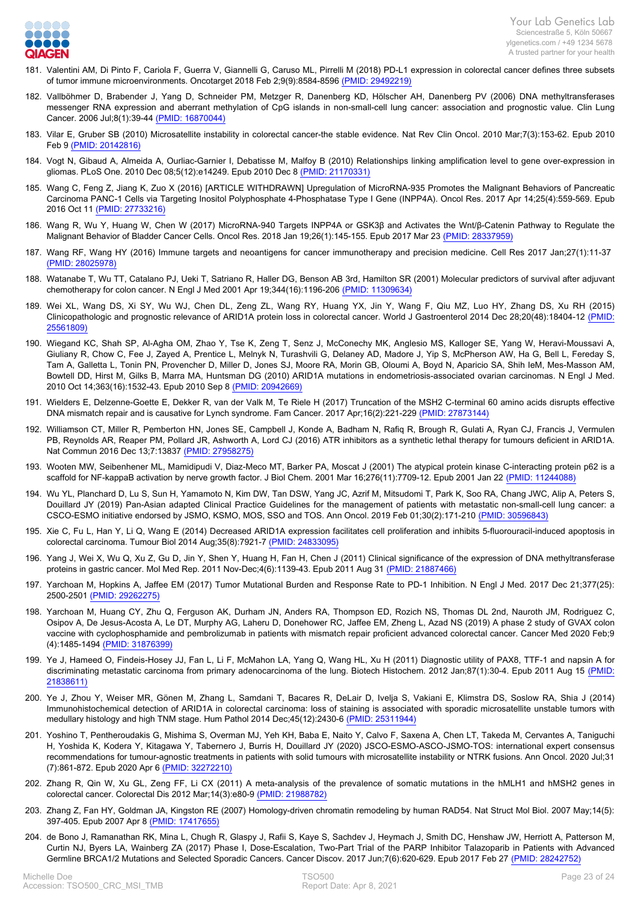181. Valentini AM, Di Pinto F, Cariola F, Guerra V, Giannelli G, Caruso ML, Pirrelli M (2018) PD-L1 expression in colorectal cancer defines three subsets of tumor immune microenvironments. Oncotarget 2018 Feb 2;9(9):8584-8596 (PMID: 29492219)

182. Vallböhmer D, Brabender J, Yang D, Schneider PM, Metzger R, Danenberg KD, Hölscher AH, Danenberg PV (2006) DNA methyltransferases messenger RNA expression and aberrant methylation of CpG islands in non-small-cell lung cancer: association and prognostic value. Clin Lung Cancer. 2006 Jul;8(1):39-44 (PMID: 16870044)

183. Vilar E, Gruber SB (2010) Microsatellite instability in colorectal cancer-the stable evidence. Nat Rev Clin Oncol. 2010 Mar;7(3):153-62. Epub 2010 Feb 9 (PMID: 20142816)

184. Vogt N, Gibaud A, Almeida A, Ourliac-Garnier I, Debatisse M, Malfoy B (2010) Relationships linking amplification level to gene over-expression in gliomas. PLoS One. 2010 Dec 08;5(12):e14249. Epub 2010 Dec 8 (PMID: 21170331)

185. Wang C, Feng Z, Jiang K, Zuo X (2016) [ARTICLE WITHDRAWN] Upregulation of MicroRNA-935 Promotes the Malignant Behaviors of Pancreatic Carcinoma PANC-1 Cells via Targeting Inositol Polyphosphate 4-Phosphatase Type I Gene (INPP4A). Oncol Res. 2017 Apr 14;25(4):559-569. Epub 2016 Oct 11 (PMID: 27733216)

186. Wang R, Wu Y, Huang W, Chen W (2017) MicroRNA-940 Targets INPP4A or GSK3β and Activates the Wnt/β-Catenin Pathway to Regulate the Malignant Behavior of Bladder Cancer Cells. Oncol Res. 2018 Jan 19;26(1):145-155. Epub 2017 Mar 23 (PMID: 28337959)

187. Wang RF, Wang HY (2016) Immune targets and neoantigens for cancer immunotherapy and precision medicine. Cell Res 2017 Jan;27(1):11-37 (PMID: 28025978)

188. Watanabe T, Wu TT, Catalano PJ, Ueki T, Satriano R, Haller DG, Benson AB 3rd, Hamilton SR (2001) Molecular predictors of survival after adjuvant chemotherapy for colon cancer. N Engl J Med 2001 Apr 19;344(16):1196-206 (PMID: 11309634)

189. Wei XL, Wang DS, Xi SY, Wu WJ, Chen DL, Zeng ZL, Wang RY, Huang YX, Jin Y, Wang F, Qiu MZ, Luo HY, Zhang DS, Xu RH (2015) Clinicopathologic and prognostic relevance of ARID1A protein loss in colorectal cancer. World J Gastroenterol 2014 Dec 28;20(48):18404-12 (PMID: 25561809)

190. Wiegand KC, Shah SP, Al-Agha OM, Zhao Y, Tse K, Zeng T, Senz J, McConechy MK, Anglesio MS, Kalloger SE, Yang W, Heravi-Moussavi A, Giuliany R, Chow C, Fee J, Zayed A, Prentice L, Melnyk N, Turashvili G, Delaney AD, Madore J, Yip S, McPherson AW, Ha G, Bell L, Fereday S, Tam A, Galletta L, Tonin PN, Provencher D, Miller D, Jones SJ, Moore RA, Morin GB, Oloumi A, Boyd N, Aparicio SA, Shih IeM, Mes-Masson AM, Bowtell DD, Hirst M, Gilks B, Marra MA, Huntsman DG (2010) ARID1A mutations in endometriosis-associated ovarian carcinomas. N Engl J Med. 2010 Oct 14;363(16):1532-43. Epub 2010 Sep 8 (PMID: 20942669)

191. Wielders E, Delzenne-Goette E, Dekker R, van der Valk M, Te Riele H (2017) Truncation of the MSH2 C-terminal 60 amino acids disrupts effective DNA mismatch repair and is causative for Lynch syndrome. Fam Cancer. 2017 Apr;16(2):221-229 (PMID: 27873144)

192. Williamson CT, Miller R, Pemberton HN, Jones SE, Campbell J, Konde A, Badham N, Rafiq R, Brough R, Gulati A, Ryan CJ, Francis J, Vermulen PB, Reynolds AR, Reaper PM, Pollard JR, Ashworth A, Lord CJ (2016) ATR inhibitors as a synthetic lethal therapy for tumours deficient in ARID1A. Nat Commun 2016 Dec 13;7:13837 (PMID: 27958275)

193. Wooten MW, Seibenhener ML, Mamidipudi V, Diaz-Meco MT, Barker PA, Moscat J (2001) The atypical protein kinase C-interacting protein p62 is a scaffold for NF-kappaB activation by nerve growth factor. J Biol Chem. 2001 Mar 16;276(11):7709-12. Epub 2001 Jan 22 (PMID: 11244088)

194. Wu YL, Planchard D, Lu S, Sun H, Yamamoto N, Kim DW, Tan DSW, Yang JC, Azrif M, Mitsudomi T, Park K, Soo RA, Chang JWC, Alip A, Peters S, Douillard JY (2019) Pan-Asian adapted Clinical Practice Guidelines for the management of patients with metastatic non-small-cell lung cancer: a CSCO-ESMO initiative endorsed by JSMO, KSMO, MOS, SSO and TOS. Ann Oncol. 2019 Feb 01;30(2):171-210 (PMID: 30596843)

195. Xie C, Fu L, Han Y, Li Q, Wang E (2014) Decreased ARID1A expression facilitates cell proliferation and inhibits 5-fluorouracil-induced apoptosis in colorectal carcinoma. Tumour Biol 2014 Aug;35(8):7921-7 (PMID: 24833095)

196. Yang J, Wei X, Wu Q, Xu Z, Gu D, Jin Y, Shen Y, Huang H, Fan H, Chen J (2011) Clinical significance of the expression of DNA methyltransferase proteins in gastric cancer. Mol Med Rep. 2011 Nov-Dec;4(6):1139-43. Epub 2011 Aug 31 (PMID: 21887466)

197. Yarchoan M, Hopkins A, Jaffee EM (2017) Tumor Mutational Burden and Response Rate to PD-1 Inhibition. N Engl J Med. 2017 Dec 21;377(25): 2500-2501 (PMID: 29262275)

198. Yarchoan M, Huang CY, Zhu Q, Ferguson AK, Durham JN, Anders RA, Thompson ED, Rozich NS, Thomas DL 2nd, Nauroth JM, Rodriguez C, Osipov A, De Jesus-Acosta A, Le DT, Murphy AG, Laheru D, Donehower RC, Jaffee EM, Zheng L, Azad NS (2019) A phase 2 study of GVAX colon vaccine with cyclophosphamide and pembrolizumab in patients with mismatch repair proficient advanced colorectal cancer. Cancer Med 2020 Feb;9 (4):1485-1494 (PMID: 31876399)

199. Ye J, Hameed O, Findeis-Hosey JJ, Fan L, Li F, McMahon LA, Yang Q, Wang HL, Xu H (2011) Diagnostic utility of PAX8, TTF-1 and napsin A for discriminating metastatic carcinoma from primary adenocarcinoma of the lung. Biotech Histochem. 2012 Jan;87(1):30-4. Epub 2011 Aug 15 (PMID: 21838611)

200. Ye J, Zhou Y, Weiser MR, Gönen M, Zhang L, Samdani T, Bacares R, DeLair D, Ivelja S, Vakiani E, Klimstra DS, Soslow RA, Shia J (2014) Immunohistochemical detection of ARID1A in colorectal carcinoma: loss of staining is associated with sporadic microsatellite unstable tumors with medullary histology and high TNM stage. Hum Pathol 2014 Dec;45(12):2430-6 (PMID: 25311944)

201. Yoshino T, Pentheroudakis G, Mishima S, Overman MJ, Yeh KH, Baba E, Naito Y, Calvo F, Saxena A, Chen LT, Takeda M, Cervantes A, Taniguchi H, Yoshida K, Kodera Y, Kitagawa Y, Tabernero J, Burris H, Douillard JY (2020) JSCO-ESMO-ASCO-JSMO-TOS: international expert consensus recommendations for tumour-agnostic treatments in patients with solid tumours with microsatellite instability or NTRK fusions. Ann Oncol. 2020 Jul;31 (7):861-872. Epub 2020 Apr 6 (PMID: 32272210)

202. Zhang R, Qin W, Xu GL, Zeng FF, Li CX (2011) A meta-analysis of the prevalence of somatic mutations in the hMLH1 and hMSH2 genes in colorectal cancer. Colorectal Dis 2012 Mar;14(3):e80-9 (PMID: 21988782)

203. Zhang Z, Fan HY, Goldman JA, Kingston RE (2007) Homology-driven chromatin remodeling by human RAD54. Nat Struct Mol Biol. 2007 May;14(5): 397-405. Epub 2007 Apr 8 (PMID: 17417655)

204. de Bono J, Ramanathan RK, Mina L, Chugh R, Glaspy J, Rafii S, Kaye S, Sachdev J, Heymach J, Smith DC, Henshaw JW, Herriott A, Patterson M, Curtin NJ, Byers LA, Wainberg ZA (2017) Phase I, Dose-Escalation, Two-Part Trial of the PARP Inhibitor Talazoparib in Patients with Advanced Germline BRCA1/2 Mutations and Selected Sporadic Cancers. Cancer Discov. 2017 Jun;7(6):620-629. Epub 2017 Feb 27 (PMID: 28242752)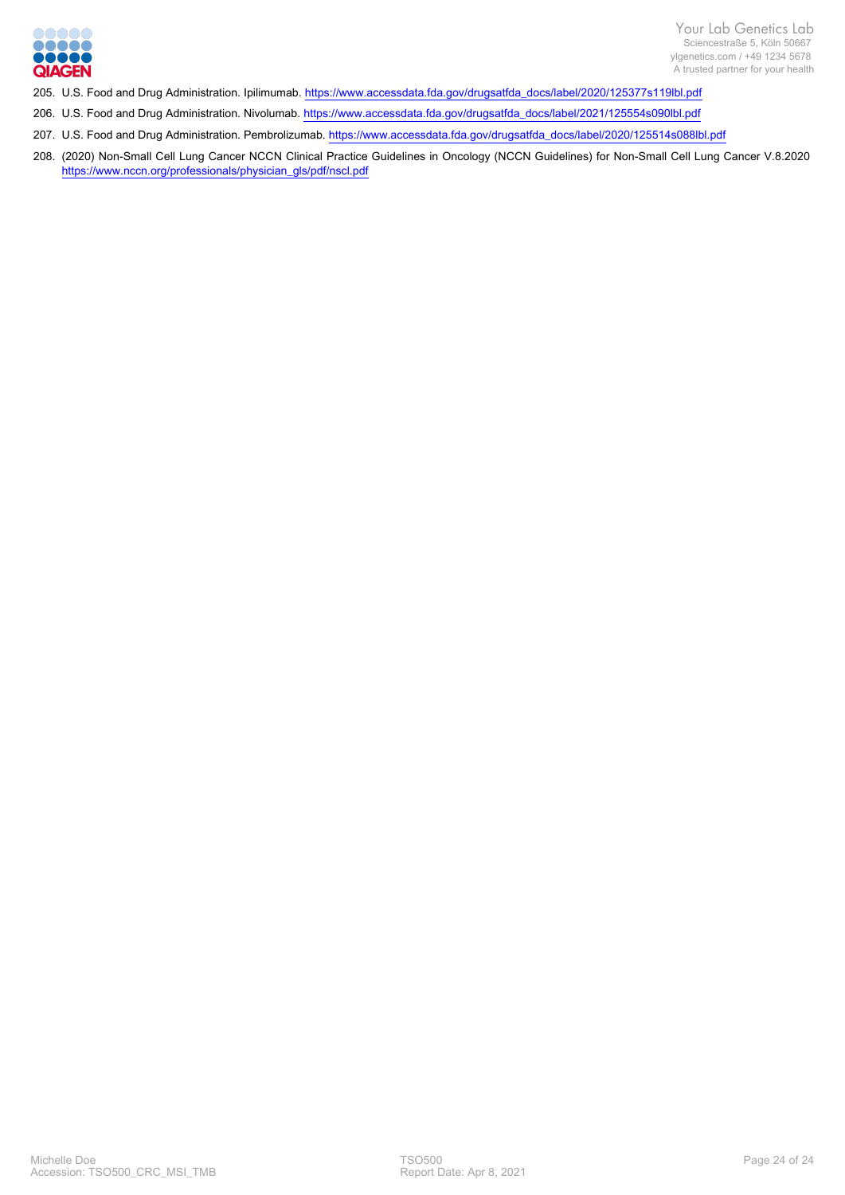205. U.S. Food and Drug Administration. Ipilimumab. https://www.accessdata.fda.gov/drugsatfda_docs/label/2020/125377s119lbl.pdf
206. U.S. Food and Drug Administration. Nivolumab. https://www.accessdata.fda.gov/drugsatfda_docs/label/2021/125554s090lbl.pdf
207. U.S. Food and Drug Administration. Pembrolizumab. https://www.accessdata.fda.gov/drugsatfda_docs/label/2020/125514s088lbl.pdf
208. (2020) Non-Small Cell Lung Cancer NCCN Clinical Practice Guidelines in Oncology (NCCN Guidelines) for Non-Small Cell Lung Cancer V.8.2020 https://www.nccn.org/professionals/physician_gls/pdf/nscl.pdf